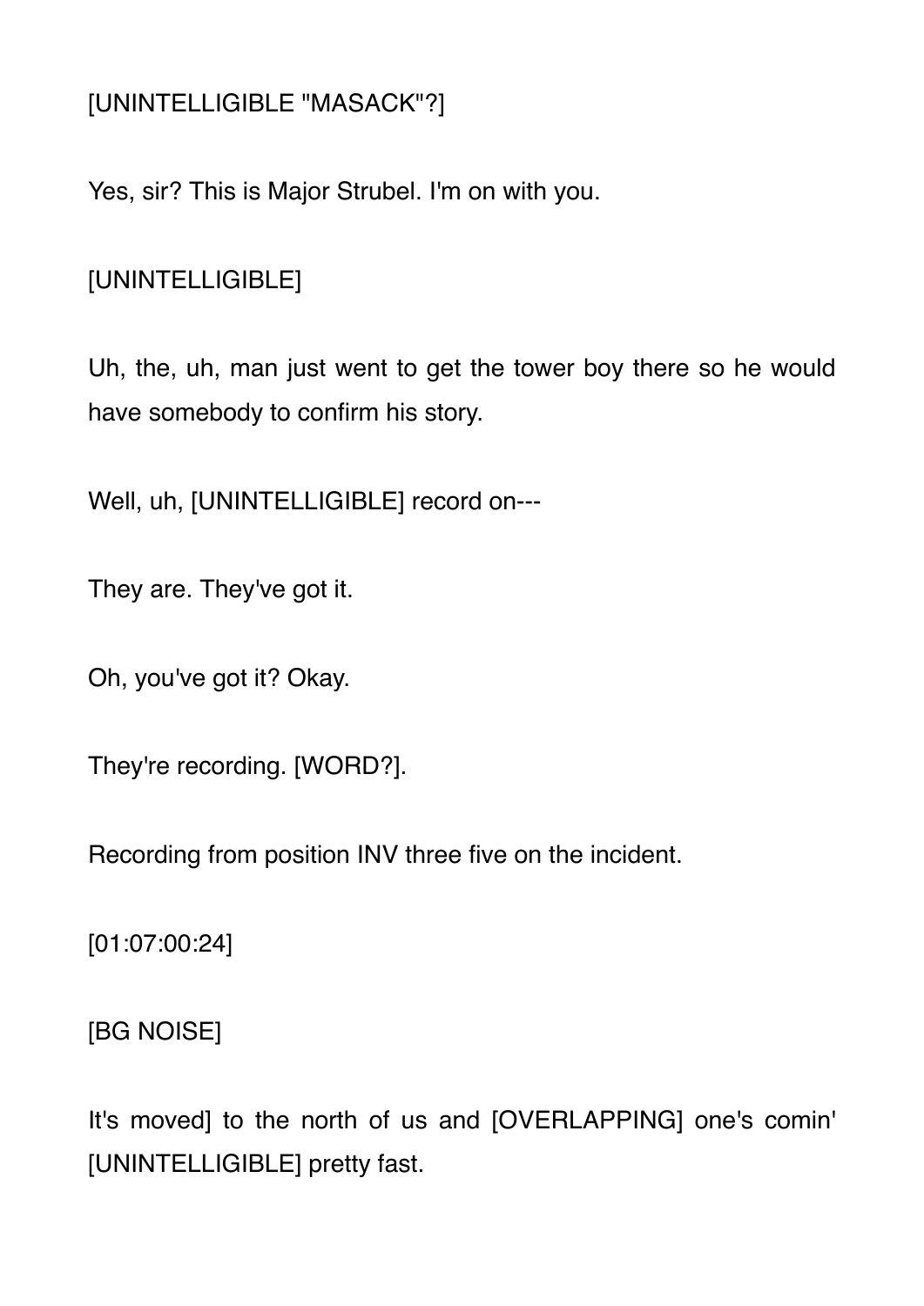[UNINTELLIGIBLE "MASACK"?]

Yes, sir? This is Major Strubel. I'm on with you.

[UNINTELLIGIBLE]

Uh, the, uh, man just went to get the tower boy there so he would have somebody to confirm his story.

Well, uh, [UNINTELLIGIBLE] record on---

They are. They've got it.

Oh, you've got it? Okay.

They're recording. [WORD?].

Recording from position INV three five on the incident.

[01:07:00:24]

[BG NOISE]

It's moved] to the north of us and [OVERLAPPING] one's comin' [UNINTELLIGIBLE] pretty fast.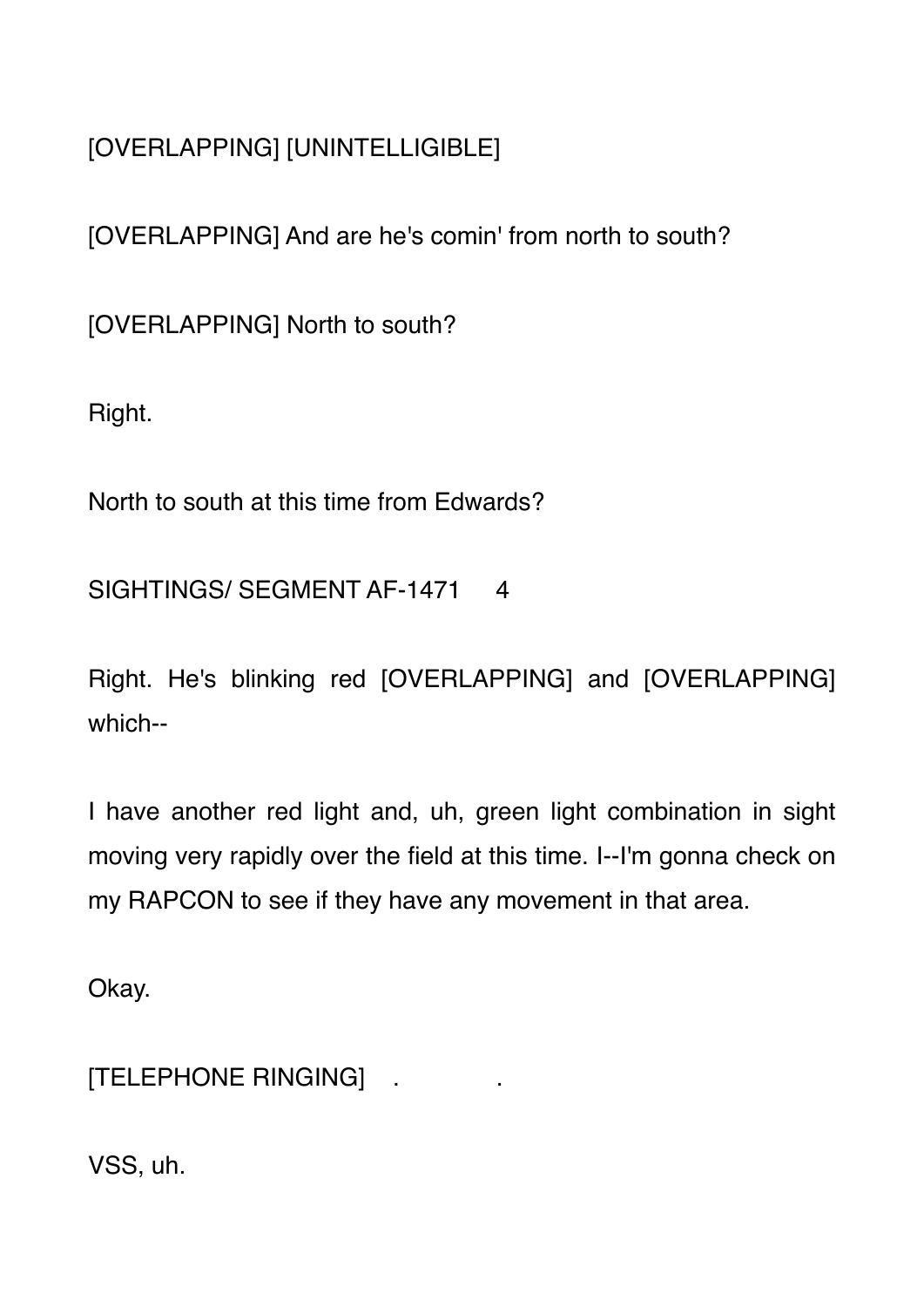[OVERLAPPING] [UNINTELLIGIBLE]

[OVERLAPPING] And are he's comin' from north to south?

[OVERLAPPING] North to south?

Right.

North to south at this time from Edwards?

Right. He's blinking red [OVERLAPPING] and [OVERLAPPING] which--

I have another red light and, uh, green light combination in sight moving very rapidly over the field at this time. I--I'm gonna check on my RAPCON to see if they have any movement in that area.

Okay.

[TELEPHONE RINGING] . .

VSS, uh.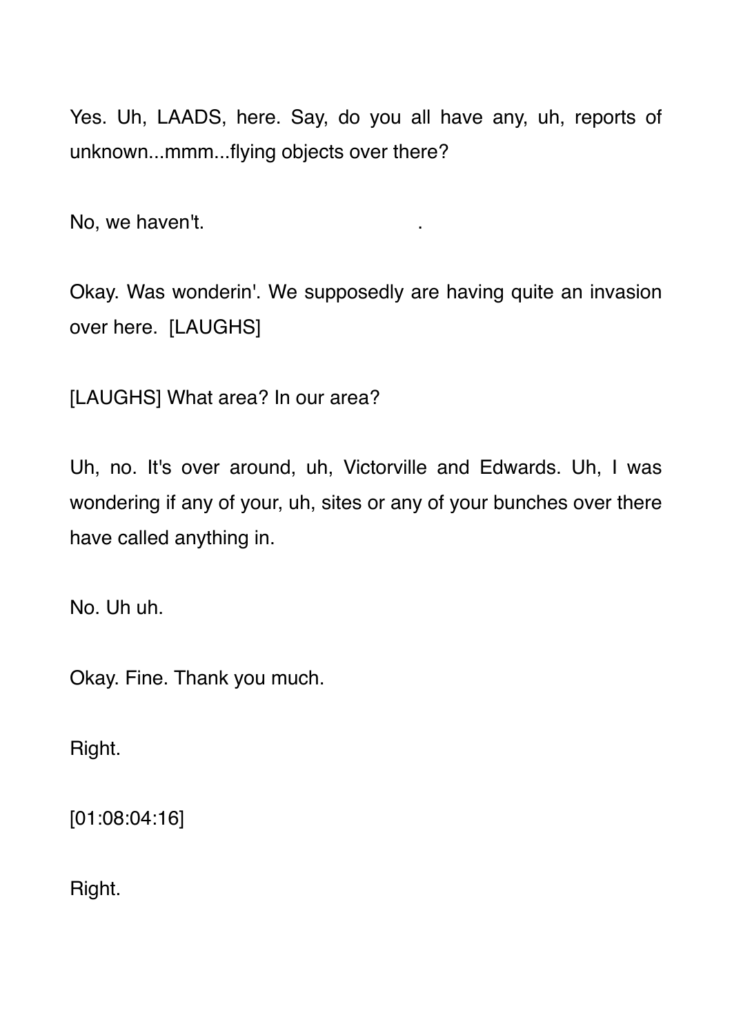Yes. Uh, LAADS, here. Say, do you all have any, uh, reports of unknown...mmm...flying objects over there?

No, we haven't. .

Okay. Was wonderin'. We supposedly are having quite an invasion over here. [LAUGHS]

[LAUGHS] What area? In our area?

Uh, no. It's over around, uh, Victorville and Edwards. Uh, I was wondering if any of your, uh, sites or any of your bunches over there have called anything in.

No. Uh uh.

Okay. Fine. Thank you much.

Right.

[01:08:04:16]

Right.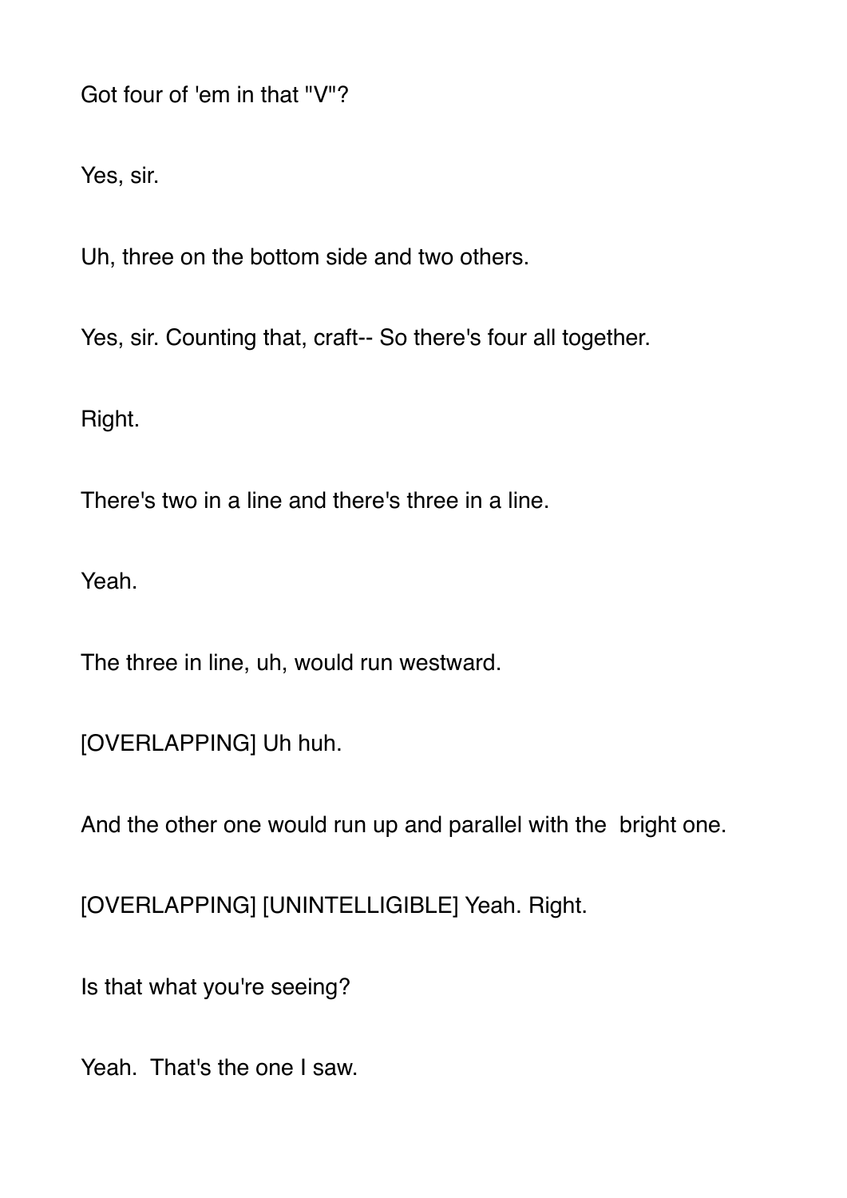Got four of 'em in that "V"?

Yes, sir.

Uh, three on the bottom side and two others.

Yes, sir. Counting that, craft-- So there's four all together.

Right.

There's two in a line and there's three in a line.

Yeah.

The three in line, uh, would run westward.

[OVERLAPPING] Uh huh.

And the other one would run up and parallel with the  bright one.

[OVERLAPPING] [UNINTELLIGIBLE] Yeah. Right.

Is that what you're seeing?

Yeah.  That's the one I saw.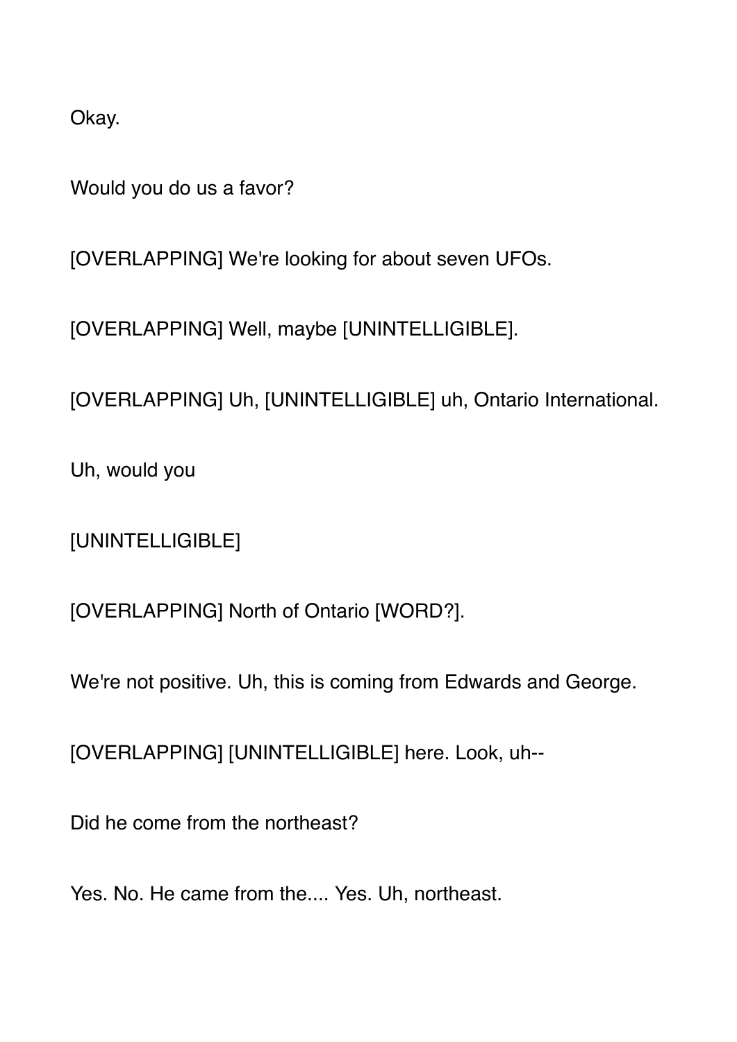Okay.

Would you do us a favor?

[OVERLAPPING] We're looking for about seven UFOs.

[OVERLAPPING] Well, maybe [UNINTELLIGIBLE].

[OVERLAPPING] Uh, [UNINTELLIGIBLE] uh, Ontario International.

Uh, would you

[UNINTELLIGIBLE]

[OVERLAPPING] North of Ontario [WORD?].

We're not positive. Uh, this is coming from Edwards and George.

[OVERLAPPING] [UNINTELLIGIBLE] here. Look, uh--

Did he come from the northeast?

Yes. No. He came from the.... Yes. Uh, northeast.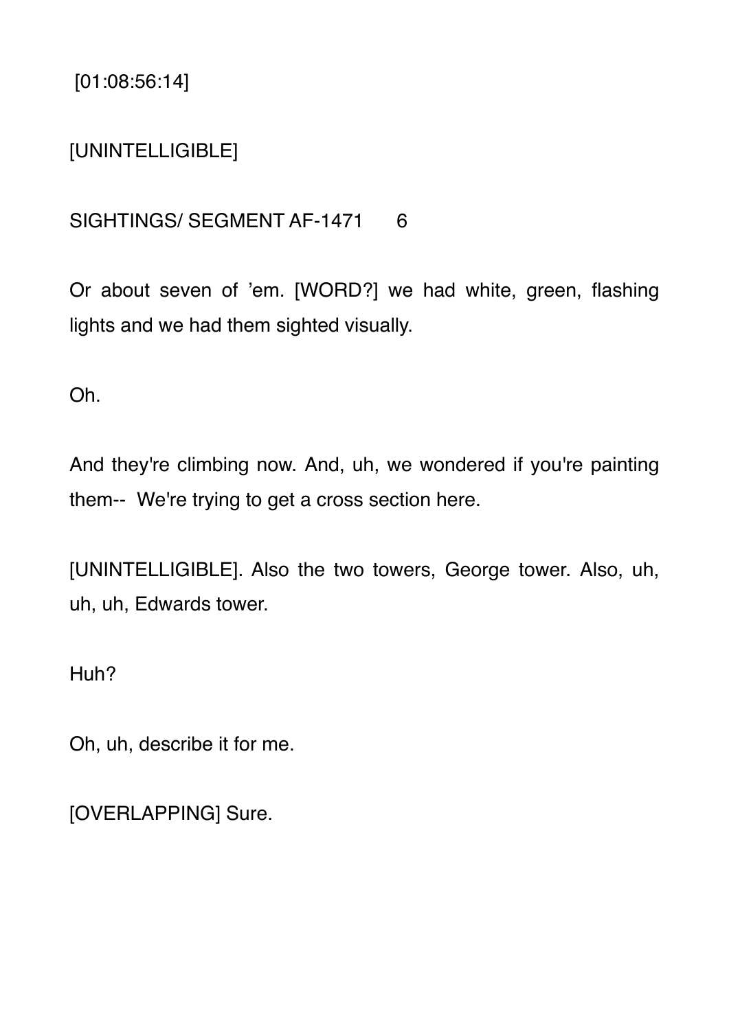[01:08:56:14]

[UNINTELLIGIBLE]

SIGHTINGS/ SEGMENT AF-1471 6

Or about seven of 'em. [WORD?] we had white, green, flashing lights and we had them sighted visually.

Oh.

And they're climbing now. And, uh, we wondered if you're painting them-- We're trying to get a cross section here.

[UNINTELLIGIBLE]. Also the two towers, George tower. Also, uh, uh, uh, Edwards tower.

Huh?

Oh, uh, describe it for me.

[OVERLAPPING] Sure.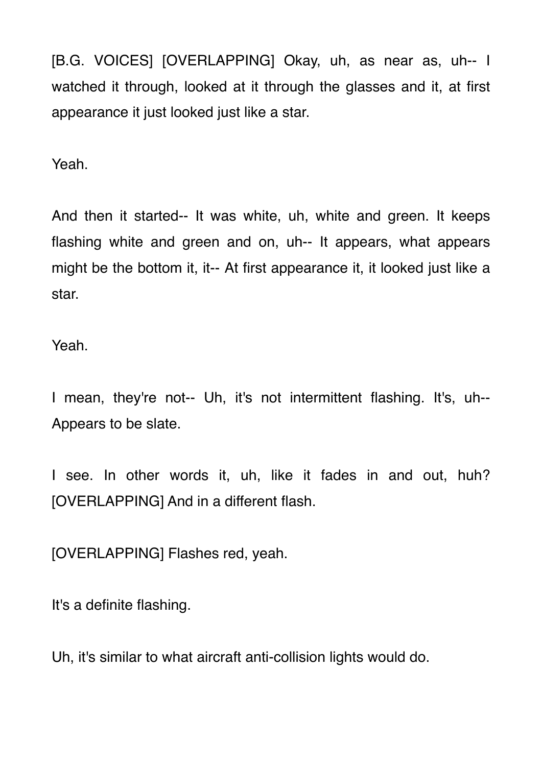[B.G. VOICES] [OVERLAPPING] Okay, uh, as near as, uh-- I watched it through, looked at it through the glasses and it, at first appearance it just looked just like a star.

Yeah.

And then it started-- It was white, uh, white and green. It keeps flashing white and green and on, uh-- It appears, what appears might be the bottom it, it-- At first appearance it, it looked just like a star.

Yeah.

I mean, they're not-- Uh, it's not intermittent flashing. It's, uh-- Appears to be slate.

I see. In other words it, uh, like it fades in and out, huh? [OVERLAPPING] And in a different flash.

[OVERLAPPING] Flashes red, yeah.

It's a definite flashing.

Uh, it's similar to what aircraft anti-collision lights would do.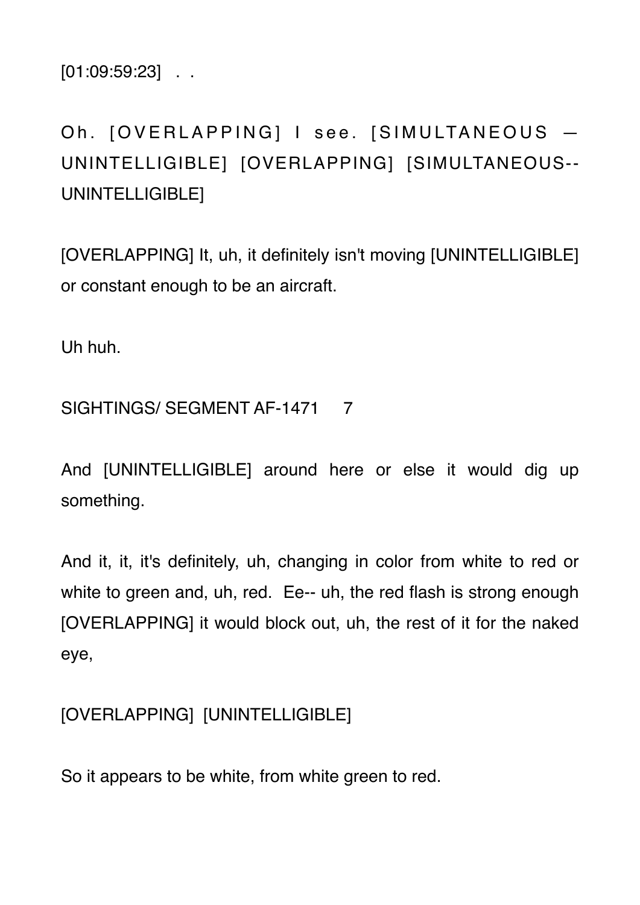[01:09:59:23] . .

Oh. [OVERLAPPING] I see. [SIMULTANEOUS — UNINTELLIGIBLE] [OVERLAPPING] [SIMULTANEOUS--UNINTELLIGIBLE]

[OVERLAPPING] It, uh, it definitely isn't moving [UNINTELLIGIBLE] or constant enough to be an aircraft.

Uh huh.

And [UNINTELLIGIBLE] around here or else it would dig up something.

And it, it, it's definitely, uh, changing in color from white to red or white to green and, uh, red. Ee-- uh, the red flash is strong enough [OVERLAPPING] it would block out, uh, the rest of it for the naked eye,

[OVERLAPPING] [UNINTELLIGIBLE]

So it appears to be white, from white green to red.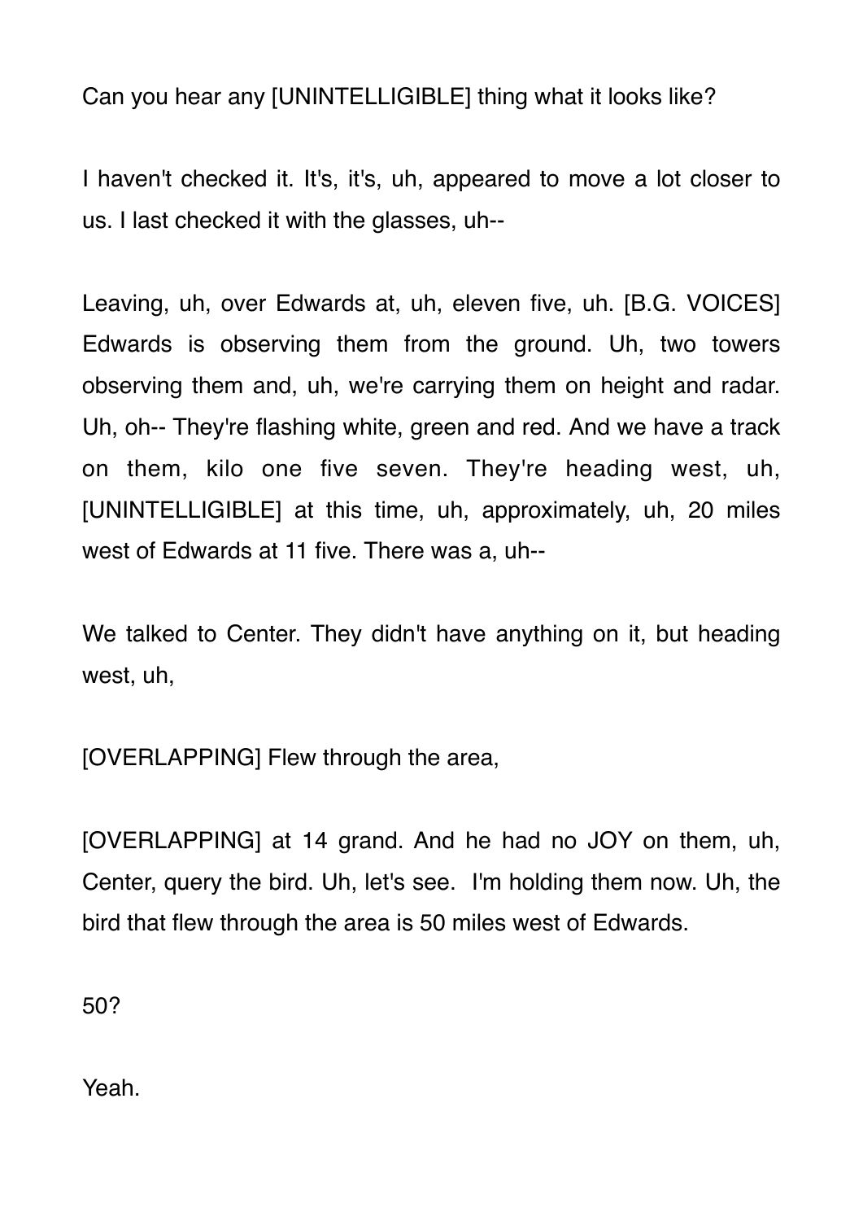Can you hear any [UNINTELLIGIBLE] thing what it looks like?

I haven't checked it. It's, it's, uh, appeared to move a lot closer to us. I last checked it with the glasses, uh--

Leaving, uh, over Edwards at, uh, eleven five, uh. [B.G. VOICES] Edwards is observing them from the ground. Uh, two towers observing them and, uh, we're carrying them on height and radar. Uh, oh-- They're flashing white, green and red. And we have a track on them, kilo one five seven. They're heading west, uh, [UNINTELLIGIBLE] at this time, uh, approximately, uh, 20 miles west of Edwards at 11 five. There was a, uh--

We talked to Center. They didn't have anything on it, but heading west, uh,

[OVERLAPPING] Flew through the area,

[OVERLAPPING] at 14 grand. And he had no JOY on them, uh, Center, query the bird. Uh, let's see. I'm holding them now. Uh, the bird that flew through the area is 50 miles west of Edwards.

50?

Yeah.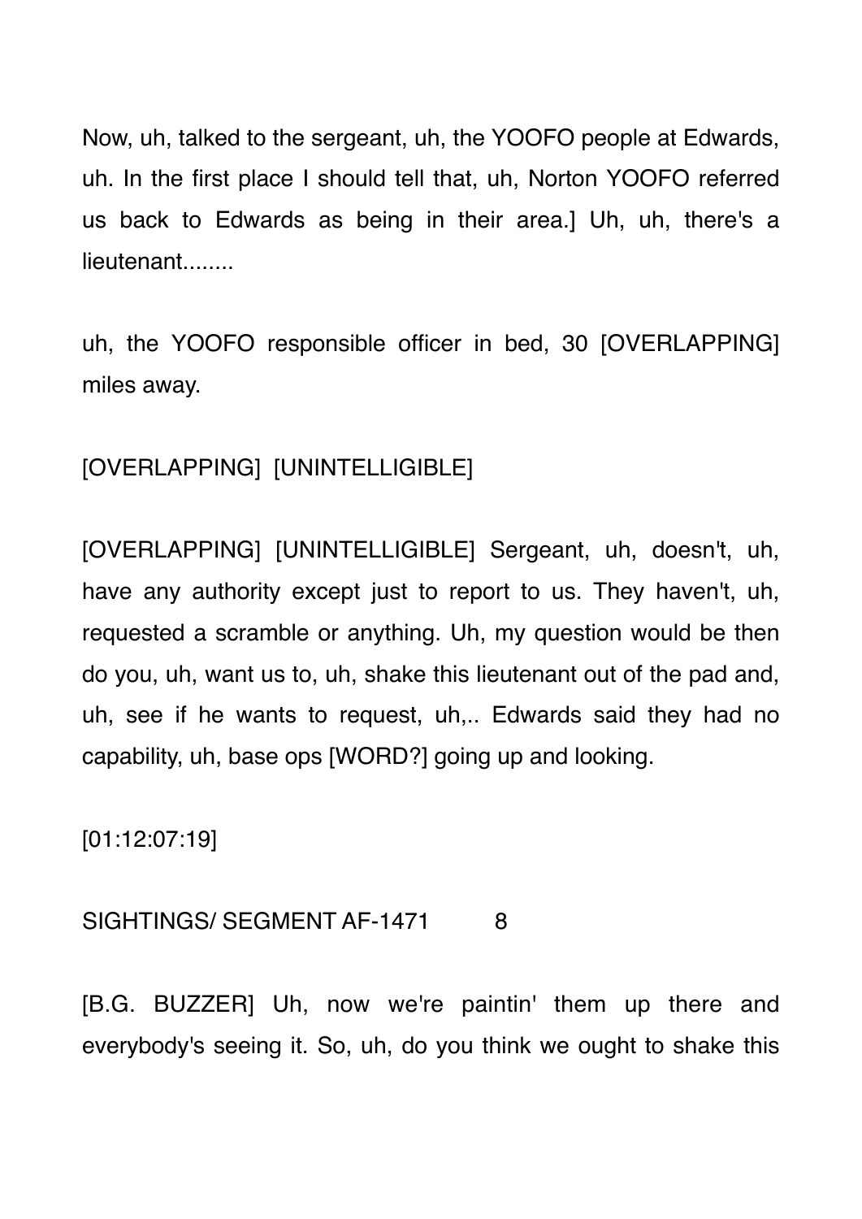Now, uh, talked to the sergeant, uh, the YOOFO people at Edwards, uh. In the first place I should tell that, uh, Norton YOOFO referred us back to Edwards as being in their area.] Uh, uh, there's a lieutenant........

uh, the YOOFO responsible officer in bed, 30 [OVERLAPPING] miles away.

[OVERLAPPING] [UNINTELLIGIBLE]

[OVERLAPPING] [UNINTELLIGIBLE] Sergeant, uh, doesn't, uh, have any authority except just to report to us. They haven't, uh, requested a scramble or anything. Uh, my question would be then do you, uh, want us to, uh, shake this lieutenant out of the pad and, uh, see if he wants to request, uh,.. Edwards said they had no capability, uh, base ops [WORD?] going up and looking.

[01:12:07:19]

[B.G. BUZZER] Uh, now we're paintin' them up there and everybody's seeing it. So, uh, do you think we ought to shake this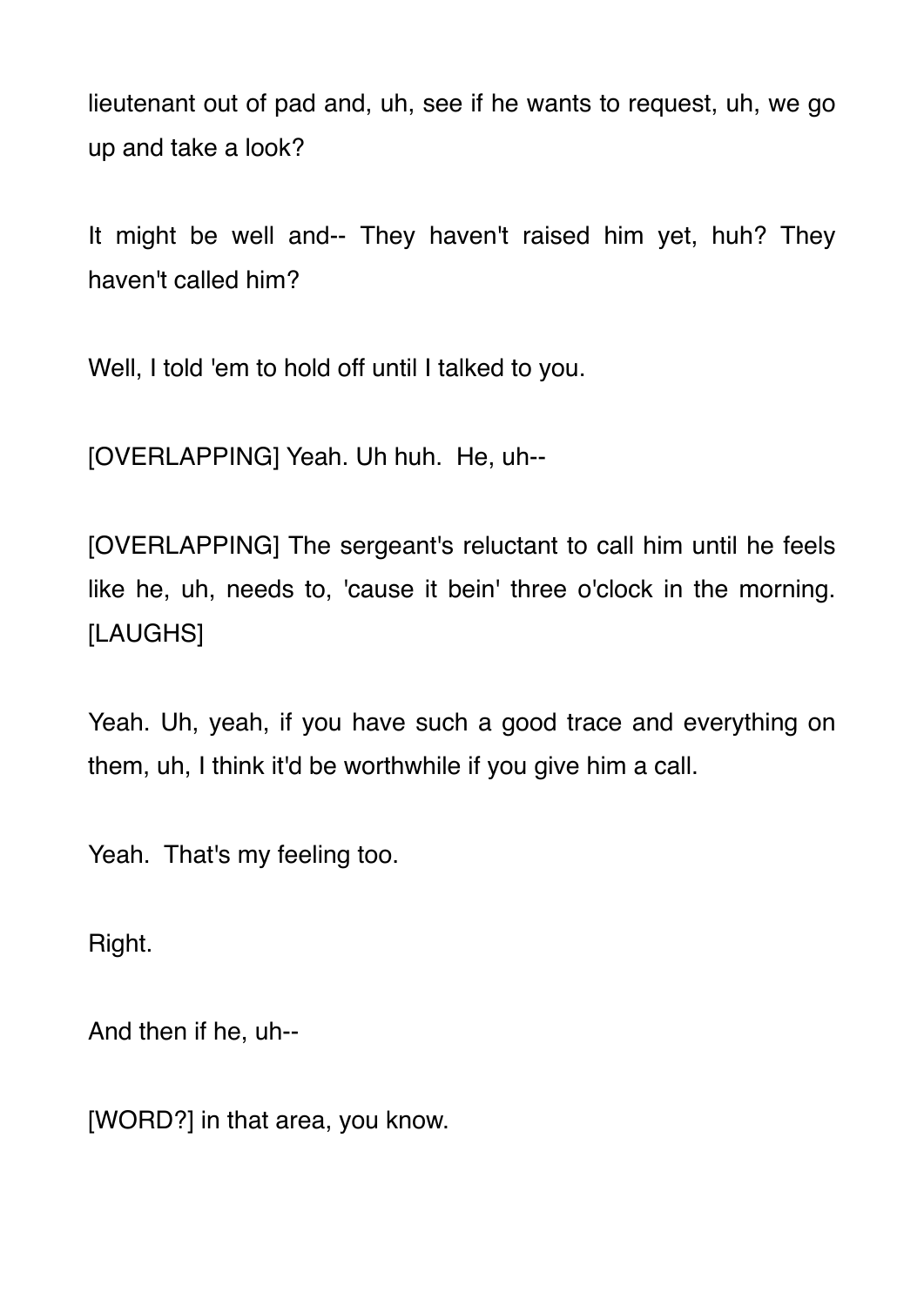lieutenant out of pad and, uh, see if he wants to request, uh, we go up and take a look?

It might be well and-- They haven't raised him yet, huh? They haven't called him?

Well, I told 'em to hold off until I talked to you.

[OVERLAPPING] Yeah. Uh huh. He, uh--

[OVERLAPPING] The sergeant's reluctant to call him until he feels like he, uh, needs to, 'cause it bein' three o'clock in the morning. [LAUGHS]

Yeah. Uh, yeah, if you have such a good trace and everything on them, uh, I think it'd be worthwhile if you give him a call.

Yeah. That's my feeling too.

Right.

And then if he, uh--

[WORD?] in that area, you know.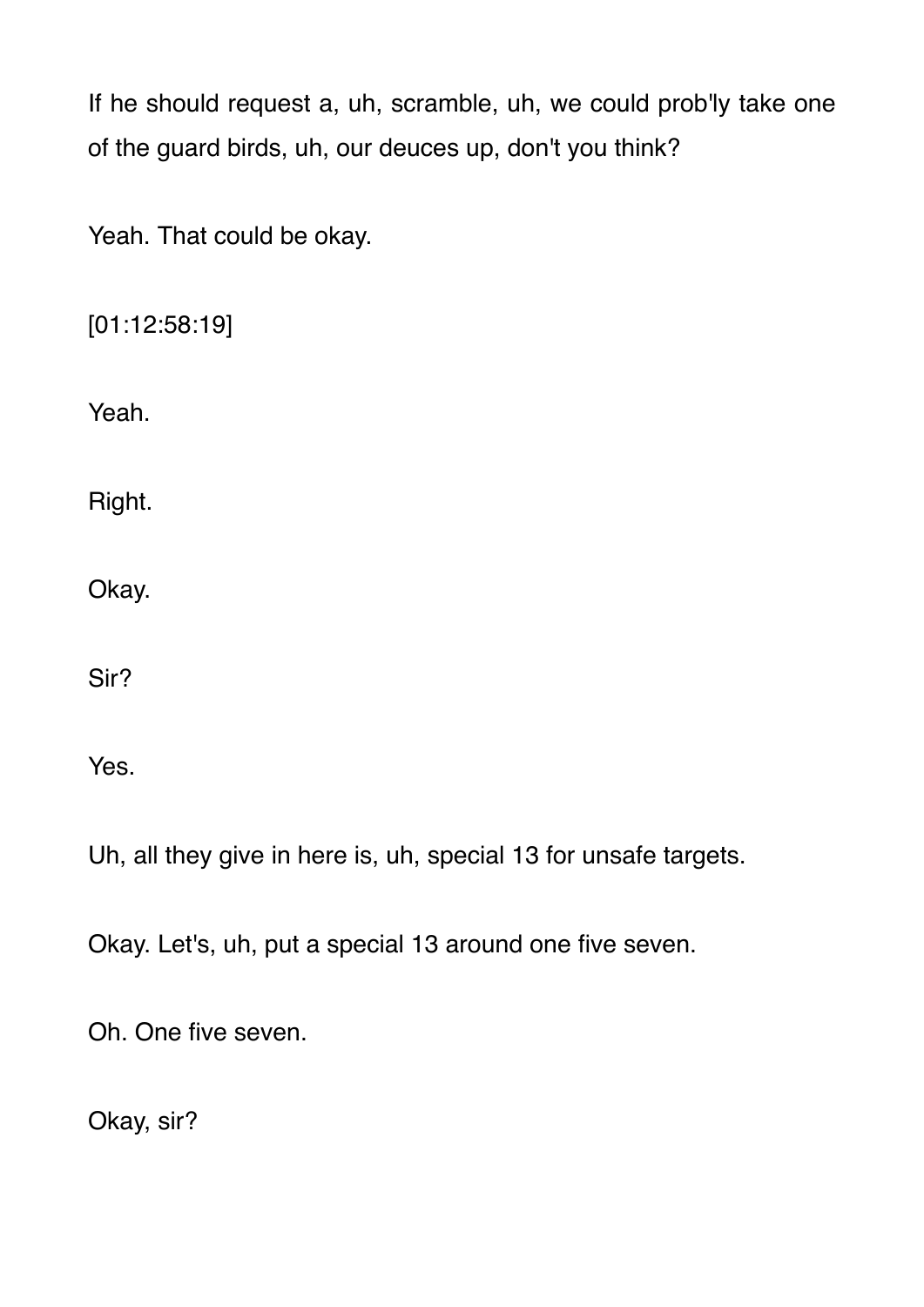If he should request a, uh, scramble, uh, we could prob'ly take one of the guard birds, uh, our deuces up, don't you think?

Yeah. That could be okay.

[01:12:58:19]

Yeah.

Right.

Okay.

Sir?

Yes.

Uh, all they give in here is, uh, special 13 for unsafe targets.

Okay. Let's, uh, put a special 13 around one five seven.

Oh. One five seven.

Okay, sir?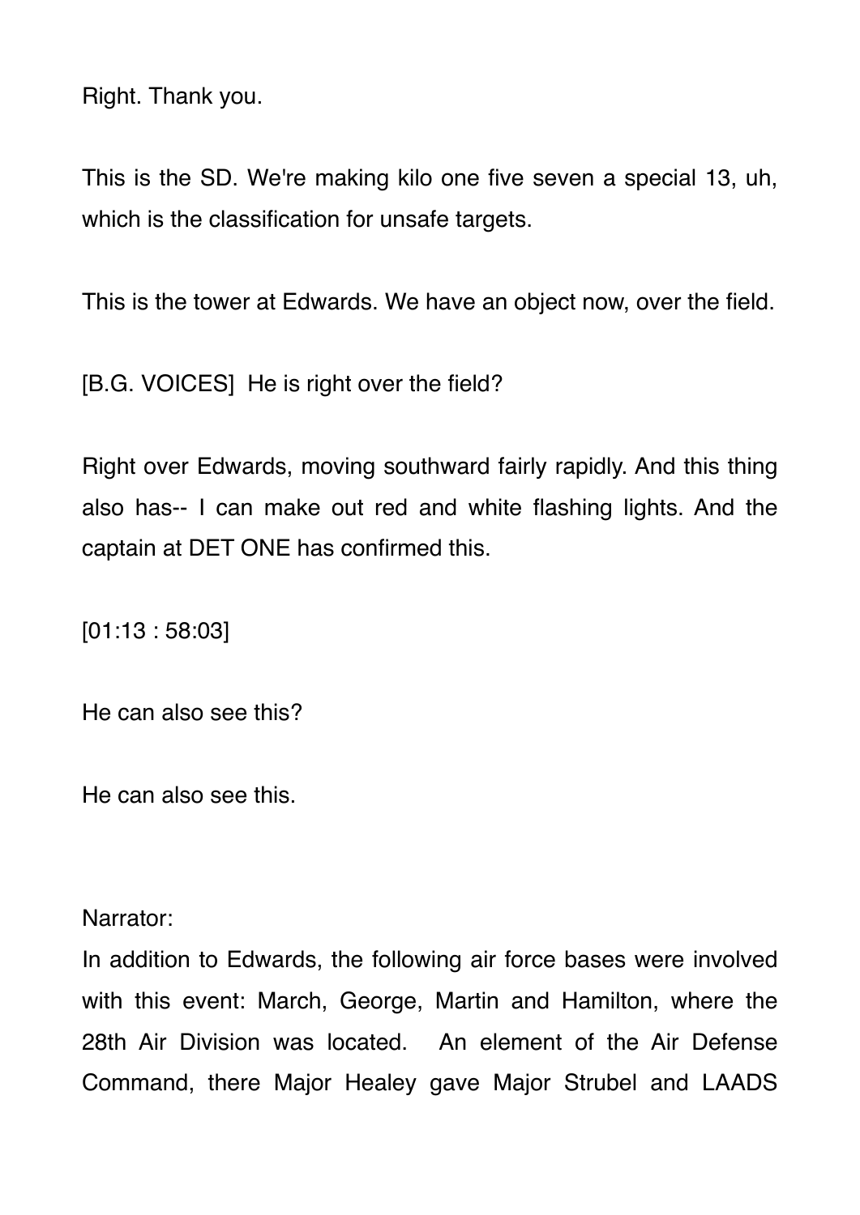Right. Thank you.

This is the SD. We're making kilo one five seven a special 13, uh, which is the classification for unsafe targets.

This is the tower at Edwards. We have an object now, over the field.

[B.G. VOICES] He is right over the field?

Right over Edwards, moving southward fairly rapidly. And this thing also has-- I can make out red and white flashing lights. And the captain at DET ONE has confirmed this.

[01:13 : 58:03]

He can also see this?

He can also see this.

Narrator:

In addition to Edwards, the following air force bases were involved with this event: March, George, Martin and Hamilton, where the 28th Air Division was located. An element of the Air Defense Command, there Major Healey gave Major Strubel and LAADS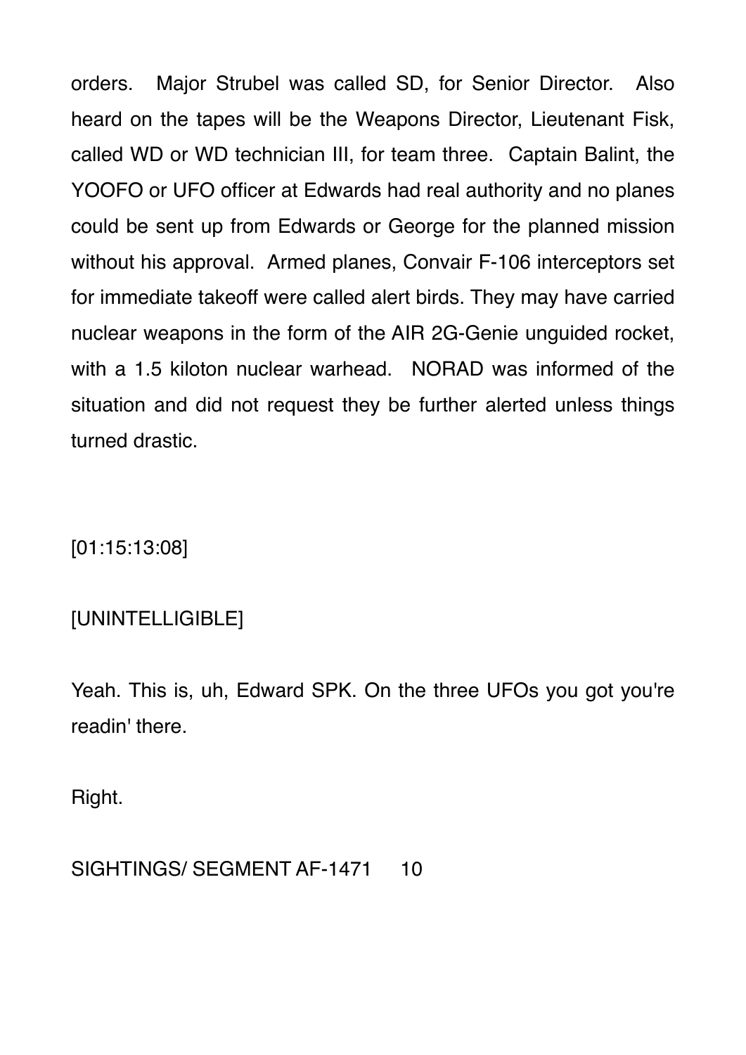orders. Major Strubel was called SD, for Senior Director. Also heard on the tapes will be the Weapons Director, Lieutenant Fisk, called WD or WD technician III, for team three. Captain Balint, the YOOFO or UFO officer at Edwards had real authority and no planes could be sent up from Edwards or George for the planned mission without his approval. Armed planes, Convair F-106 interceptors set for immediate takeoff were called alert birds. They may have carried nuclear weapons in the form of the AIR 2G-Genie unguided rocket, with a 1.5 kiloton nuclear warhead. NORAD was informed of the situation and did not request they be further alerted unless things turned drastic.

[01:15:13:08]

[UNINTELLIGIBLE]

Yeah. This is, uh, Edward SPK. On the three UFOs you got you're readin' there.

Right.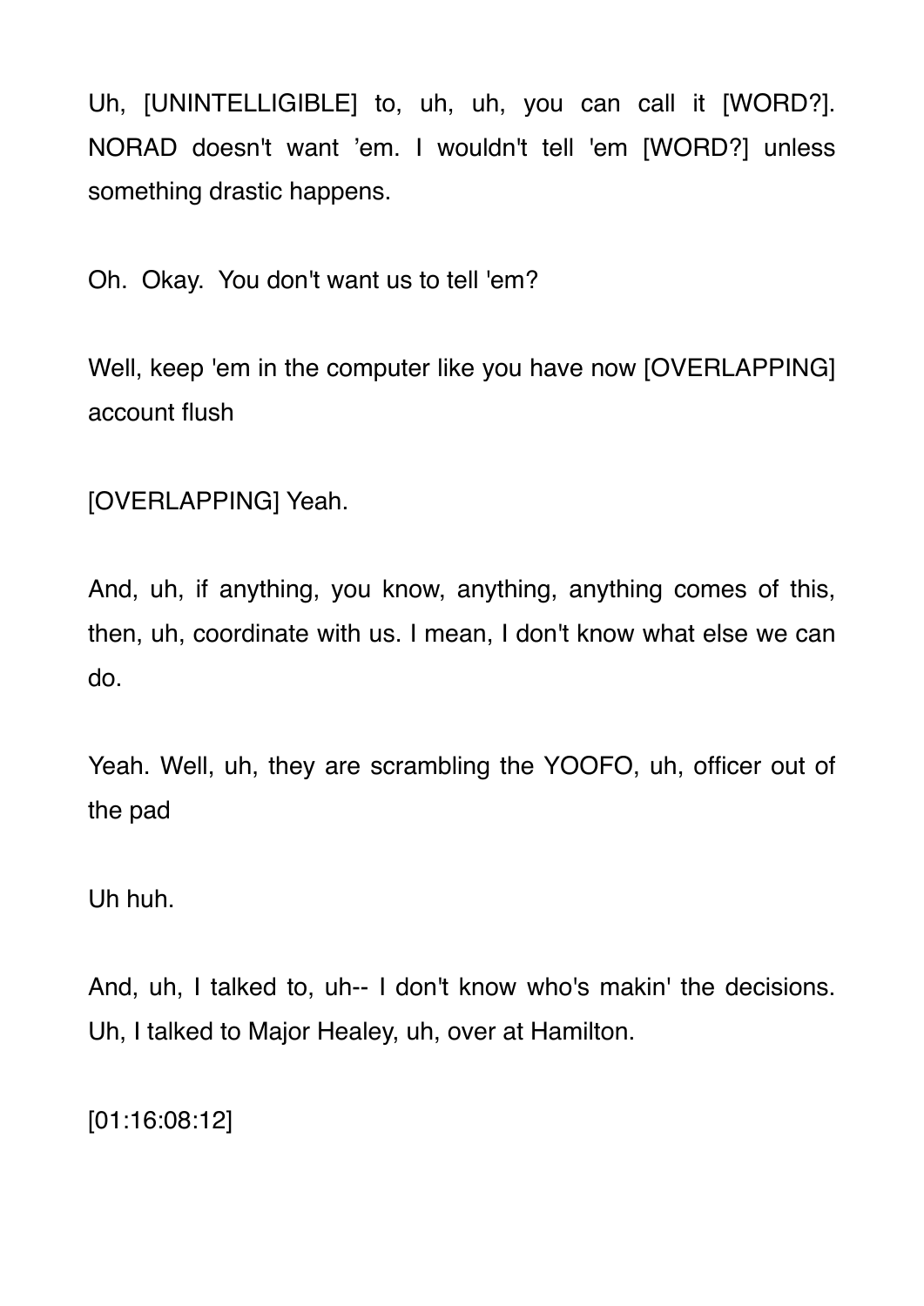Uh, [UNINTELLIGIBLE] to, uh, uh, you can call it [WORD?]. NORAD doesn't want ’em. I wouldn't tell 'em [WORD?] unless something drastic happens.

Oh. Okay. You don't want us to tell 'em?

Well, keep 'em in the computer like you have now [OVERLAPPING] account flush

[OVERLAPPING] Yeah.

And, uh, if anything, you know, anything, anything comes of this, then, uh, coordinate with us. I mean, I don't know what else we can do.

Yeah. Well, uh, they are scrambling the YOOFO, uh, officer out of the pad

Uh huh.

And, uh, I talked to, uh-- I don't know who's makin' the decisions. Uh, I talked to Major Healey, uh, over at Hamilton.

[01:16:08:12]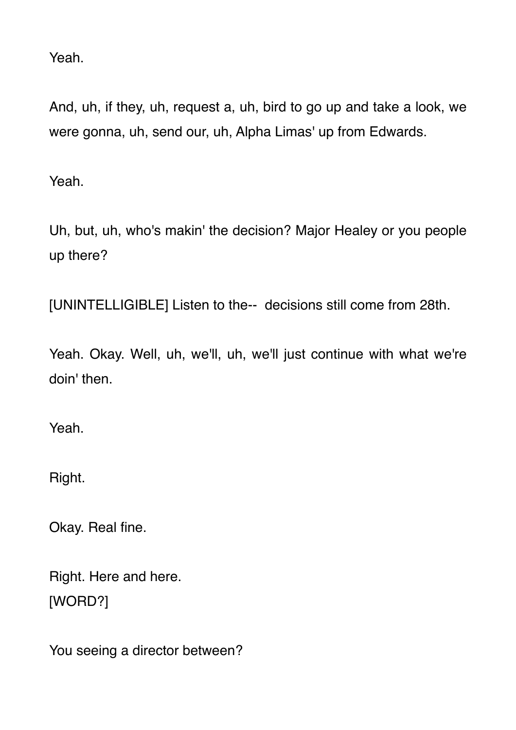Yeah.

And, uh, if they, uh, request a, uh, bird to go up and take a look, we were gonna, uh, send our, uh, Alpha Limas' up from Edwards.

Yeah.

Uh, but, uh, who's makin' the decision? Major Healey or you people up there?

[UNINTELLIGIBLE] Listen to the-- decisions still come from 28th.

Yeah. Okay. Well, uh, we'll, uh, we'll just continue with what we're doin' then.

Yeah.

Right.

Okay. Real fine.

Right. Here and here.
[WORD?]

You seeing a director between?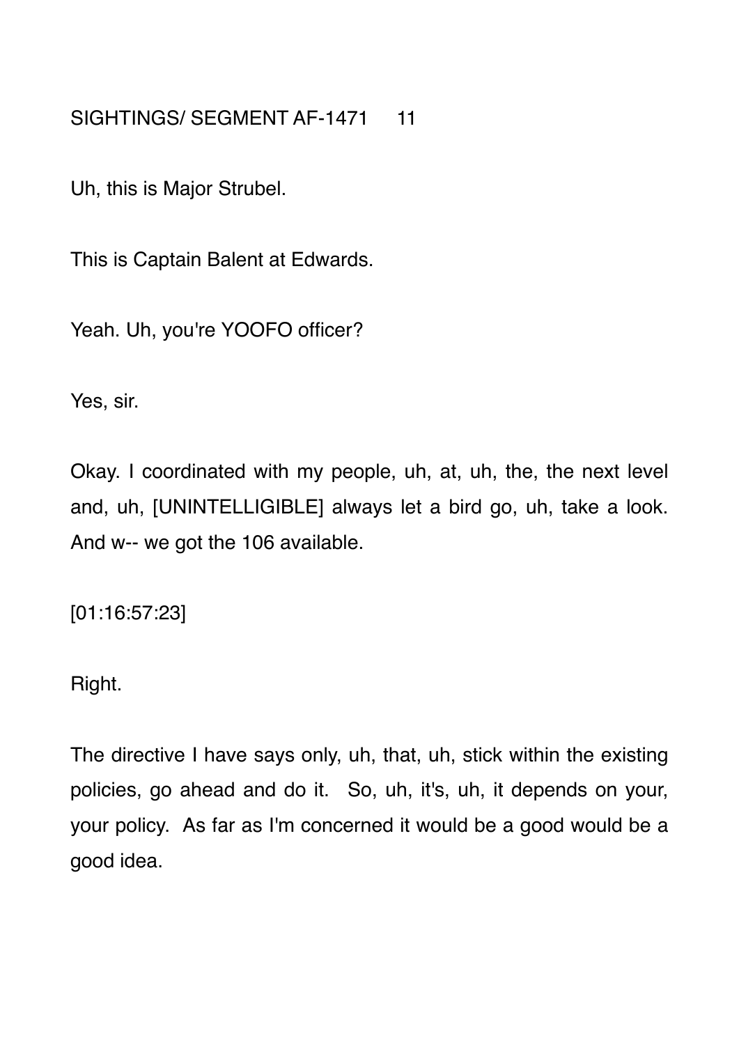Uh, this is Major Strubel.

This is Captain Balent at Edwards.

Yeah. Uh, you're YOOFO officer?

Yes, sir.

Okay. I coordinated with my people, uh, at, uh, the, the next level and, uh, [UNINTELLIGIBLE] always let a bird go, uh, take a look. And w-- we got the 106 available.

[01:16:57:23]

Right.

The directive I have says only, uh, that, uh, stick within the existing policies, go ahead and do it. So, uh, it's, uh, it depends on your, your policy. As far as I'm concerned it would be a good would be a good idea.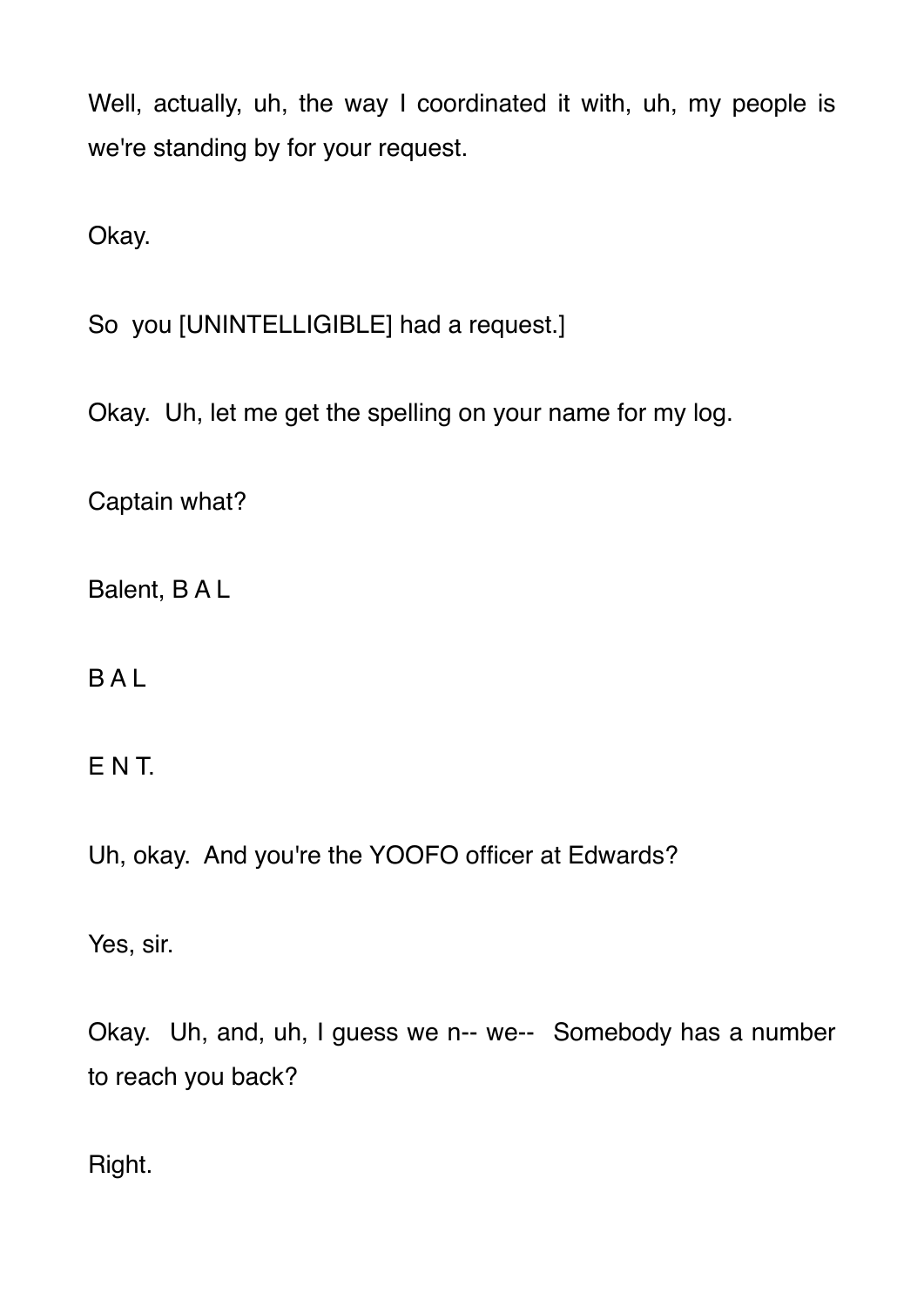Well, actually, uh, the way I coordinated it with, uh, my people is we're standing by for your request.

Okay.

So  you [UNINTELLIGIBLE] had a request.]

Okay.  Uh, let me get the spelling on your name for my log.

Captain what?

Balent, B A L

B A L

E N T.

Uh, okay.  And you're the YOOFO officer at Edwards?

Yes, sir.

Okay.  Uh, and, uh, I guess we n-- we--  Somebody has a number to reach you back?

Right.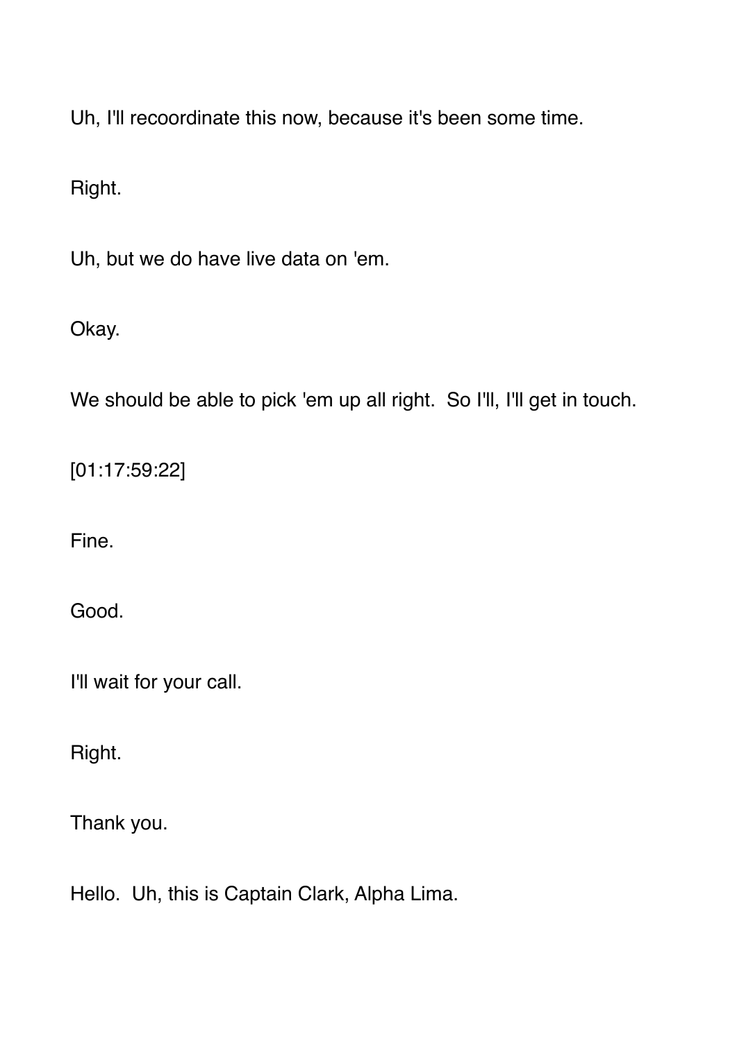Uh, I'll recoordinate this now, because it's been some time.

Right.

Uh, but we do have live data on 'em.

Okay.

We should be able to pick 'em up all right.  So I'll, I'll get in touch.

[01:17:59:22]

Fine.

Good.

I'll wait for your call.

Right.

Thank you.

Hello.  Uh, this is Captain Clark, Alpha Lima.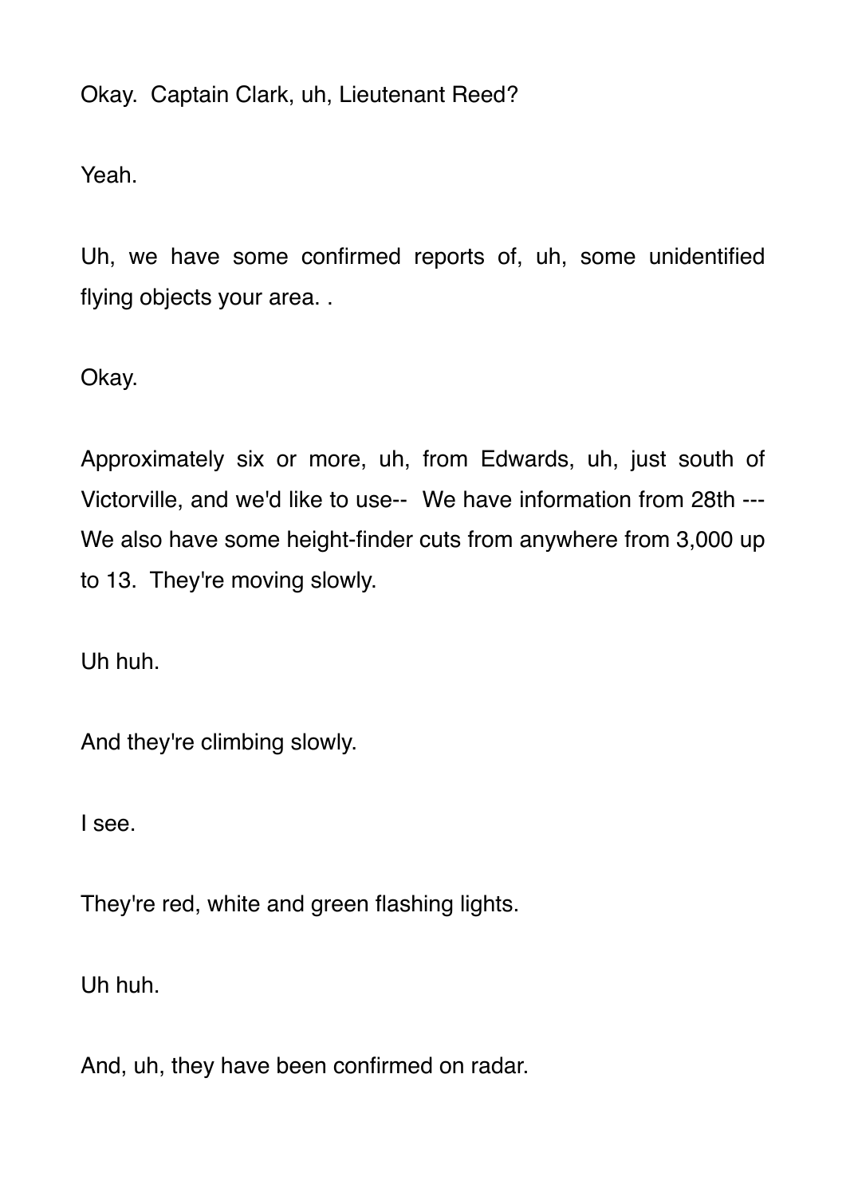Okay. Captain Clark, uh, Lieutenant Reed?

Yeah.

Uh, we have some confirmed reports of, uh, some unidentified flying objects your area. .

Okay.

Approximately six or more, uh, from Edwards, uh, just south of Victorville, and we'd like to use-- We have information from 28th --- We also have some height-finder cuts from anywhere from 3,000 up to 13. They're moving slowly.

Uh huh.

And they're climbing slowly.

I see.

They're red, white and green flashing lights.

Uh huh.

And, uh, they have been confirmed on radar.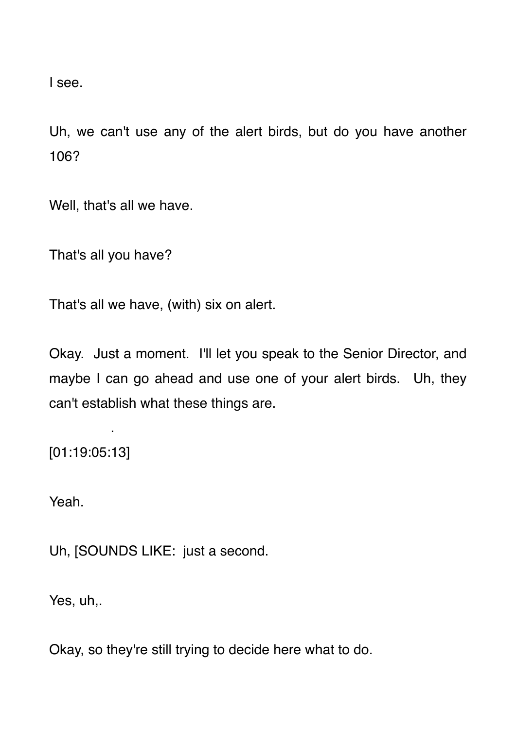I see.

Uh, we can't use any of the alert birds, but do you have another 106?

Well, that's all we have.

That's all you have?

That's all we have, (with) six on alert.

Okay. Just a moment. I'll let you speak to the Senior Director, and maybe I can go ahead and use one of your alert birds. Uh, they can't establish what these things are.

.

[01:19:05:13]

Yeah.

Uh, [SOUNDS LIKE: just a second.

Yes, uh,.

Okay, so they're still trying to decide here what to do.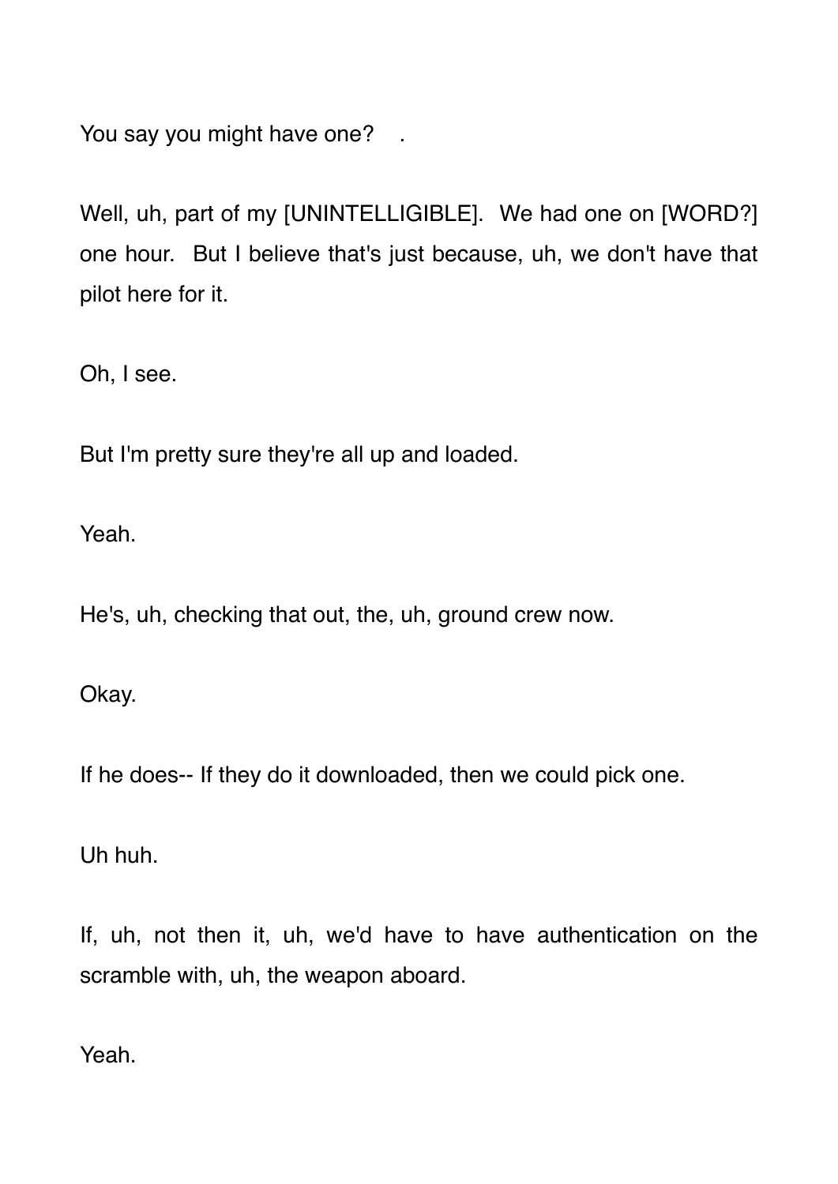You say you might have one?  .

Well, uh, part of my [UNINTELLIGIBLE].  We had one on [WORD?] one hour.  But I believe that's just because, uh, we don't have that pilot here for it.

Oh, I see.

But I'm pretty sure they're all up and loaded.

Yeah.

He's, uh, checking that out, the, uh, ground crew now.

Okay.

If he does-- If they do it downloaded, then we could pick one.

Uh huh.

If, uh, not then it, uh, we'd have to have authentication on the scramble with, uh, the weapon aboard.

Yeah.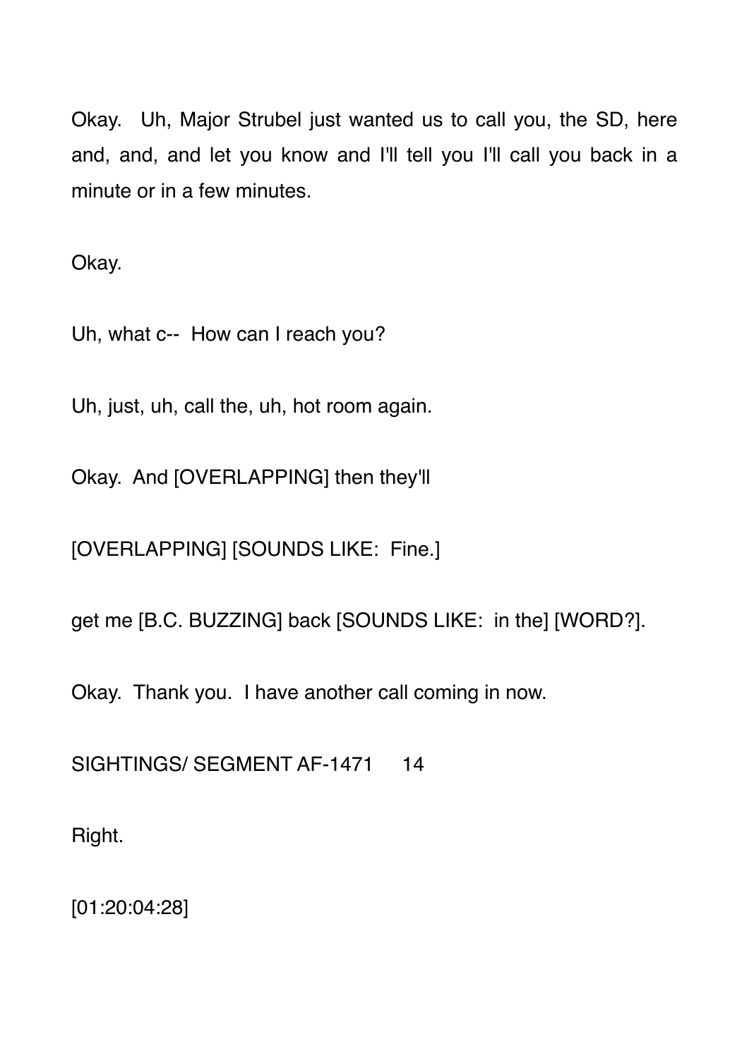Okay. Uh, Major Strubel just wanted us to call you, the SD, here and, and, and let you know and I'll tell you I'll call you back in a minute or in a few minutes.

Okay.

Uh, what c-- How can I reach you?

Uh, just, uh, call the, uh, hot room again.

Okay. And [OVERLAPPING] then they'll

[OVERLAPPING] [SOUNDS LIKE: Fine.]

get me [B.C. BUZZING] back [SOUNDS LIKE: in the] [WORD?].

Okay. Thank you. I have another call coming in now.

Right.

[01:20:04:28]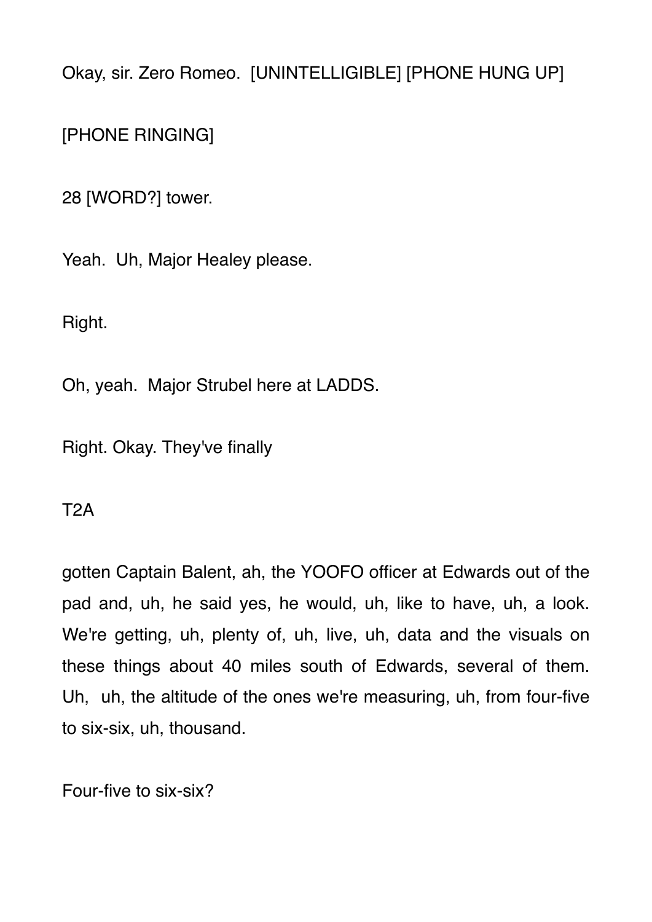Okay, sir. Zero Romeo.  [UNINTELLIGIBLE] [PHONE HUNG UP]

[PHONE RINGING]

28 [WORD?] tower.

Yeah.  Uh, Major Healey please.

Right.

Oh, yeah.  Major Strubel here at LADDS.

Right. Okay. They've finally

T2A

gotten Captain Balent, ah, the YOOFO officer at Edwards out of the pad and, uh, he said yes, he would, uh, like to have, uh, a look. We're getting, uh, plenty of, uh, live, uh, data and the visuals on these things about 40 miles south of Edwards, several of them. Uh,  uh, the altitude of the ones we're measuring, uh, from four-five to six-six, uh, thousand.

Four-five to six-six?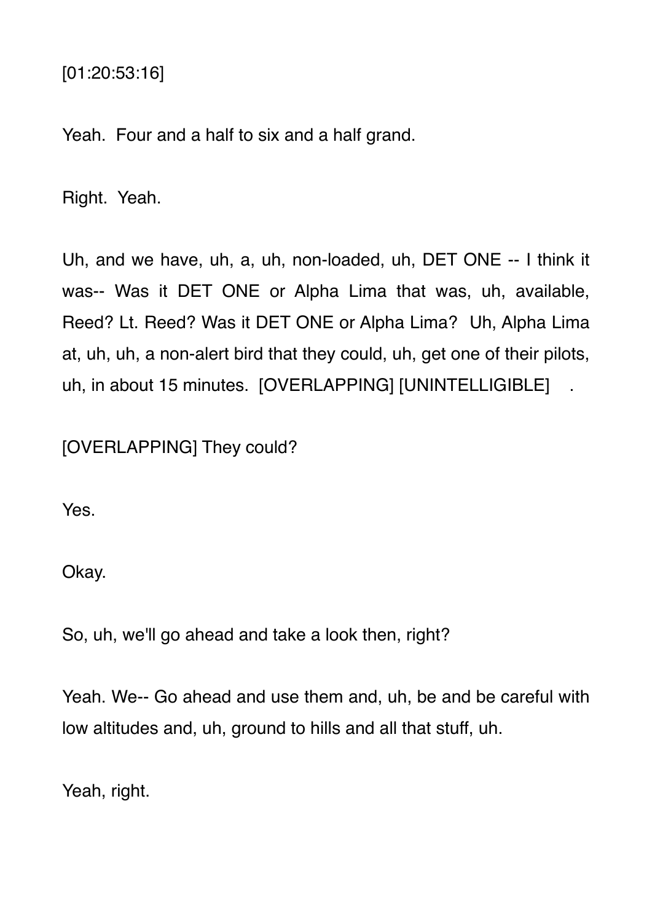[01:20:53:16]

Yeah. Four and a half to six and a half grand.

Right. Yeah.

Uh, and we have, uh, a, uh, non-loaded, uh, DET ONE -- I think it was-- Was it DET ONE or Alpha Lima that was, uh, available, Reed? Lt. Reed? Was it DET ONE or Alpha Lima? Uh, Alpha Lima at, uh, uh, a non-alert bird that they could, uh, get one of their pilots, uh, in about 15 minutes. [OVERLAPPING] [UNINTELLIGIBLE] .

[OVERLAPPING] They could?

Yes.

Okay.

So, uh, we'll go ahead and take a look then, right?

Yeah. We-- Go ahead and use them and, uh, be and be careful with low altitudes and, uh, ground to hills and all that stuff, uh.

Yeah, right.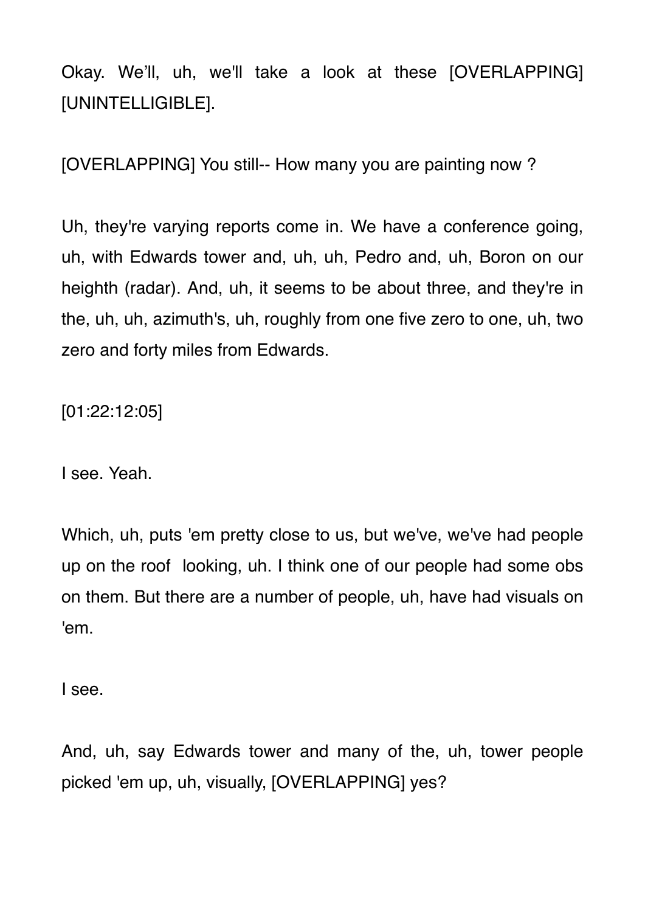Okay. We'll, uh, we'll take a look at these [OVERLAPPING] [UNINTELLIGIBLE].

[OVERLAPPING] You still-- How many you are painting now ?

Uh, they're varying reports come in. We have a conference going, uh, with Edwards tower and, uh, uh, Pedro and, uh, Boron on our heighth (radar). And, uh, it seems to be about three, and they're in the, uh, uh, azimuth's, uh, roughly from one five zero to one, uh, two zero and forty miles from Edwards.

[01:22:12:05]

I see. Yeah.

Which, uh, puts 'em pretty close to us, but we've, we've had people up on the roof  looking, uh. I think one of our people had some obs on them. But there are a number of people, uh, have had visuals on 'em.

I see.

And, uh, say Edwards tower and many of the, uh, tower people picked 'em up, uh, visually, [OVERLAPPING] yes?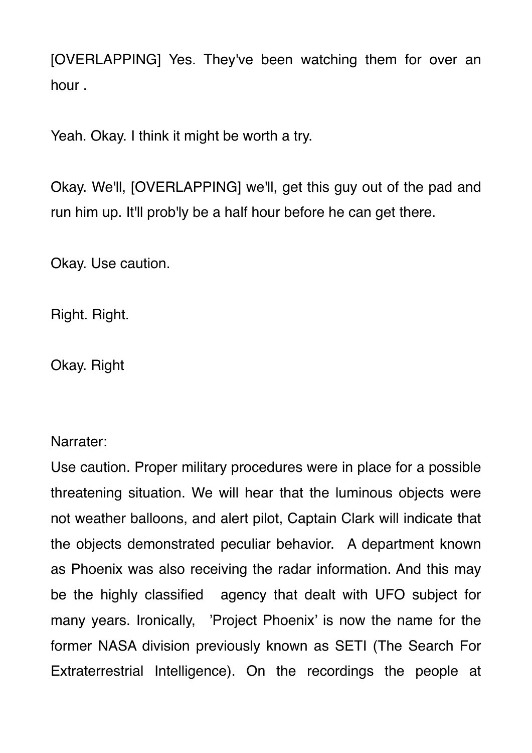[OVERLAPPING] Yes. They've been watching them for over an hour .

Yeah. Okay. I think it might be worth a try.

Okay. We'll, [OVERLAPPING] we'll, get this guy out of the pad and run him up. It'll prob'ly be a half hour before he can get there.

Okay. Use caution.

Right. Right.

Okay. Right

Narrater:
Use caution. Proper military procedures were in place for a possible threatening situation. We will hear that the luminous objects were not weather balloons, and alert pilot, Captain Clark will indicate that the objects demonstrated peculiar behavior.  A department known as Phoenix was also receiving the radar information. And this may be the highly classified  agency that dealt with UFO subject for many years. Ironically,  'Project Phoenix' is now the name for the former NASA division previously known as SETI (The Search For Extraterrestrial Intelligence). On the recordings the people at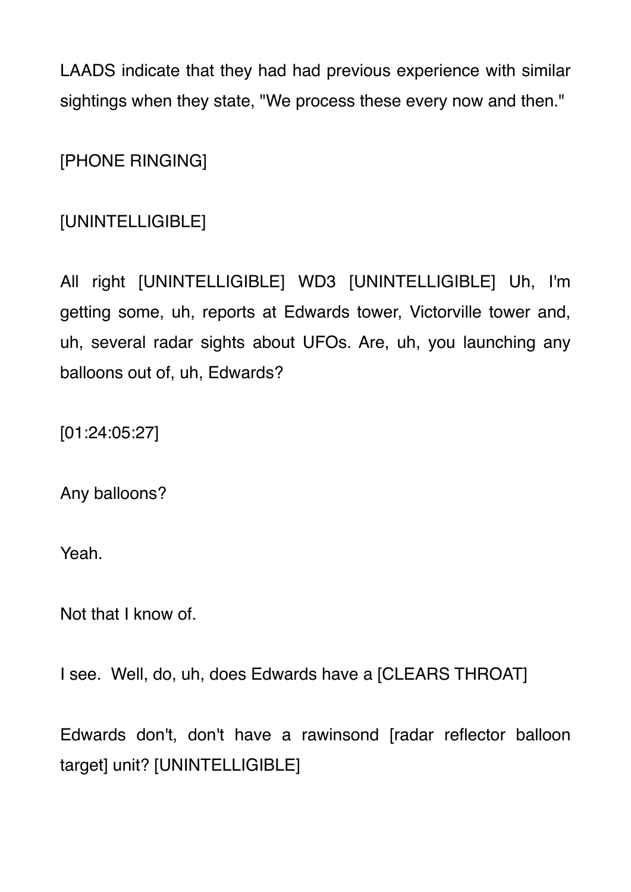LAADS indicate that they had had previous experience with similar sightings when they state, "We process these every now and then."

[PHONE RINGING]

[UNINTELLIGIBLE]

All right [UNINTELLIGIBLE] WD3 [UNINTELLIGIBLE] Uh, I'm getting some, uh, reports at Edwards tower, Victorville tower and, uh, several radar sights about UFOs. Are, uh, you launching any balloons out of, uh, Edwards?

[01:24:05:27]

Any balloons?

Yeah.

Not that I know of.

I see. Well, do, uh, does Edwards have a [CLEARS THROAT]

Edwards don't, don't have a rawinsond [radar reflector balloon target] unit? [UNINTELLIGIBLE]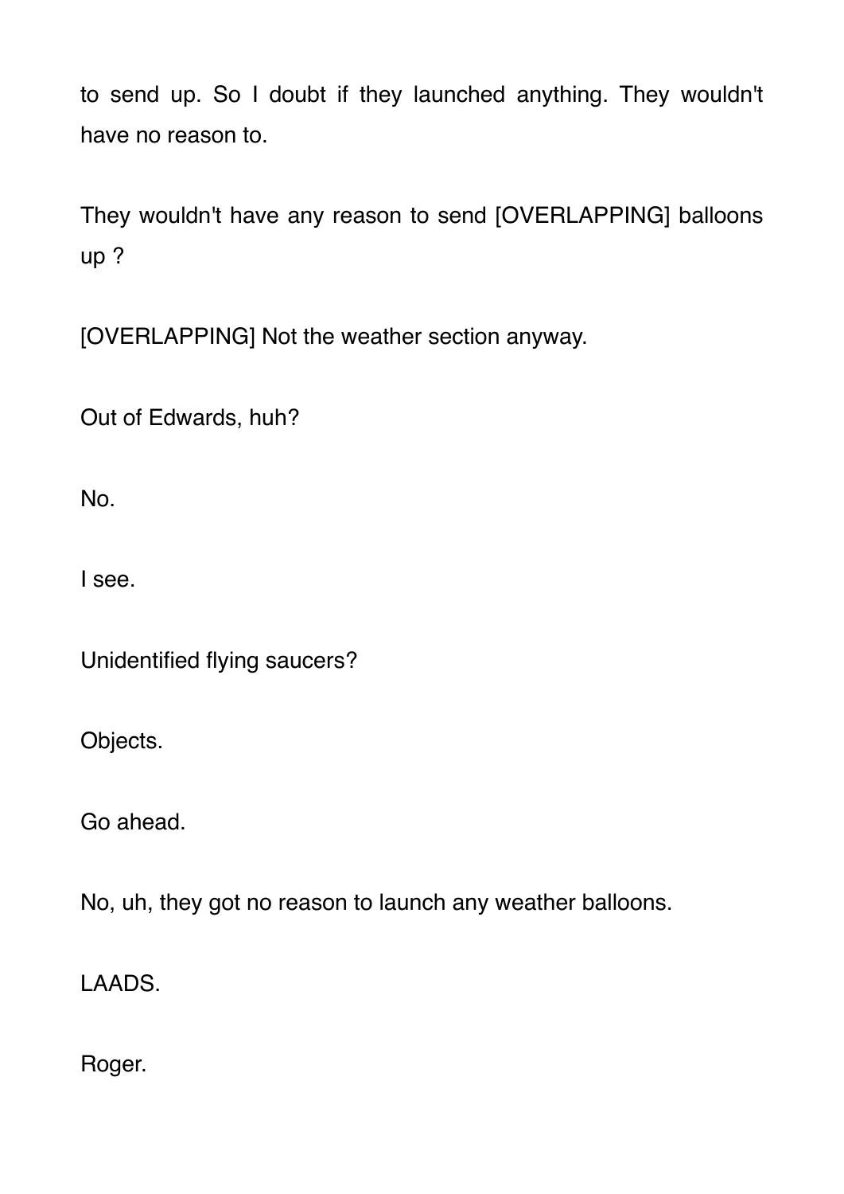to send up. So I doubt if they launched anything. They wouldn't have no reason to.

They wouldn't have any reason to send [OVERLAPPING] balloons up ?

[OVERLAPPING] Not the weather section anyway.

Out of Edwards, huh?

No.

I see.

Unidentified flying saucers?

Objects.

Go ahead.

No, uh, they got no reason to launch any weather balloons.

LAADS.

Roger.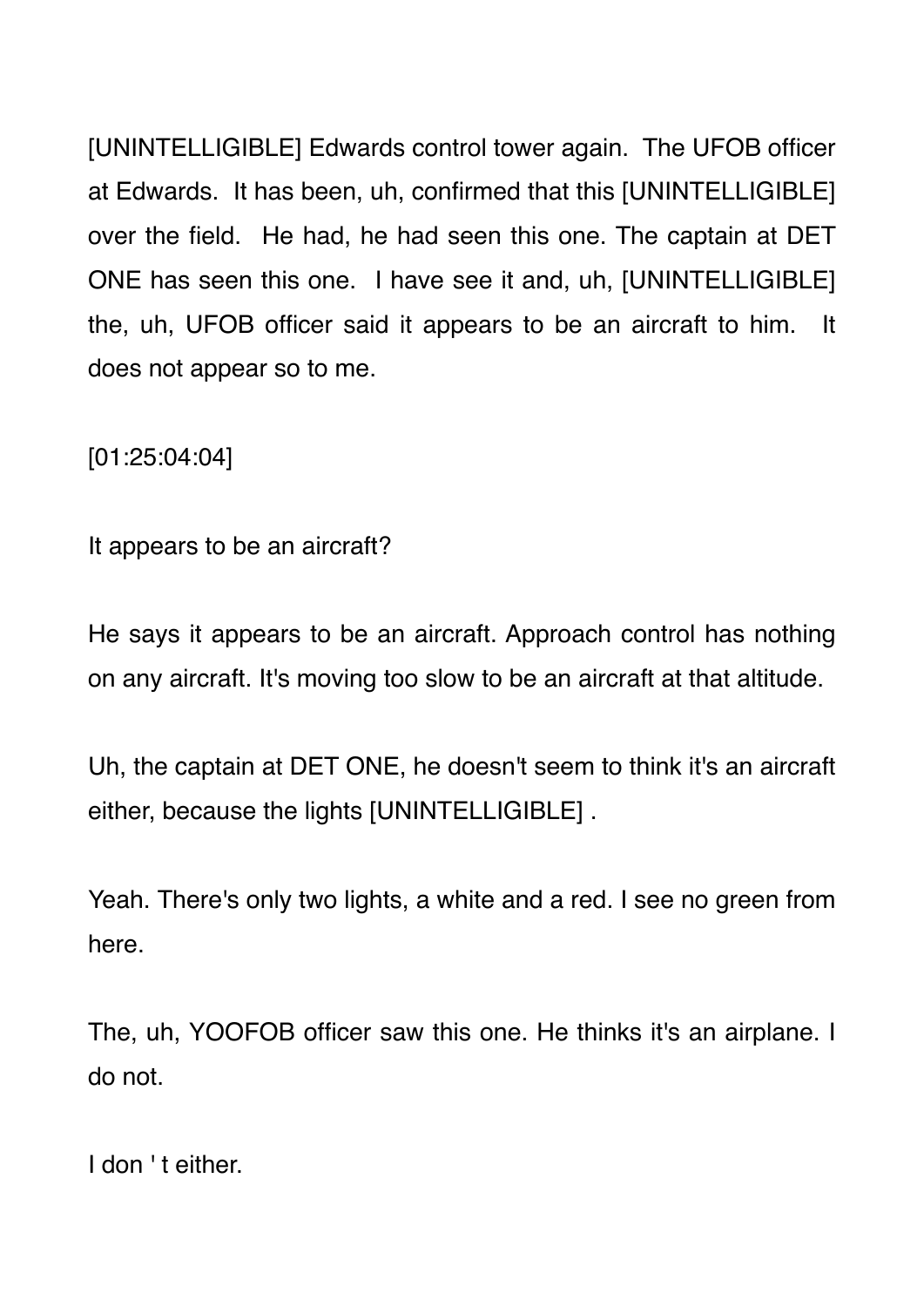[UNINTELLIGIBLE] Edwards control tower again. The UFOB officer at Edwards. It has been, uh, confirmed that this [UNINTELLIGIBLE] over the field. He had, he had seen this one. The captain at DET ONE has seen this one. I have see it and, uh, [UNINTELLIGIBLE] the, uh, UFOB officer said it appears to be an aircraft to him. It does not appear so to me.

[01:25:04:04]

It appears to be an aircraft?

He says it appears to be an aircraft. Approach control has nothing on any aircraft. It's moving too slow to be an aircraft at that altitude.

Uh, the captain at DET ONE, he doesn't seem to think it's an aircraft either, because the lights [UNINTELLIGIBLE] .

Yeah. There's only two lights, a white and a red. I see no green from here.

The, uh, YOOFOB officer saw this one. He thinks it's an airplane. I do not.

I don ' t either.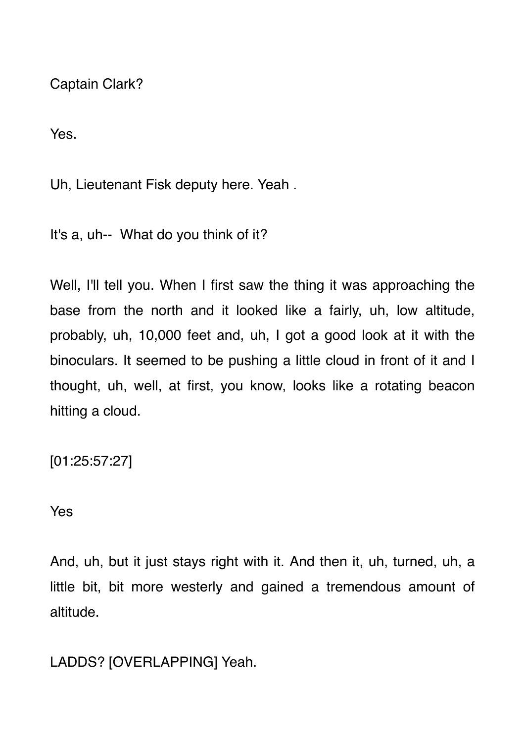Captain Clark?

Yes.

Uh, Lieutenant Fisk deputy here. Yeah .

It's a, uh-- What do you think of it?

Well, I'll tell you. When I first saw the thing it was approaching the base from the north and it looked like a fairly, uh, low altitude, probably, uh, 10,000 feet and, uh, I got a good look at it with the binoculars. It seemed to be pushing a little cloud in front of it and I thought, uh, well, at first, you know, looks like a rotating beacon hitting a cloud.

[01:25:57:27]

Yes

And, uh, but it just stays right with it. And then it, uh, turned, uh, a little bit, bit more westerly and gained a tremendous amount of altitude.

LADDS? [OVERLAPPING] Yeah.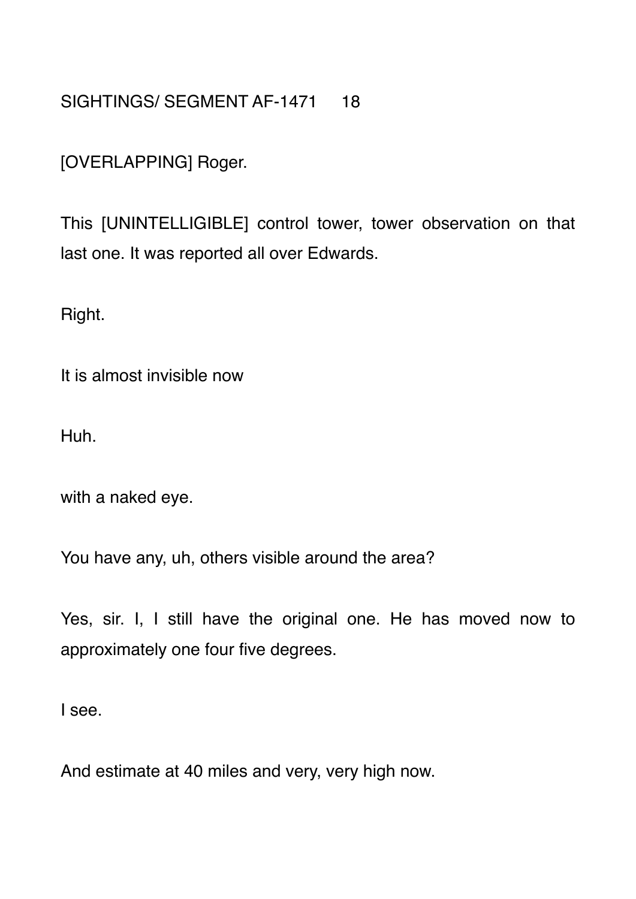[OVERLAPPING] Roger.

This [UNINTELLIGIBLE] control tower, tower observation on that last one. It was reported all over Edwards.

Right.

It is almost invisible now

Huh.

with a naked eye.

You have any, uh, others visible around the area?

Yes, sir. I, I still have the original one. He has moved now to approximately one four five degrees.

I see.

And estimate at 40 miles and very, very high now.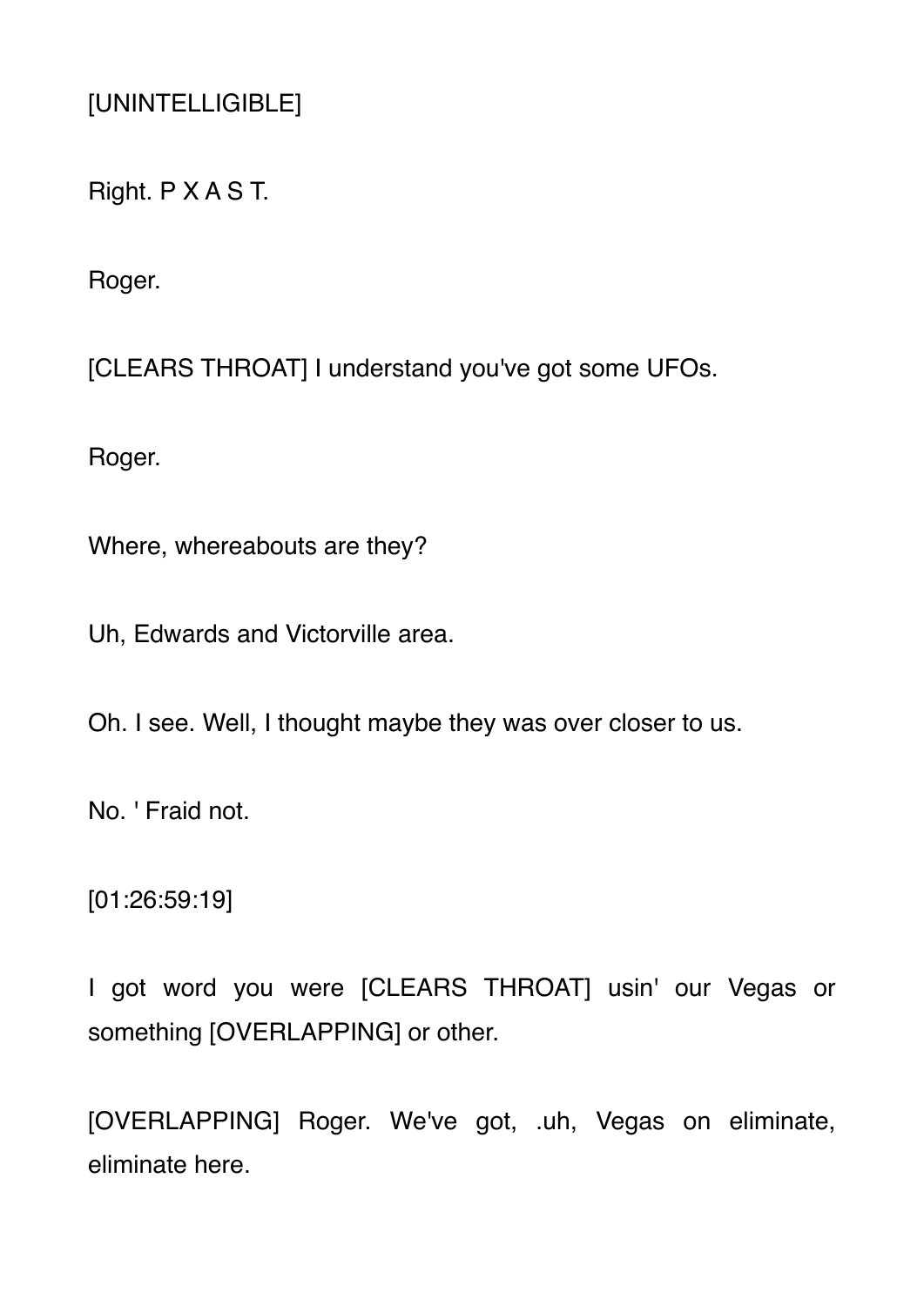[UNINTELLIGIBLE]

Right. P X A S T.

Roger.

[CLEARS THROAT] I understand you've got some UFOs.

Roger.

Where, whereabouts are they?

Uh, Edwards and Victorville area.

Oh. I see. Well, I thought maybe they was over closer to us.

No. ' Fraid not.

[01:26:59:19]

I got word you were [CLEARS THROAT] usin' our Vegas or something [OVERLAPPING] or other.

[OVERLAPPING] Roger. We've got, .uh, Vegas on eliminate, eliminate here.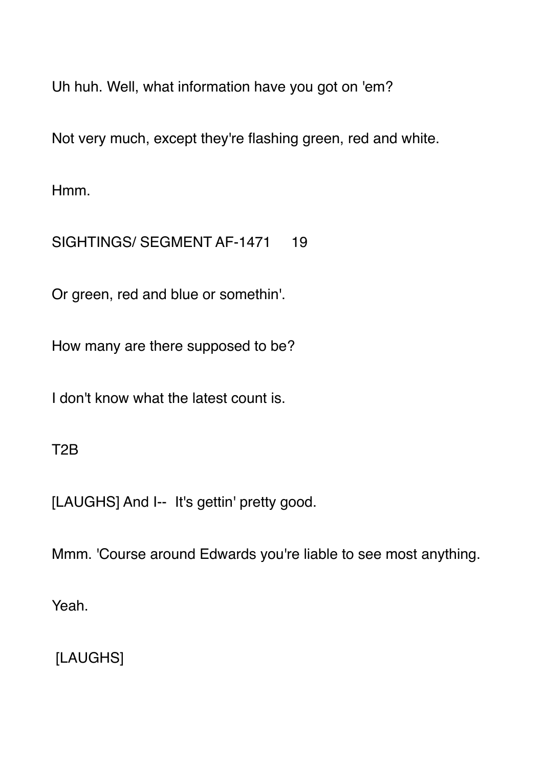Uh huh. Well, what information have you got on 'em?

Not very much, except they're flashing green, red and white.

Hmm.

Or green, red and blue or somethin'.

How many are there supposed to be?

I don't know what the latest count is.

T2B

[LAUGHS] And I-- It's gettin' pretty good.

Mmm. 'Course around Edwards you're liable to see most anything.

Yeah.

[LAUGHS]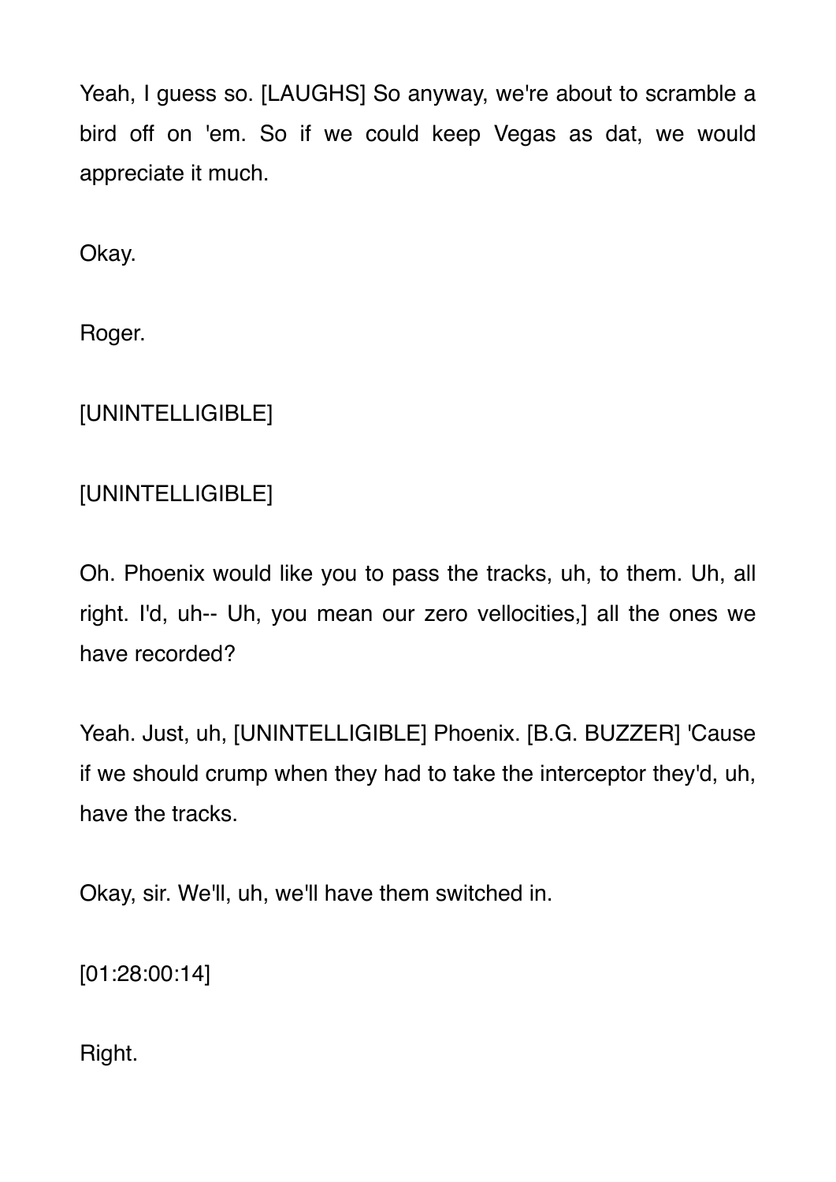Yeah, I guess so. [LAUGHS] So anyway, we're about to scramble a bird off on 'em. So if we could keep Vegas as dat, we would appreciate it much.

Okay.

Roger.

[UNINTELLIGIBLE]

[UNINTELLIGIBLE]

Oh. Phoenix would like you to pass the tracks, uh, to them. Uh, all right. I'd, uh-- Uh, you mean our zero vellocities,] all the ones we have recorded?

Yeah. Just, uh, [UNINTELLIGIBLE] Phoenix. [B.G. BUZZER] 'Cause if we should crump when they had to take the interceptor they'd, uh, have the tracks.

Okay, sir. We'll, uh, we'll have them switched in.

[01:28:00:14]

Right.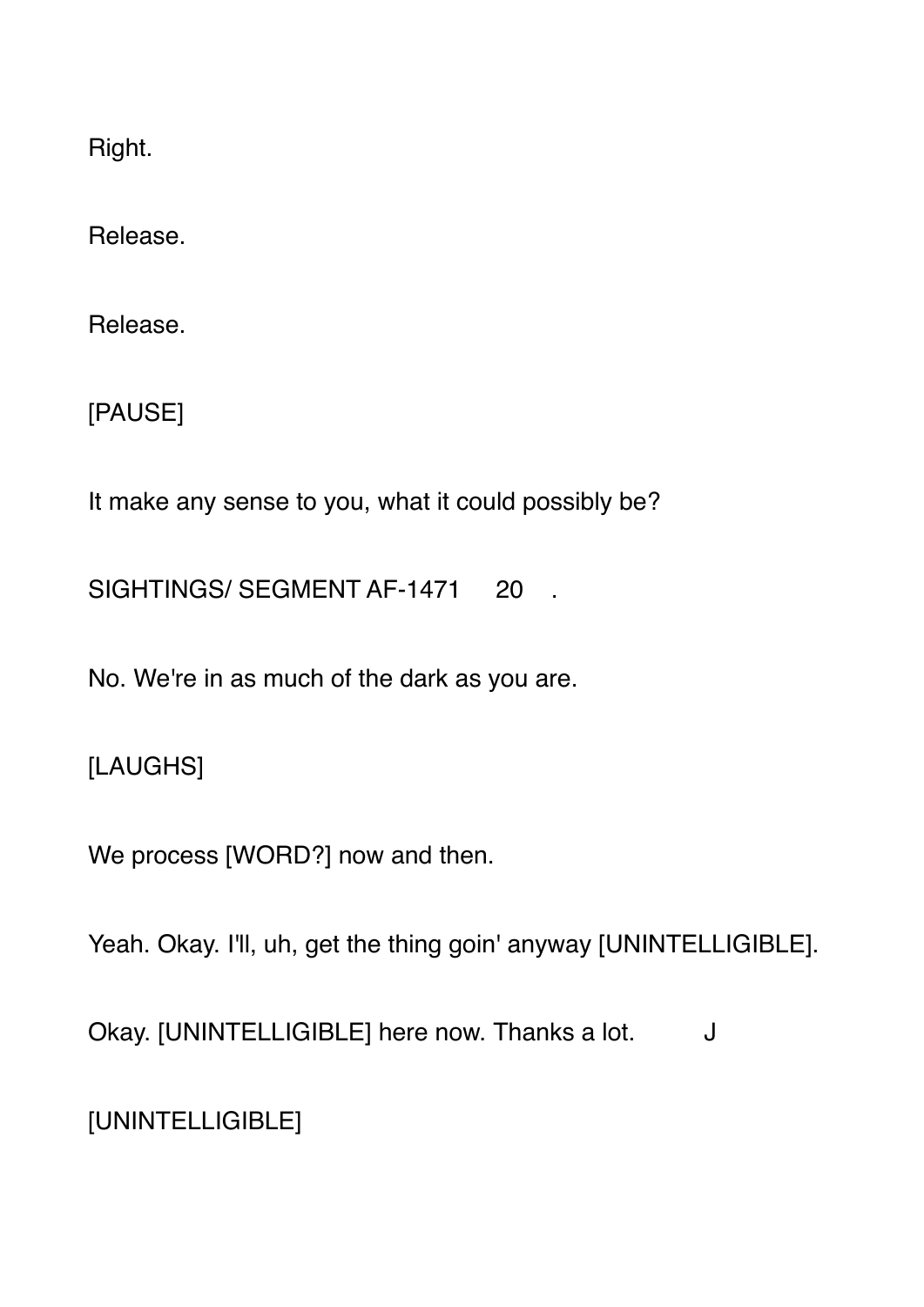Right.

Release.

Release.

[PAUSE]

It make any sense to you, what it could possibly be?

No. We're in as much of the dark as you are.

[LAUGHS]

We process [WORD?] now and then.

Yeah. Okay. I'll, uh, get the thing goin' anyway [UNINTELLIGIBLE].

Okay. [UNINTELLIGIBLE] here now. Thanks a lot. J

[UNINTELLIGIBLE]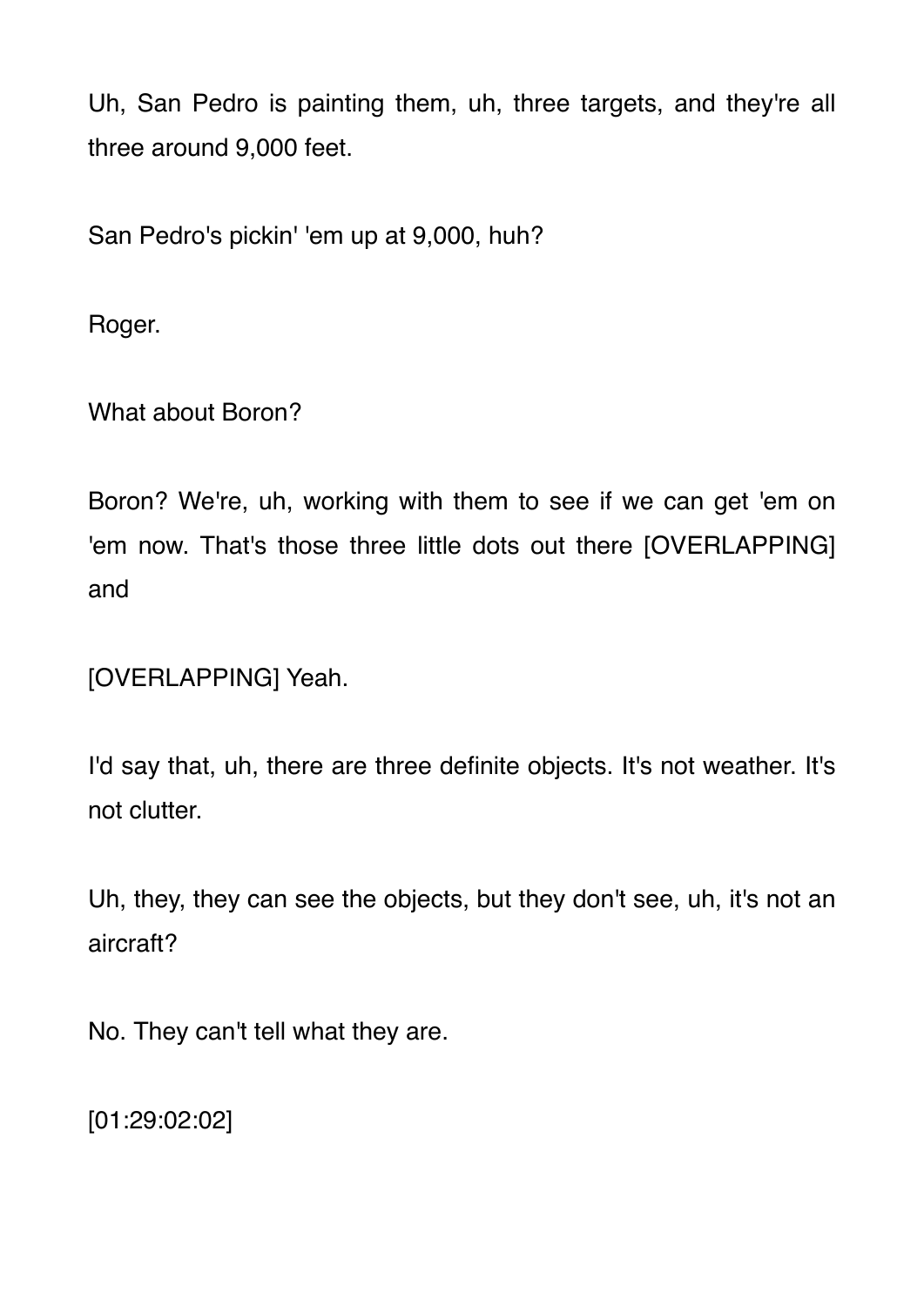Uh, San Pedro is painting them, uh, three targets, and they're all three around 9,000 feet.

San Pedro's pickin' 'em up at 9,000, huh?

Roger.

What about Boron?

Boron? We're, uh, working with them to see if we can get 'em on 'em now. That's those three little dots out there [OVERLAPPING] and

[OVERLAPPING] Yeah.

I'd say that, uh, there are three definite objects. It's not weather. It's not clutter.

Uh, they, they can see the objects, but they don't see, uh, it's not an aircraft?

No. They can't tell what they are.

[01:29:02:02]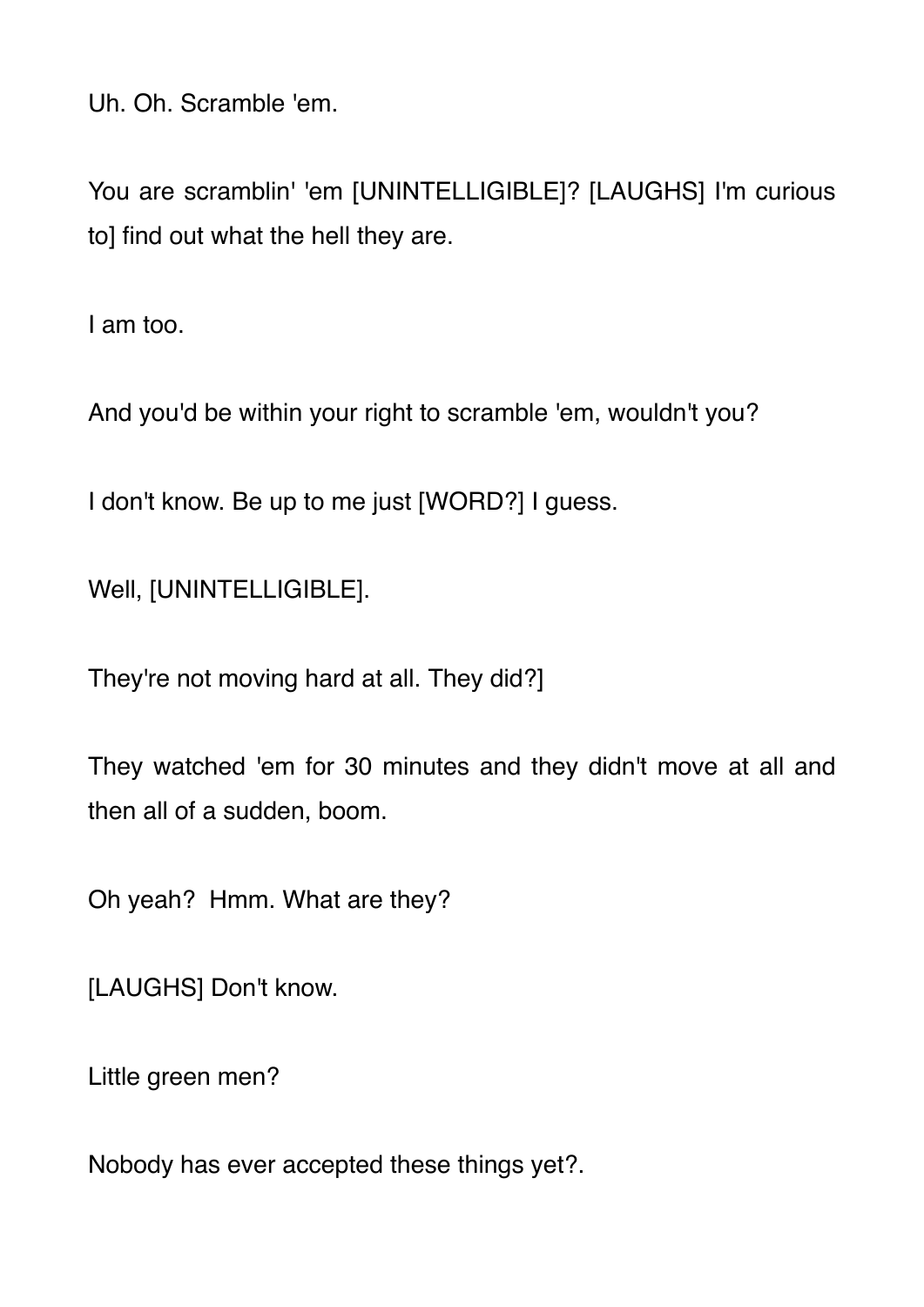Uh. Oh. Scramble 'em.

You are scramblin' 'em [UNINTELLIGIBLE]? [LAUGHS] I'm curious to] find out what the hell they are.

I am too.

And you'd be within your right to scramble 'em, wouldn't you?

I don't know. Be up to me just [WORD?] I guess.

Well, [UNINTELLIGIBLE].

They're not moving hard at all. They did?]

They watched 'em for 30 minutes and they didn't move at all and then all of a sudden, boom.

Oh yeah?  Hmm. What are they?

[LAUGHS] Don't know.

Little green men?

Nobody has ever accepted these things yet?.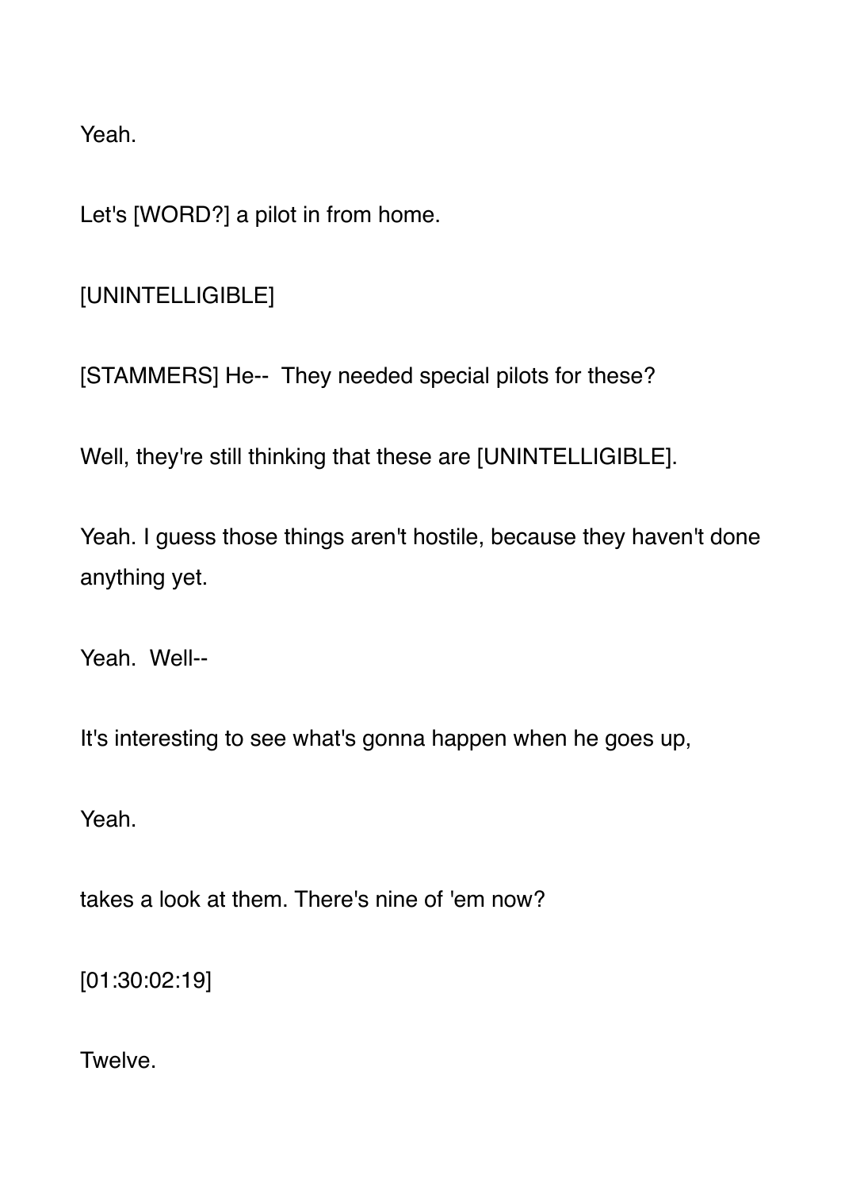Yeah.

Let's [WORD?] a pilot in from home.

[UNINTELLIGIBLE]

[STAMMERS] He--  They needed special pilots for these?

Well, they're still thinking that these are [UNINTELLIGIBLE].

Yeah. I guess those things aren't hostile, because they haven't done anything yet.

Yeah.  Well--

It's interesting to see what's gonna happen when he goes up,

Yeah.

takes a look at them. There's nine of 'em now?

[01:30:02:19]

Twelve.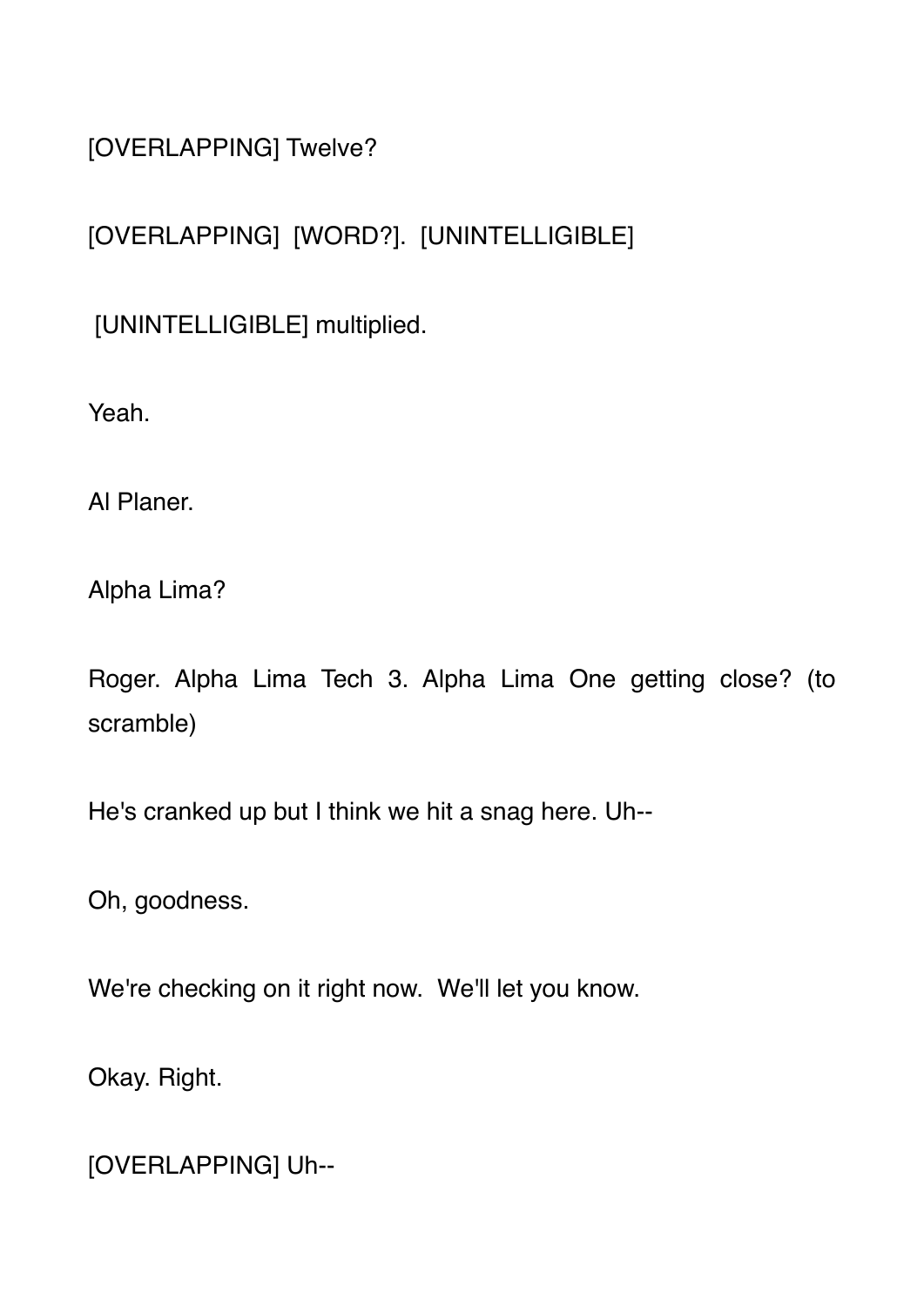[OVERLAPPING] Twelve?

[OVERLAPPING] [WORD?]. [UNINTELLIGIBLE]

[UNINTELLIGIBLE] multiplied.

Yeah.

Al Planer.

Alpha Lima?

Roger. Alpha Lima Tech 3. Alpha Lima One getting close? (to scramble)

He's cranked up but I think we hit a snag here. Uh--

Oh, goodness.

We're checking on it right now. We'll let you know.

Okay. Right.

[OVERLAPPING] Uh--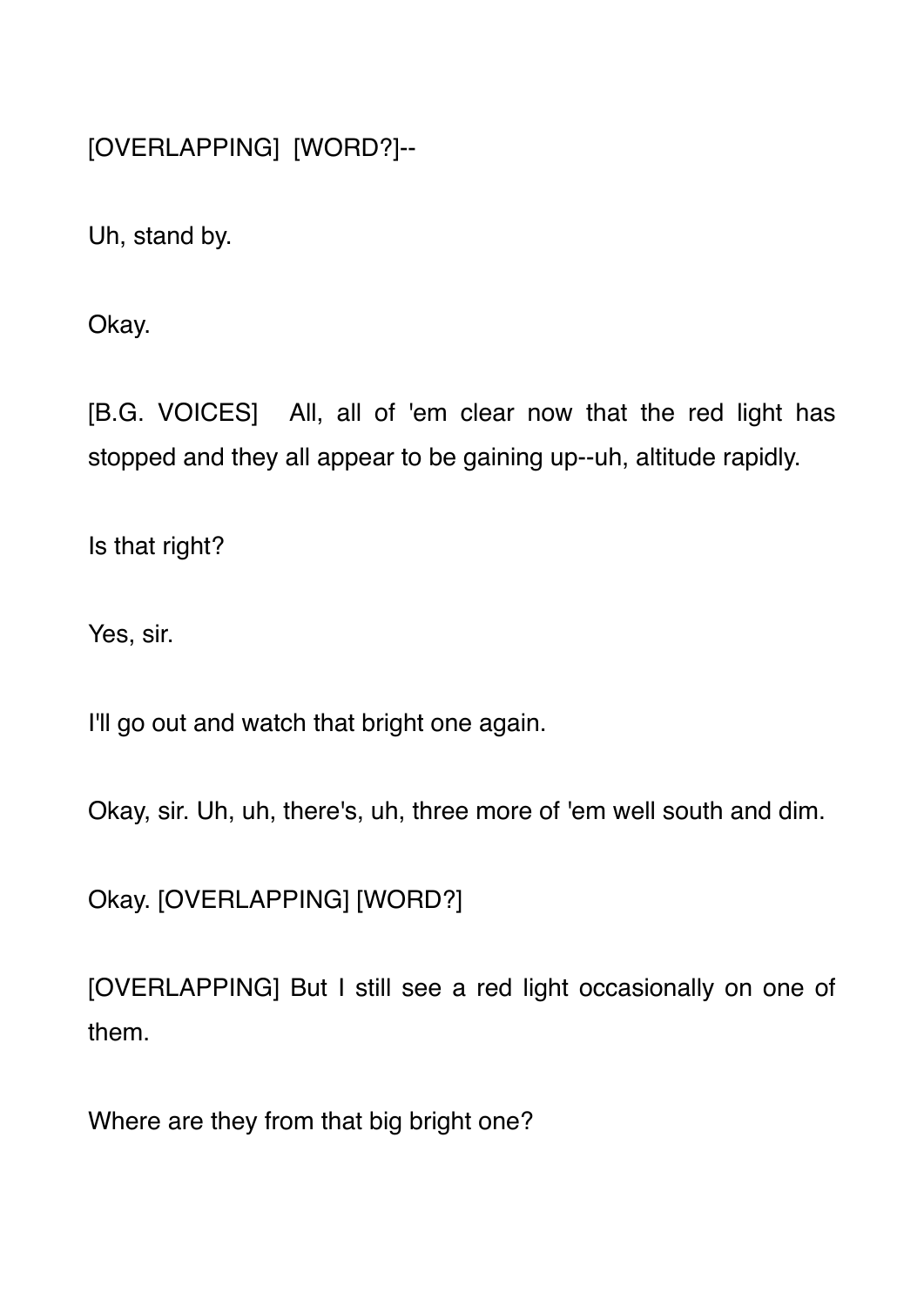[OVERLAPPING] [WORD?]--

Uh, stand by.

Okay.

[B.G. VOICES] All, all of 'em clear now that the red light has stopped and they all appear to be gaining up--uh, altitude rapidly.

Is that right?

Yes, sir.

I'll go out and watch that bright one again.

Okay, sir. Uh, uh, there's, uh, three more of 'em well south and dim.

Okay. [OVERLAPPING] [WORD?]

[OVERLAPPING] But I still see a red light occasionally on one of them.

Where are they from that big bright one?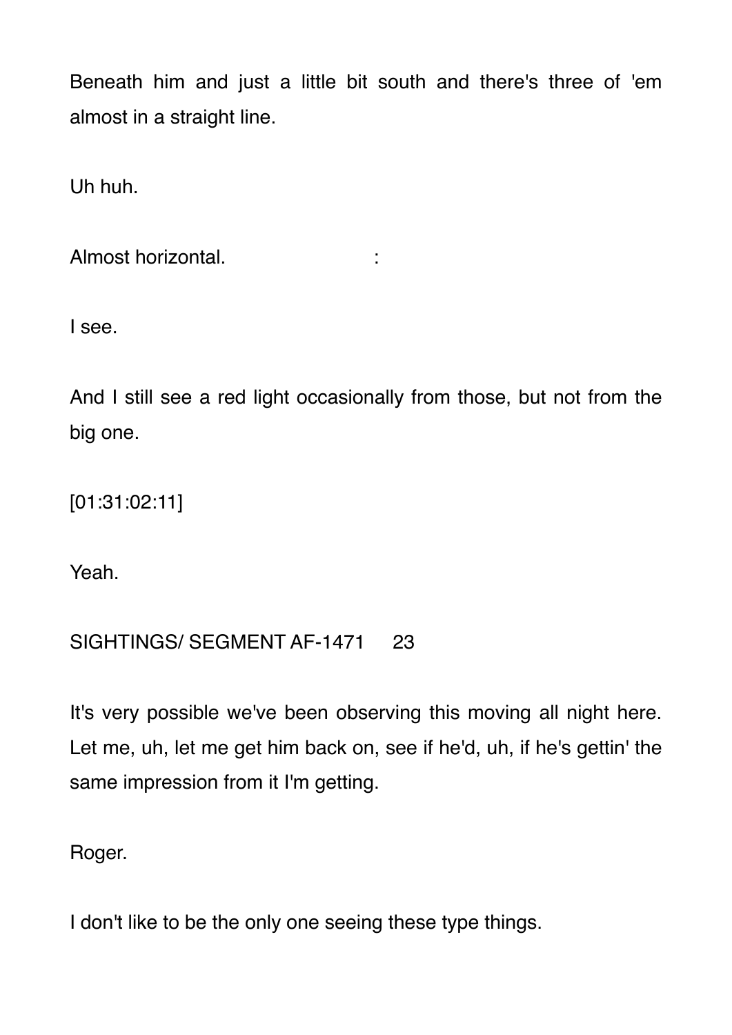Beneath him and just a little bit south and there's three of 'em almost in a straight line.

Uh huh.

Almost horizontal. :

I see.

And I still see a red light occasionally from those, but not from the big one.

[01:31:02:11]

Yeah.

It's very possible we've been observing this moving all night here. Let me, uh, let me get him back on, see if he'd, uh, if he's gettin' the same impression from it I'm getting.

Roger.

I don't like to be the only one seeing these type things.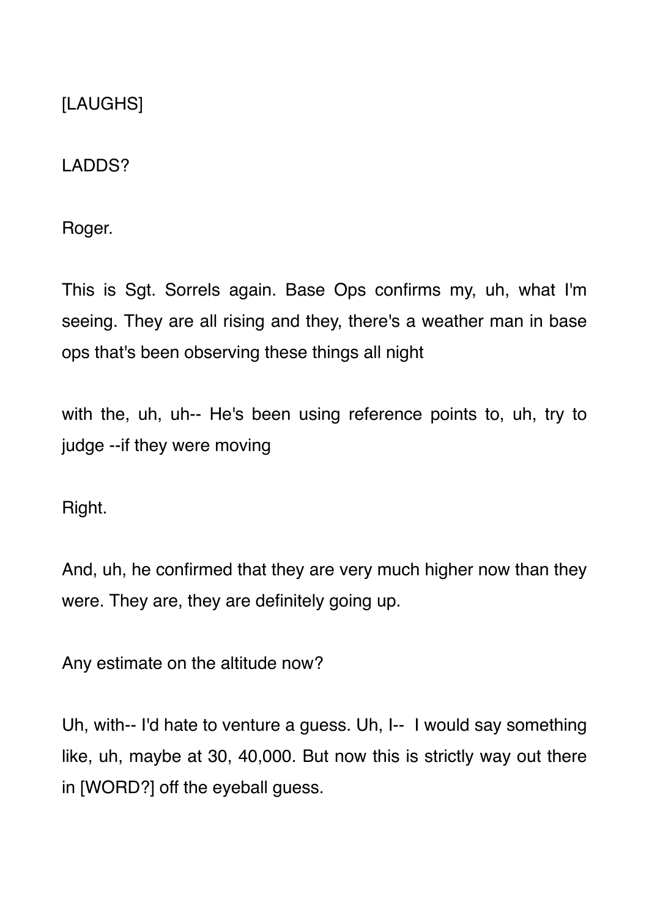[LAUGHS]

LADDS?

Roger.

This is Sgt. Sorrels again. Base Ops confirms my, uh, what I'm seeing. They are all rising and they, there's a weather man in base ops that's been observing these things all night

with the, uh, uh-- He's been using reference points to, uh, try to judge --if they were moving

Right.

And, uh, he confirmed that they are very much higher now than they were. They are, they are definitely going up.

Any estimate on the altitude now?

Uh, with-- I'd hate to venture a guess. Uh, I-- I would say something like, uh, maybe at 30, 40,000. But now this is strictly way out there in [WORD?] off the eyeball guess.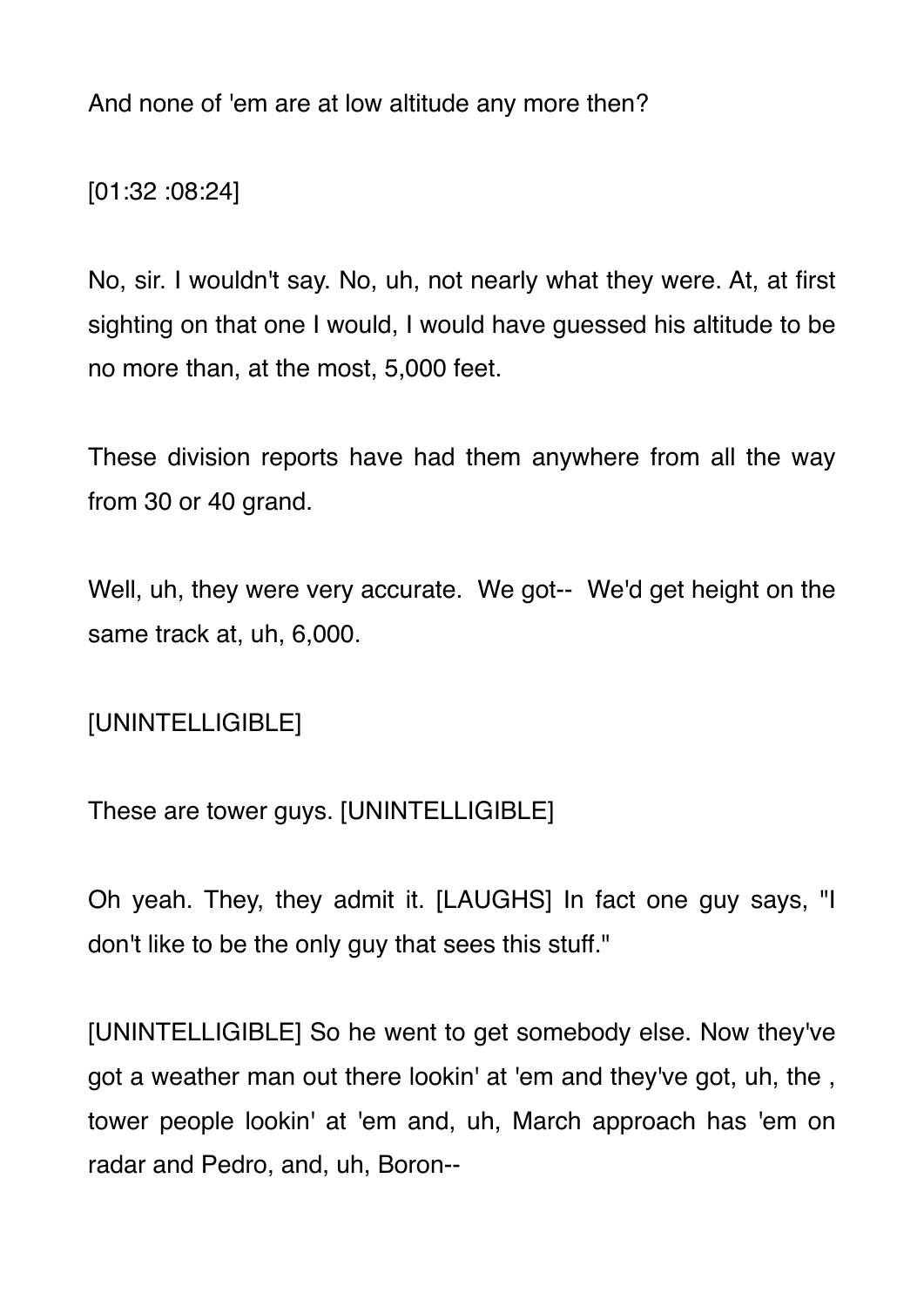And none of 'em are at low altitude any more then?

[01:32 :08:24]

No, sir. I wouldn't say. No, uh, not nearly what they were. At, at first sighting on that one I would, I would have guessed his altitude to be no more than, at the most, 5,000 feet.

These division reports have had them anywhere from all the way from 30 or 40 grand.

Well, uh, they were very accurate.  We got--  We'd get height on the same track at, uh, 6,000.

[UNINTELLIGIBLE]

These are tower guys. [UNINTELLIGIBLE]

Oh yeah. They, they admit it. [LAUGHS] In fact one guy says, "I don't like to be the only guy that sees this stuff."

[UNINTELLIGIBLE] So he went to get somebody else. Now they've got a weather man out there lookin' at 'em and they've got, uh, the , tower people lookin' at 'em and, uh, March approach has 'em on radar and Pedro, and, uh, Boron--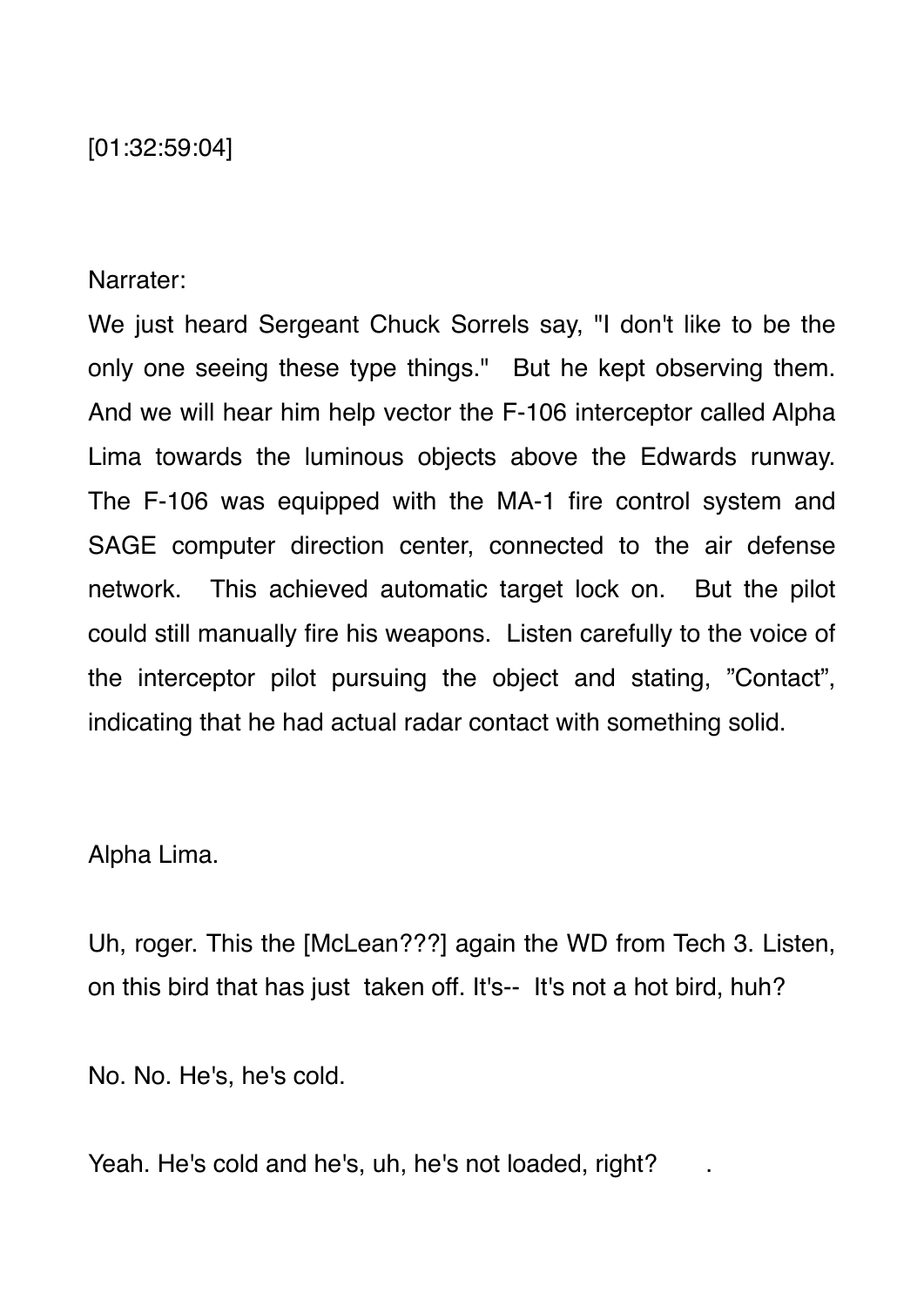[01:32:59:04]

Narrater:

We just heard Sergeant Chuck Sorrels say, "I don't like to be the only one seeing these type things." But he kept observing them. And we will hear him help vector the F-106 interceptor called Alpha Lima towards the luminous objects above the Edwards runway. The F-106 was equipped with the MA-1 fire control system and SAGE computer direction center, connected to the air defense network. This achieved automatic target lock on. But the pilot could still manually fire his weapons. Listen carefully to the voice of the interceptor pilot pursuing the object and stating, "Contact", indicating that he had actual radar contact with something solid.

Alpha Lima.

Uh, roger. This the [McLean???] again the WD from Tech 3. Listen, on this bird that has just taken off. It's-- It's not a hot bird, huh?

No. No. He's, he's cold.

Yeah. He's cold and he's, uh, he's not loaded, right? .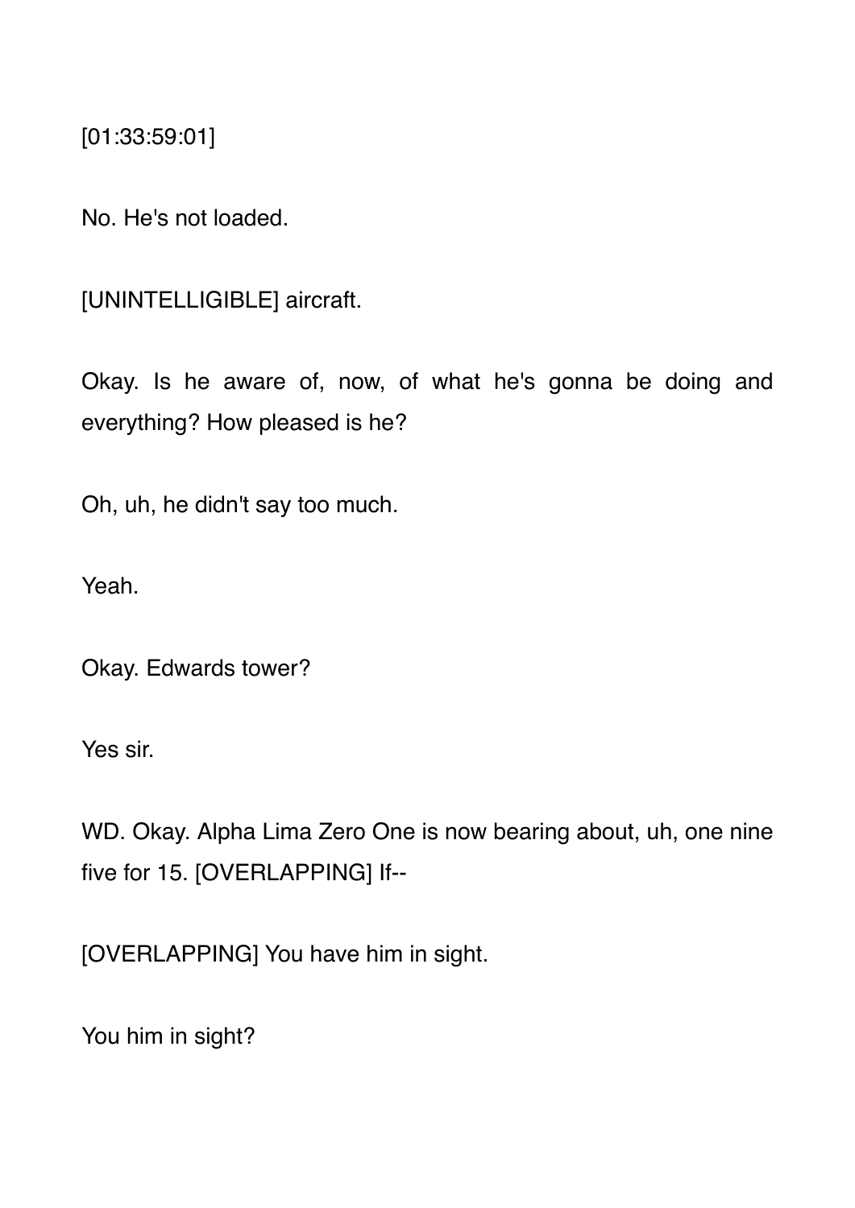[01:33:59:01]

No. He's not loaded.

[UNINTELLIGIBLE] aircraft.

Okay. Is he aware of, now, of what he's gonna be doing and everything? How pleased is he?

Oh, uh, he didn't say too much.

Yeah.

Okay. Edwards tower?

Yes sir.

WD. Okay. Alpha Lima Zero One is now bearing about, uh, one nine five for 15. [OVERLAPPING] If--

[OVERLAPPING] You have him in sight.

You him in sight?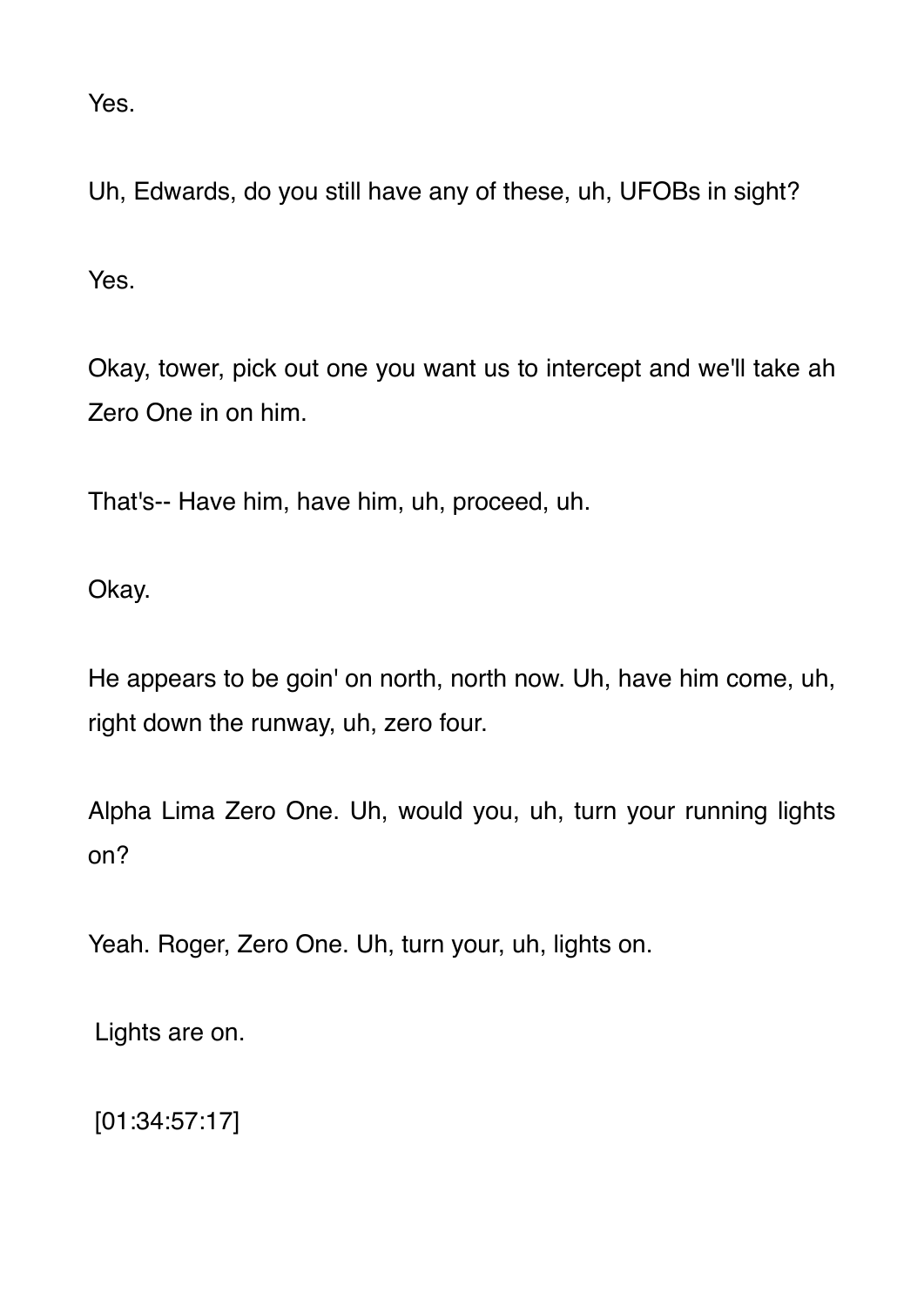Yes.

Uh, Edwards, do you still have any of these, uh, UFOBs in sight?

Yes.

Okay, tower, pick out one you want us to intercept and we'll take ah Zero One in on him.

That's-- Have him, have him, uh, proceed, uh.

Okay.

He appears to be goin' on north, north now. Uh, have him come, uh, right down the runway, uh, zero four.

Alpha Lima Zero One. Uh, would you, uh, turn your running lights on?

Yeah. Roger, Zero One. Uh, turn your, uh, lights on.

Lights are on.

[01:34:57:17]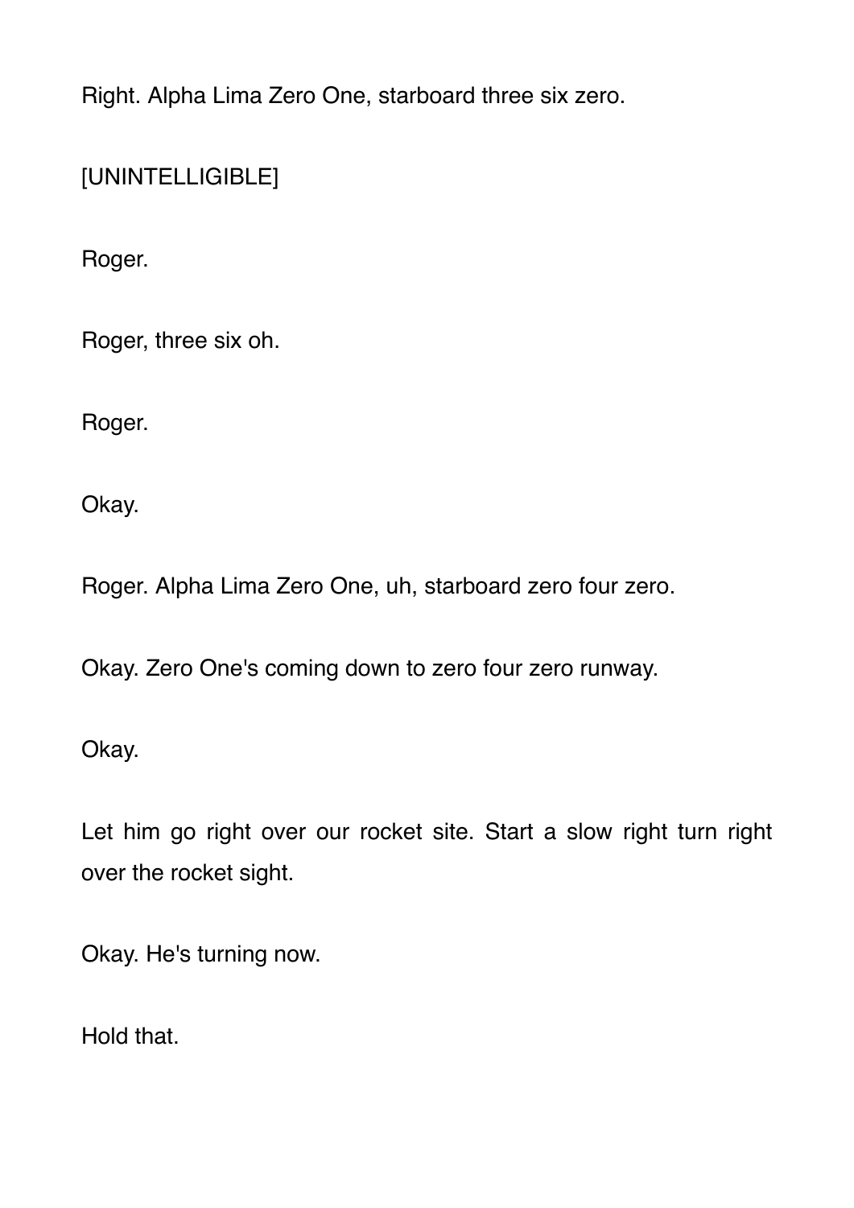Right. Alpha Lima Zero One, starboard three six zero.

[UNINTELLIGIBLE]

Roger.

Roger, three six oh.

Roger.

Okay.

Roger. Alpha Lima Zero One, uh, starboard zero four zero.

Okay. Zero One's coming down to zero four zero runway.

Okay.

Let him go right over our rocket site. Start a slow right turn right over the rocket sight.

Okay. He's turning now.

Hold that.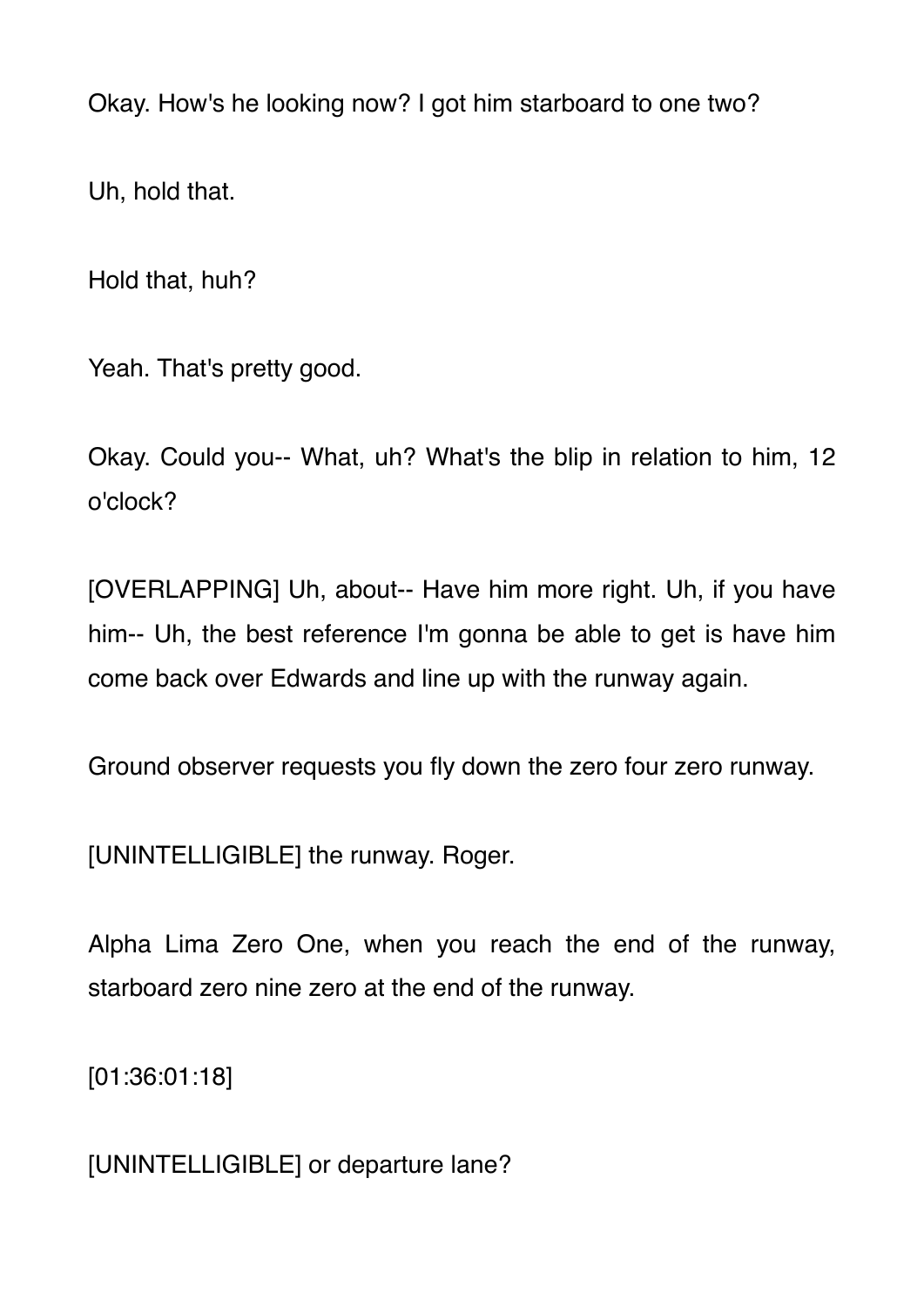Okay. How's he looking now? I got him starboard to one two?

Uh, hold that.

Hold that, huh?

Yeah. That's pretty good.

Okay. Could you-- What, uh? What's the blip in relation to him, 12 o'clock?

[OVERLAPPING] Uh, about-- Have him more right. Uh, if you have him-- Uh, the best reference I'm gonna be able to get is have him come back over Edwards and line up with the runway again.

Ground observer requests you fly down the zero four zero runway.

[UNINTELLIGIBLE] the runway. Roger.

Alpha Lima Zero One, when you reach the end of the runway, starboard zero nine zero at the end of the runway.

[01:36:01:18]

[UNINTELLIGIBLE] or departure lane?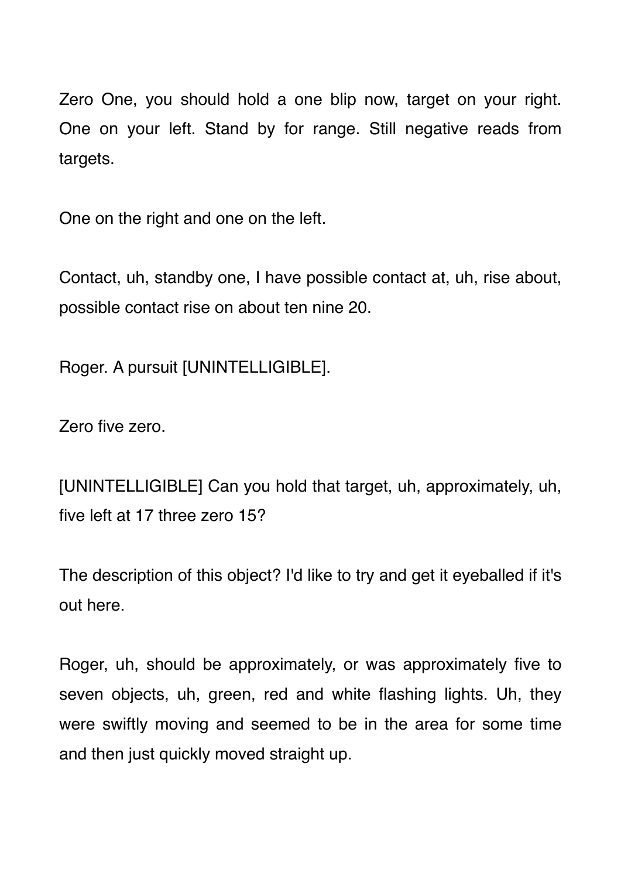Zero One, you should hold a one blip now, target on your right. One on your left. Stand by for range. Still negative reads from targets.

One on the right and one on the left.

Contact, uh, standby one, I have possible contact at, uh, rise about, possible contact rise on about ten nine 20.

Roger. A pursuit [UNINTELLIGIBLE].

Zero five zero.

[UNINTELLIGIBLE] Can you hold that target, uh, approximately, uh, five left at 17 three zero 15?

The description of this object? I'd like to try and get it eyeballed if it's out here.

Roger, uh, should be approximately, or was approximately five to seven objects, uh, green, red and white flashing lights. Uh, they were swiftly moving and seemed to be in the area for some time and then just quickly moved straight up.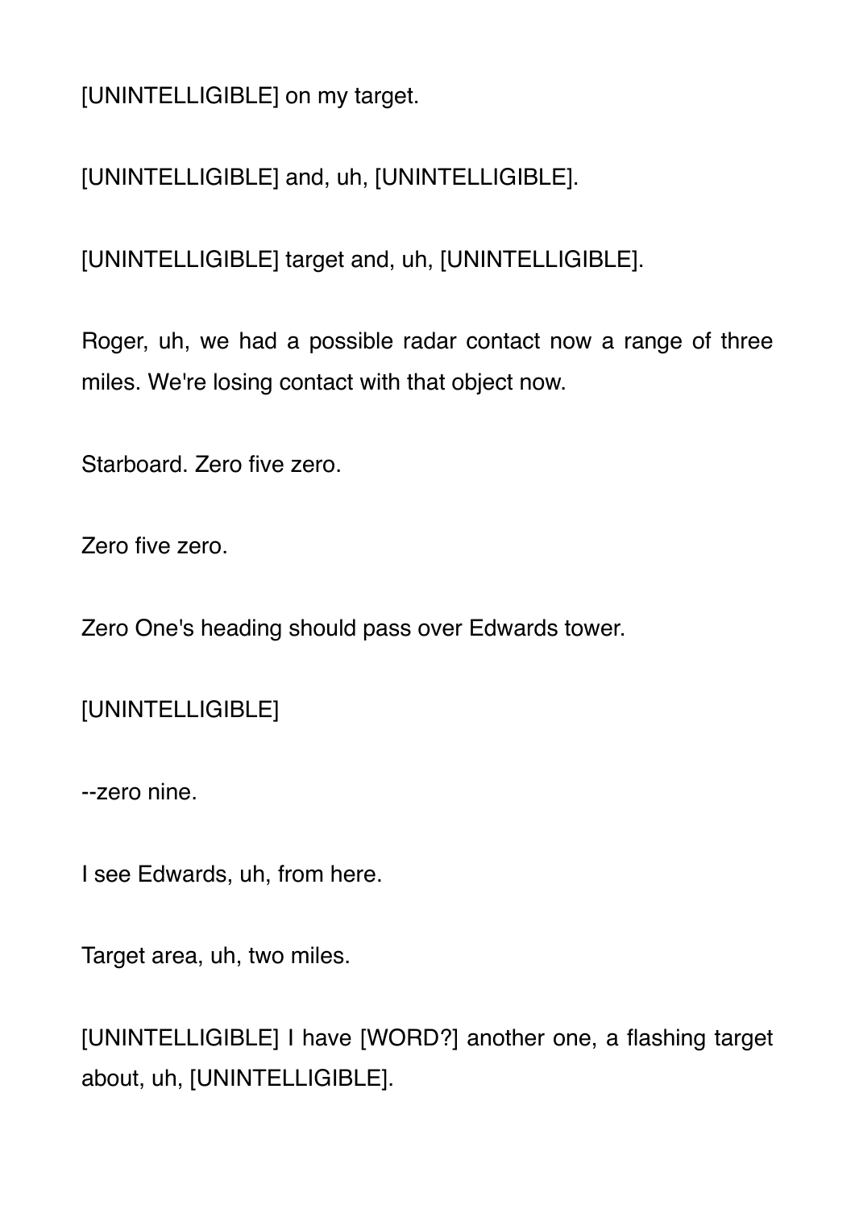[UNINTELLIGIBLE] on my target.

[UNINTELLIGIBLE] and, uh, [UNINTELLIGIBLE].

[UNINTELLIGIBLE] target and, uh, [UNINTELLIGIBLE].

Roger, uh, we had a possible radar contact now a range of three miles. We're losing contact with that object now.

Starboard. Zero five zero.

Zero five zero.

Zero One's heading should pass over Edwards tower.

[UNINTELLIGIBLE]

--zero nine.

I see Edwards, uh, from here.

Target area, uh, two miles.

[UNINTELLIGIBLE] I have [WORD?] another one, a flashing target about, uh, [UNINTELLIGIBLE].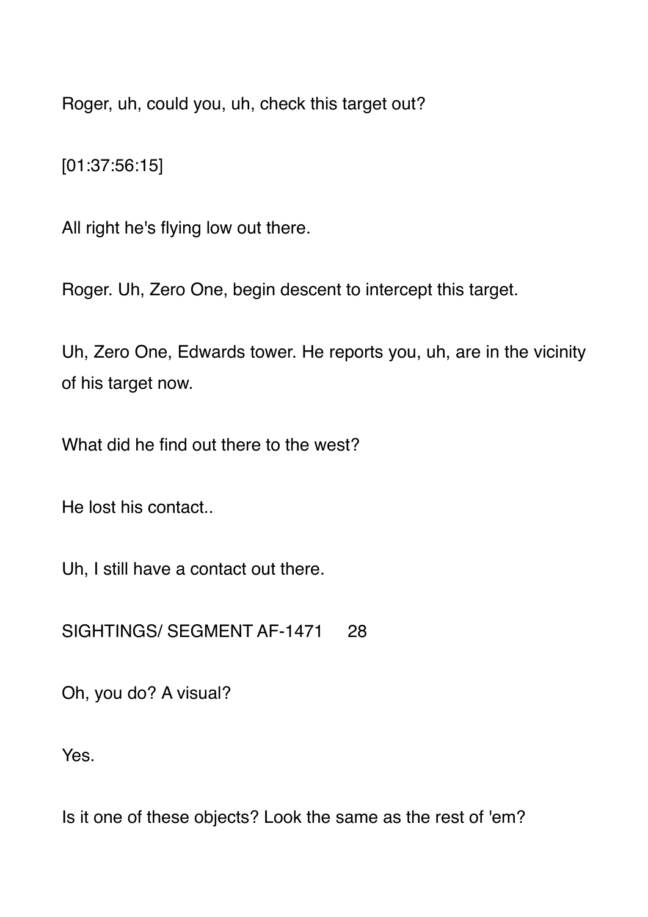Roger, uh, could you, uh, check this target out?

[01:37:56:15]

All right he's flying low out there.

Roger. Uh, Zero One, begin descent to intercept this target.

Uh, Zero One, Edwards tower. He reports you, uh, are in the vicinity of his target now.

What did he find out there to the west?

He lost his contact..

Uh, I still have a contact out there.

Oh, you do? A visual?

Yes.

Is it one of these objects? Look the same as the rest of 'em?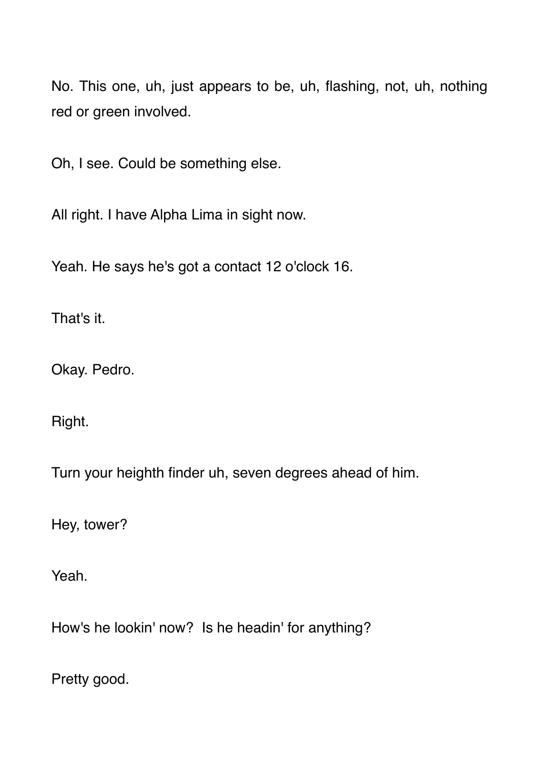No. This one, uh, just appears to be, uh, flashing, not, uh, nothing red or green involved.

Oh, I see. Could be something else.

All right. I have Alpha Lima in sight now.

Yeah. He says he's got a contact 12 o'clock 16.

That's it.

Okay. Pedro.

Right.

Turn your heighth finder uh, seven degrees ahead of him.

Hey, tower?

Yeah.

How's he lookin' now?  Is he headin' for anything?

Pretty good.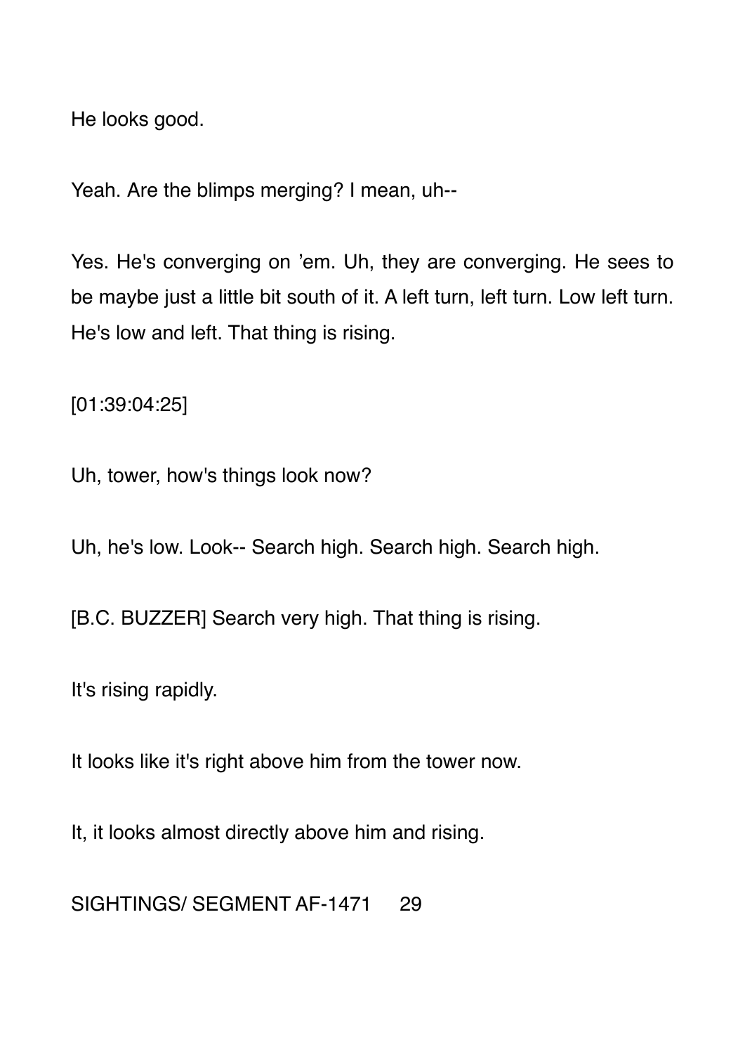He looks good.

Yeah. Are the blimps merging? I mean, uh--

Yes. He's converging on 'em. Uh, they are converging. He sees to be maybe just a little bit south of it. A left turn, left turn. Low left turn. He's low and left. That thing is rising.

[01:39:04:25]

Uh, tower, how's things look now?

Uh, he's low. Look-- Search high. Search high. Search high.

[B.C. BUZZER] Search very high. That thing is rising.

It's rising rapidly.

It looks like it's right above him from the tower now.

It, it looks almost directly above him and rising.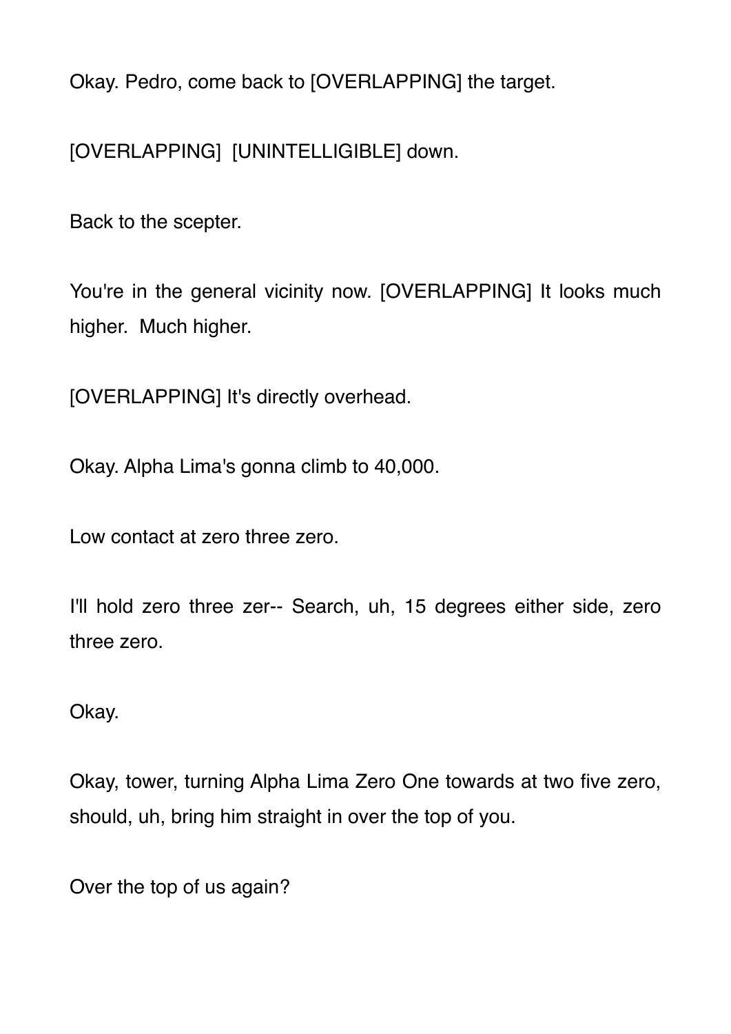Okay. Pedro, come back to [OVERLAPPING] the target.

[OVERLAPPING] [UNINTELLIGIBLE] down.

Back to the scepter.

You're in the general vicinity now. [OVERLAPPING] It looks much higher. Much higher.

[OVERLAPPING] It's directly overhead.

Okay. Alpha Lima's gonna climb to 40,000.

Low contact at zero three zero.

I'll hold zero three zer-- Search, uh, 15 degrees either side, zero three zero.

Okay.

Okay, tower, turning Alpha Lima Zero One towards at two five zero, should, uh, bring him straight in over the top of you.

Over the top of us again?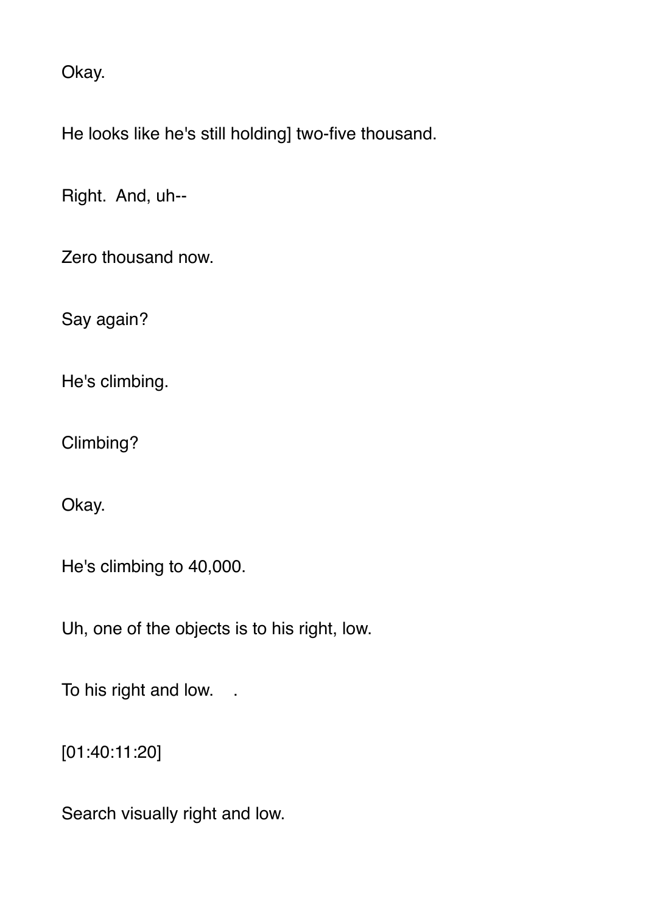Okay.

He looks like he's still holding] two-five thousand.

Right. And, uh--

Zero thousand now.

Say again?

He's climbing.

Climbing?

Okay.

He's climbing to 40,000.

Uh, one of the objects is to his right, low.

To his right and low. .

[01:40:11:20]

Search visually right and low.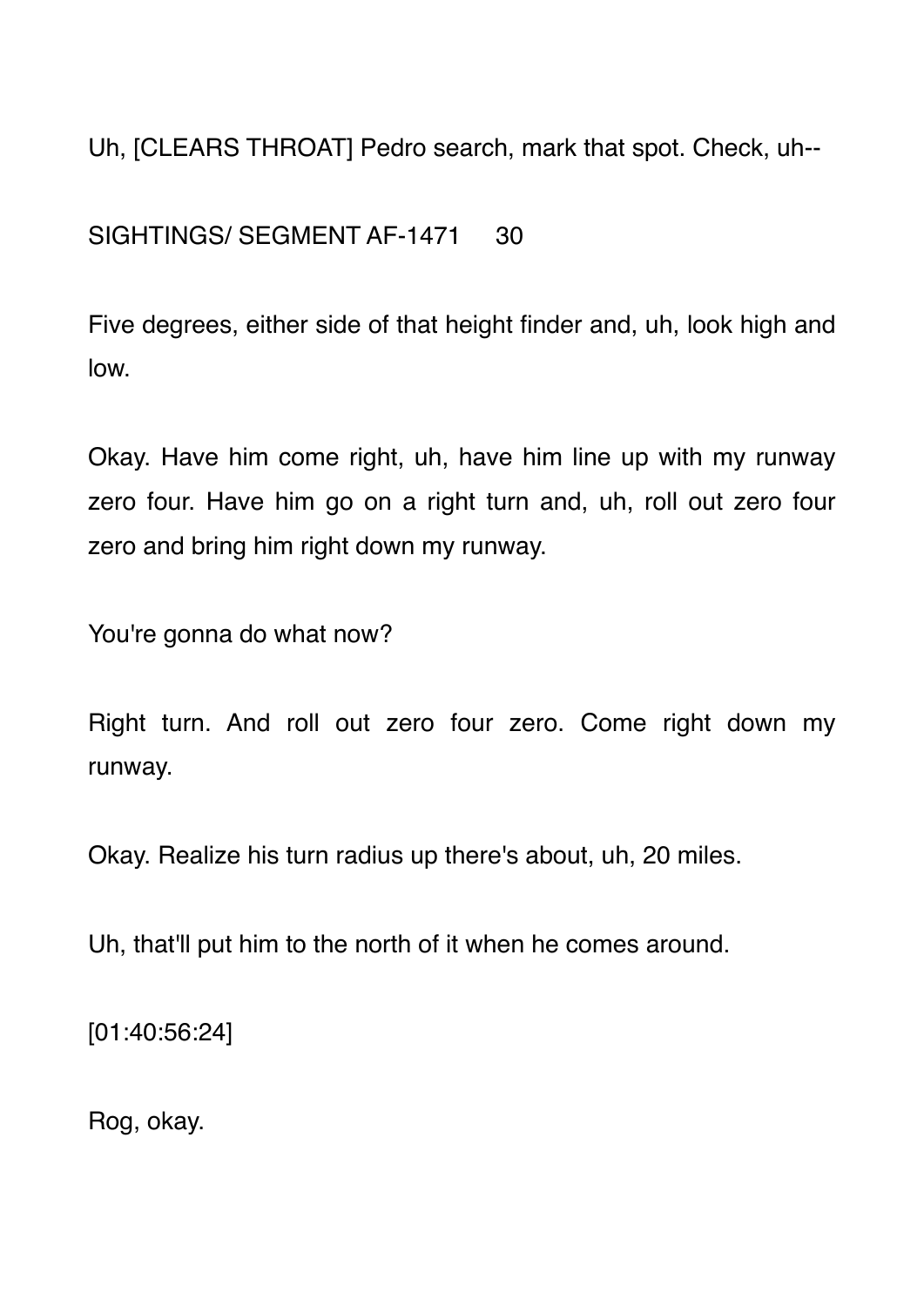Uh, [CLEARS THROAT] Pedro search, mark that spot. Check, uh--

Five degrees, either side of that height finder and, uh, look high and low.

Okay. Have him come right, uh, have him line up with my runway zero four. Have him go on a right turn and, uh, roll out zero four zero and bring him right down my runway.

You're gonna do what now?

Right turn. And roll out zero four zero. Come right down my runway.

Okay. Realize his turn radius up there's about, uh, 20 miles.

Uh, that'll put him to the north of it when he comes around.

[01:40:56:24]

Rog, okay.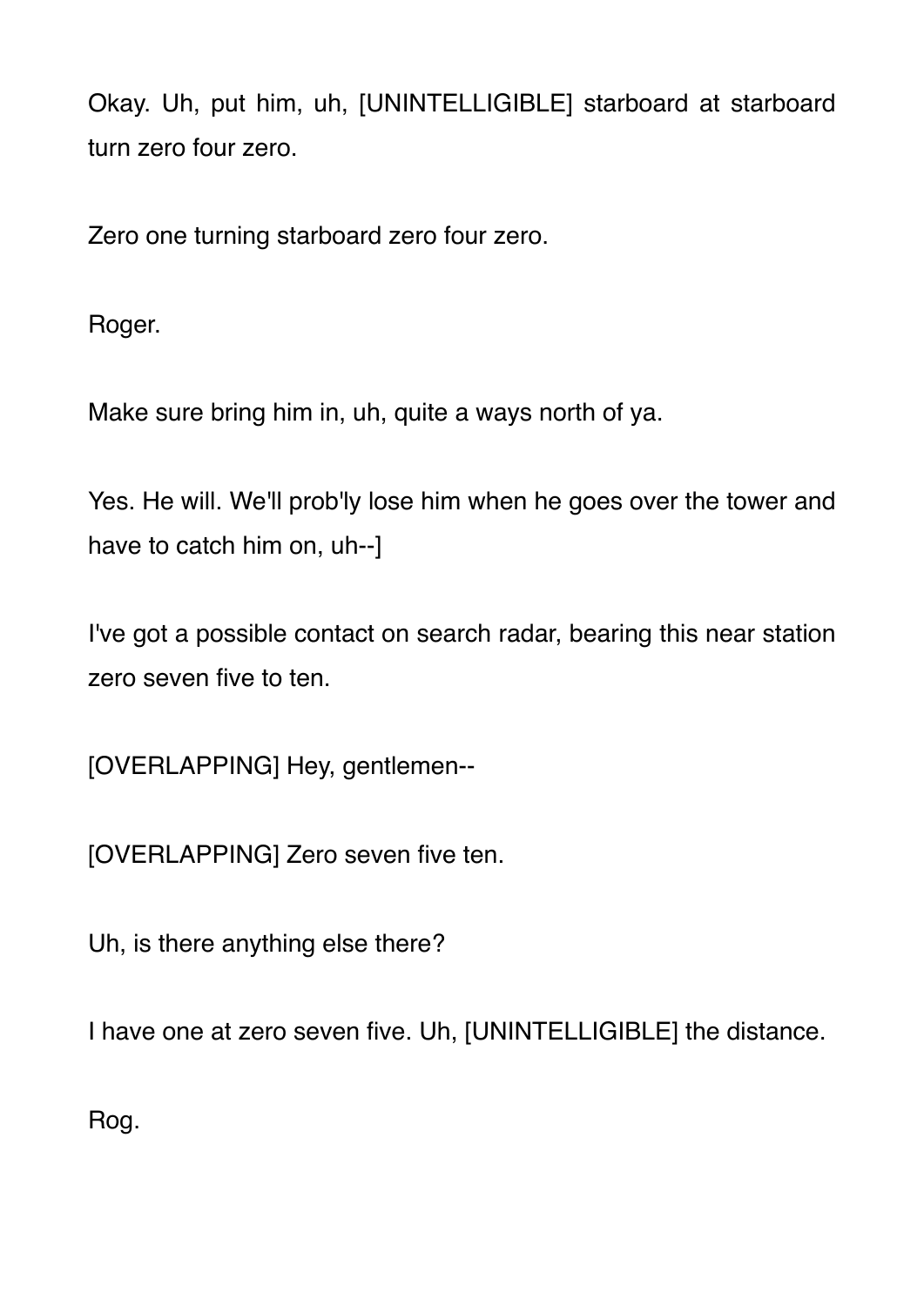Okay. Uh, put him, uh, [UNINTELLIGIBLE] starboard at starboard turn zero four zero.

Zero one turning starboard zero four zero.

Roger.

Make sure bring him in, uh, quite a ways north of ya.

Yes. He will. We'll prob'ly lose him when he goes over the tower and have to catch him on, uh--]

I've got a possible contact on search radar, bearing this near station zero seven five to ten.

[OVERLAPPING] Hey, gentlemen--

[OVERLAPPING] Zero seven five ten.

Uh, is there anything else there?

I have one at zero seven five. Uh, [UNINTELLIGIBLE] the distance.

Rog.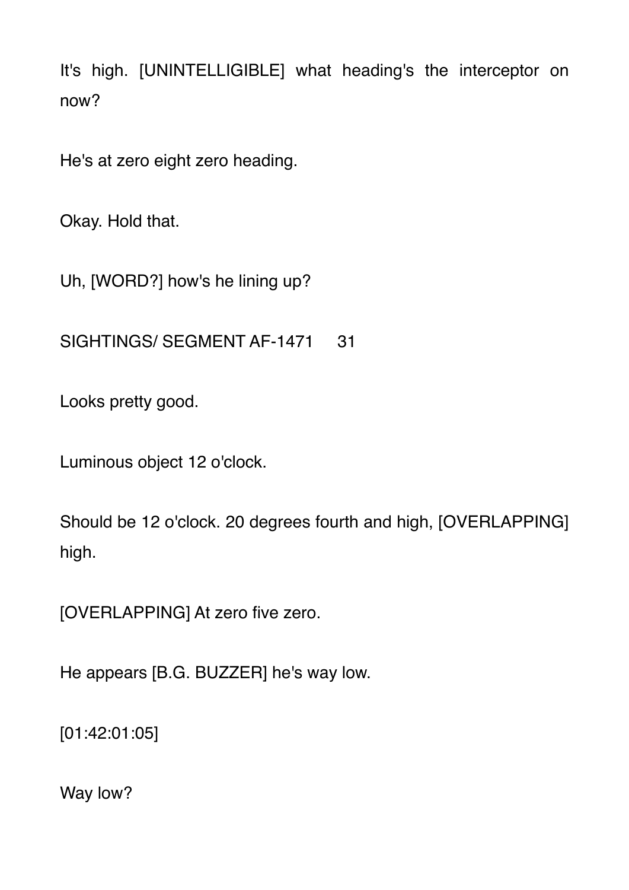It's high. [UNINTELLIGIBLE] what heading's the interceptor on now?

He's at zero eight zero heading.

Okay. Hold that.

Uh, [WORD?] how's he lining up?

Looks pretty good.

Luminous object 12 o'clock.

Should be 12 o'clock. 20 degrees fourth and high, [OVERLAPPING] high.

[OVERLAPPING] At zero five zero.

He appears [B.G. BUZZER] he's way low.

[01:42:01:05]

Way low?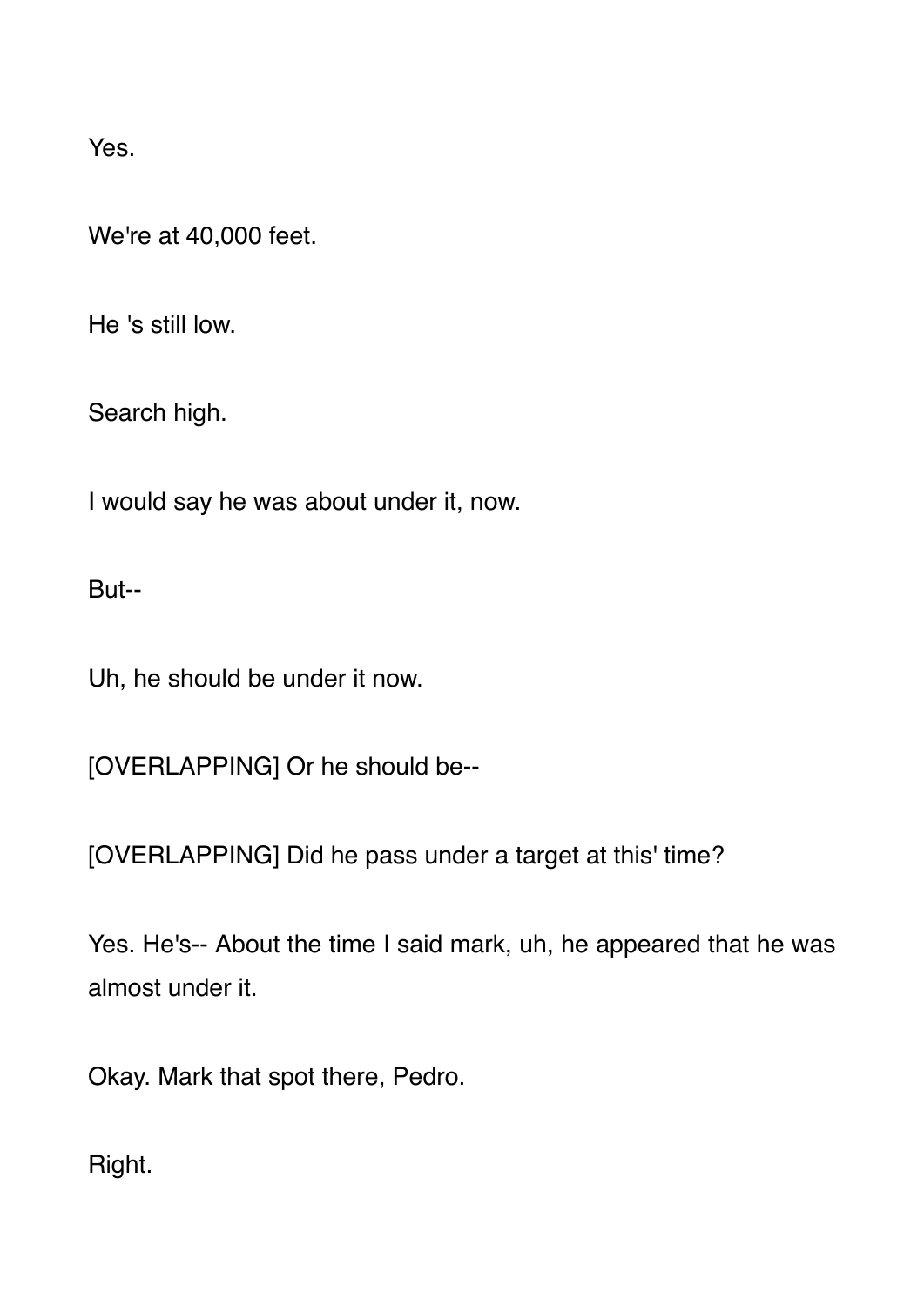Yes.

We're at 40,000 feet.

He 's still low.

Search high.

I would say he was about under it, now.

But--

Uh, he should be under it now.

[OVERLAPPING] Or he should be--

[OVERLAPPING] Did he pass under a target at this' time?

Yes. He's-- About the time I said mark, uh, he appeared that he was almost under it.

Okay. Mark that spot there, Pedro.

Right.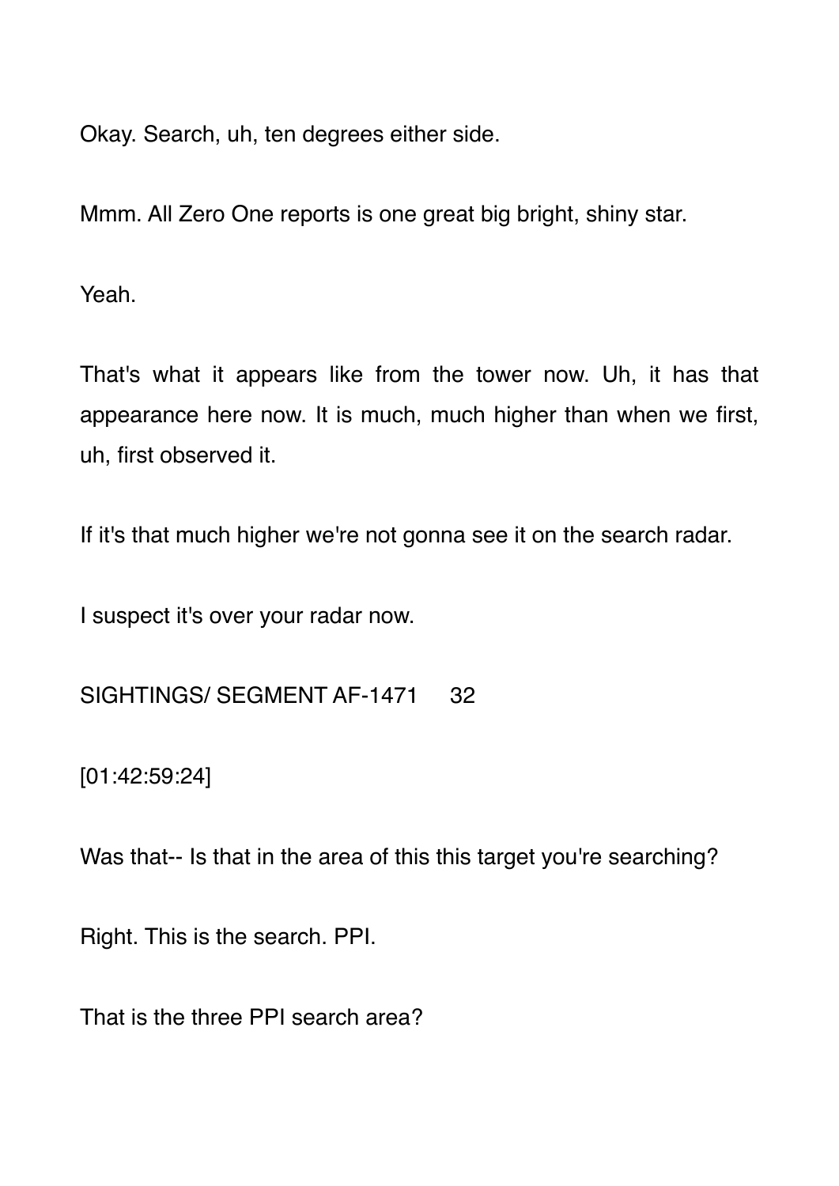Okay. Search, uh, ten degrees either side.

Mmm. All Zero One reports is one great big bright, shiny star.

Yeah.

That's what it appears like from the tower now. Uh, it has that appearance here now. It is much, much higher than when we first, uh, first observed it.

If it's that much higher we're not gonna see it on the search radar.

I suspect it's over your radar now.

[01:42:59:24]

Was that-- Is that in the area of this this target you're searching?

Right. This is the search. PPI.

That is the three PPI search area?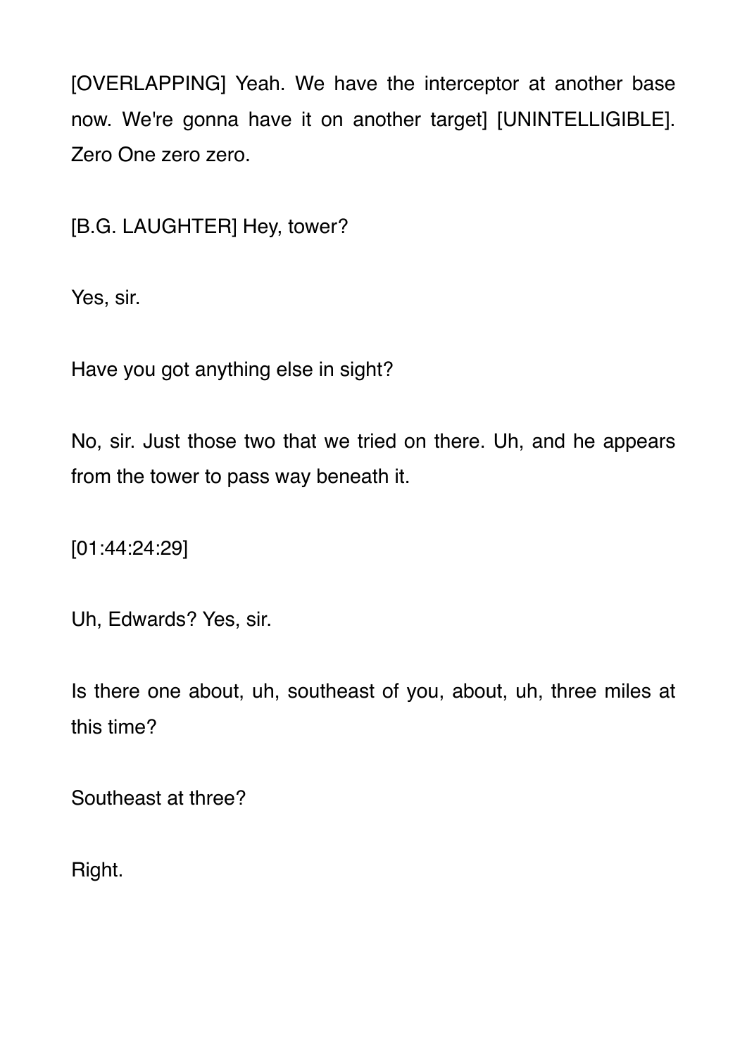[OVERLAPPING] Yeah. We have the interceptor at another base now. We're gonna have it on another target] [UNINTELLIGIBLE]. Zero One zero zero.

[B.G. LAUGHTER] Hey, tower?

Yes, sir.

Have you got anything else in sight?

No, sir. Just those two that we tried on there. Uh, and he appears from the tower to pass way beneath it.

[01:44:24:29]

Uh, Edwards? Yes, sir.

Is there one about, uh, southeast of you, about, uh, three miles at this time?

Southeast at three?

Right.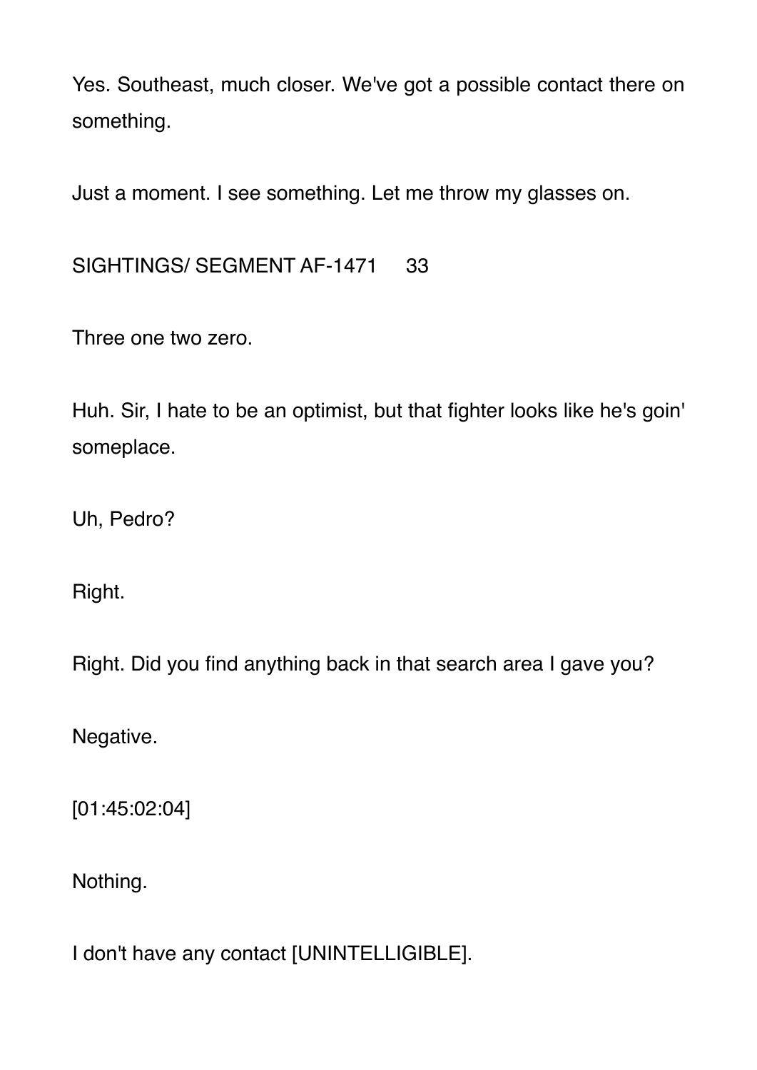Yes. Southeast, much closer. We've got a possible contact there on something.

Just a moment. I see something. Let me throw my glasses on.

Three one two zero.

Huh. Sir, I hate to be an optimist, but that fighter looks like he's goin' someplace.

Uh, Pedro?

Right.

Right. Did you find anything back in that search area I gave you?

Negative.

[01:45:02:04]

Nothing.

I don't have any contact [UNINTELLIGIBLE].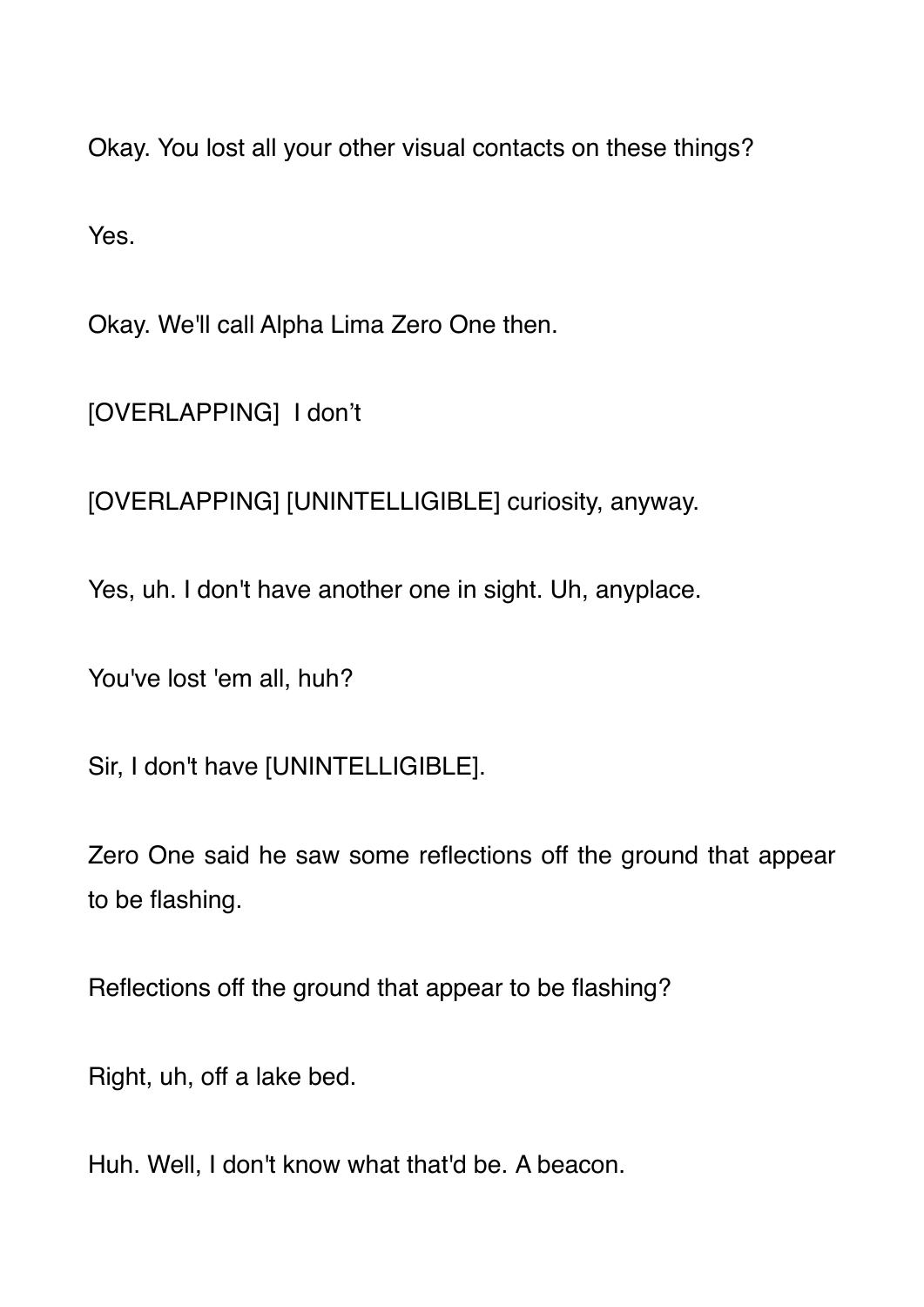Okay. You lost all your other visual contacts on these things?

Yes.

Okay. We'll call Alpha Lima Zero One then.

[OVERLAPPING]  I don't

[OVERLAPPING] [UNINTELLIGIBLE] curiosity, anyway.

Yes, uh. I don't have another one in sight. Uh, anyplace.

You've lost 'em all, huh?

Sir, I don't have [UNINTELLIGIBLE].

Zero One said he saw some reflections off the ground that appear to be flashing.

Reflections off the ground that appear to be flashing?

Right, uh, off a lake bed.

Huh. Well, I don't know what that'd be. A beacon.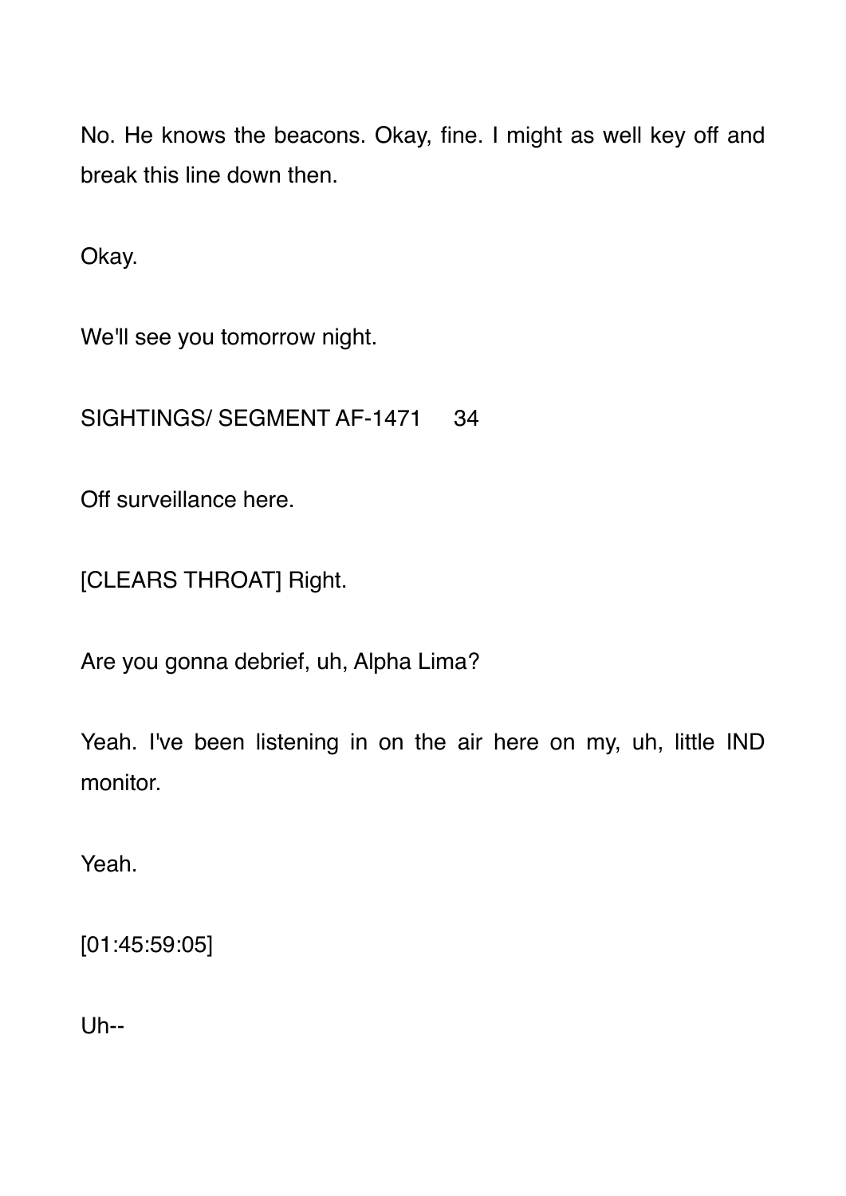No. He knows the beacons. Okay, fine. I might as well key off and break this line down then.

Okay.

We'll see you tomorrow night.

Off surveillance here.

[CLEARS THROAT] Right.

Are you gonna debrief, uh, Alpha Lima?

Yeah. I've been listening in on the air here on my, uh, little IND monitor.

Yeah.

[01:45:59:05]

Uh--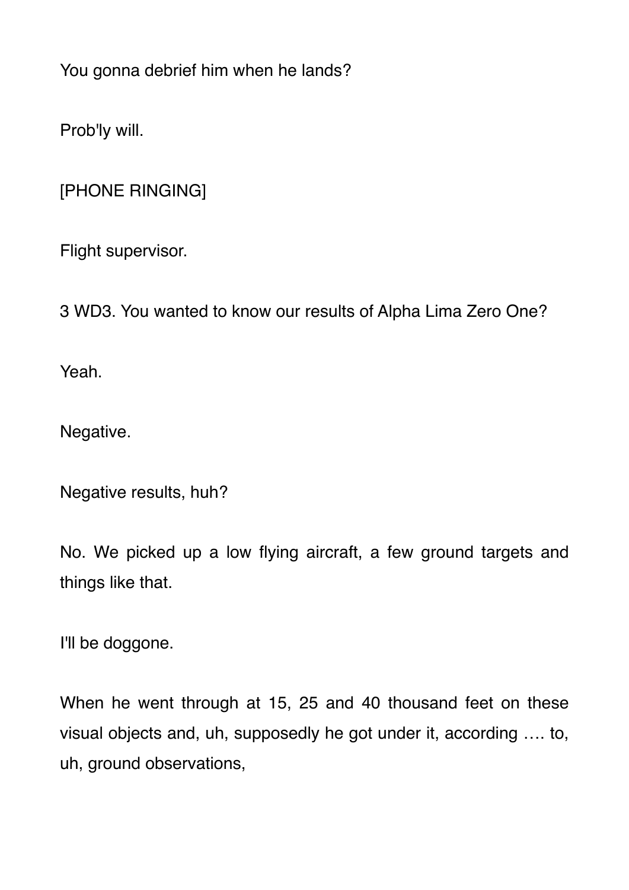You gonna debrief him when he lands?

Prob'ly will.

[PHONE RINGING]

Flight supervisor.

3 WD3. You wanted to know our results of Alpha Lima Zero One?

Yeah.

Negative.

Negative results, huh?

No. We picked up a low flying aircraft, a few ground targets and things like that.

I'll be doggone.

When he went through at 15, 25 and 40 thousand feet on these visual objects and, uh, supposedly he got under it, according …. to, uh, ground observations,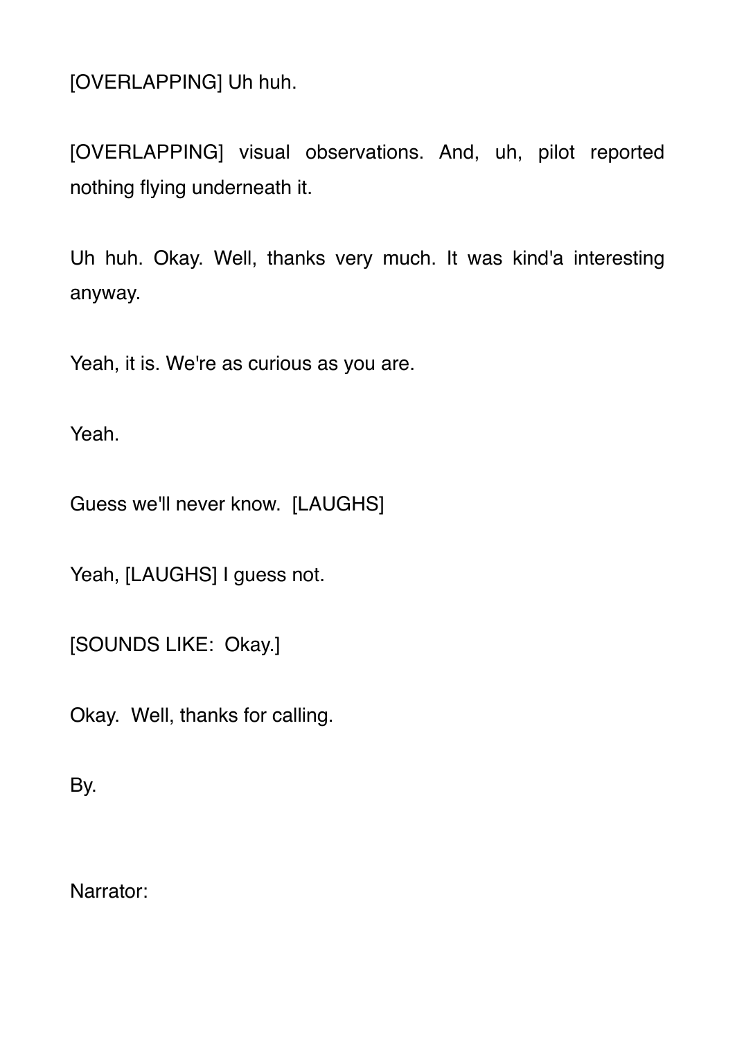[OVERLAPPING] Uh huh.

[OVERLAPPING] visual observations. And, uh, pilot reported nothing flying underneath it.

Uh huh. Okay. Well, thanks very much. It was kind'a interesting anyway.

Yeah, it is. We're as curious as you are.

Yeah.

Guess we'll never know. [LAUGHS]

Yeah, [LAUGHS] I guess not.

[SOUNDS LIKE: Okay.]

Okay. Well, thanks for calling.

By.

Narrator: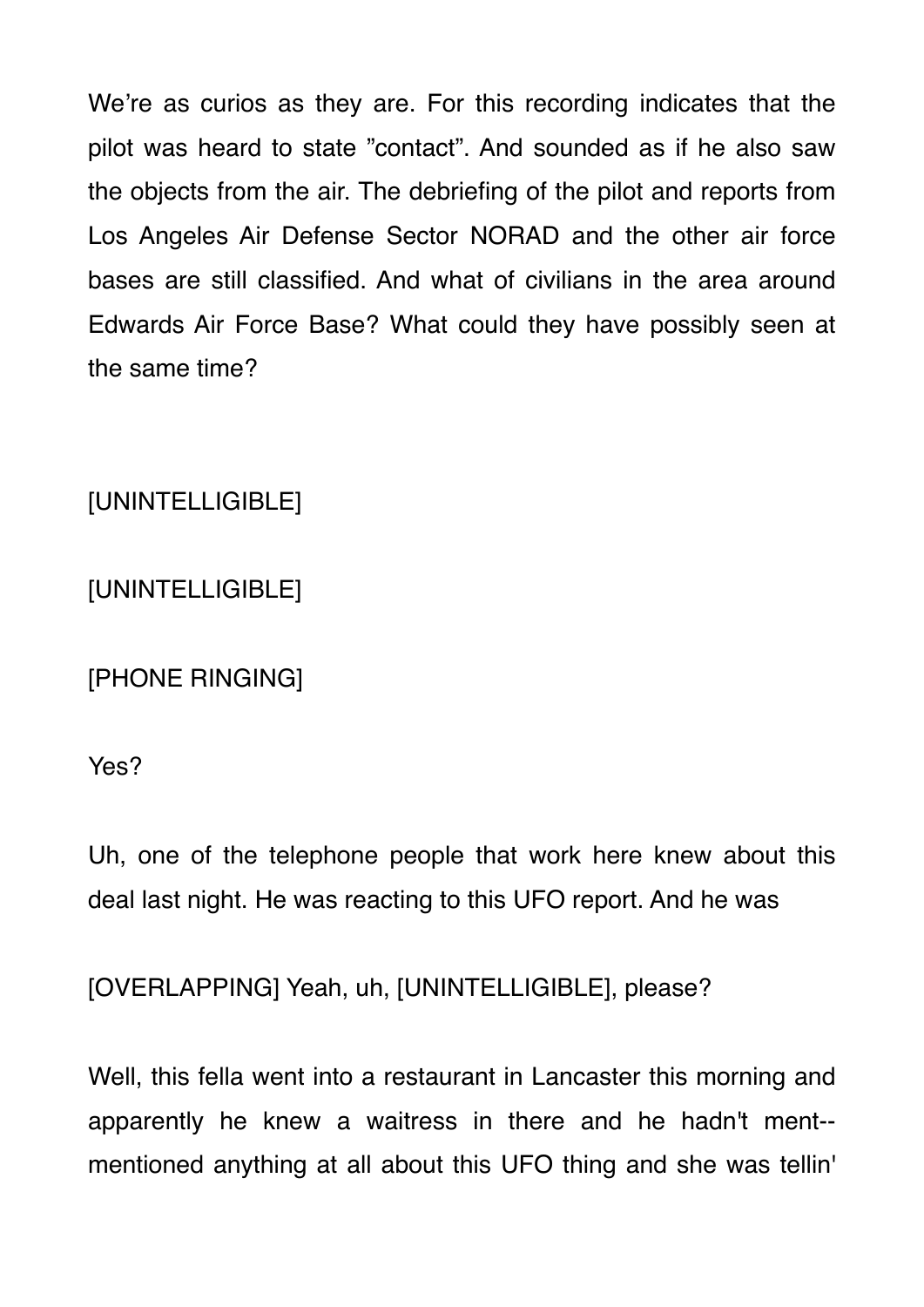We're as curios as they are. For this recording indicates that the pilot was heard to state "contact". And sounded as if he also saw the objects from the air. The debriefing of the pilot and reports from Los Angeles Air Defense Sector NORAD and the other air force bases are still classified. And what of civilians in the area around Edwards Air Force Base? What could they have possibly seen at the same time?

[UNINTELLIGIBLE]

[UNINTELLIGIBLE]

[PHONE RINGING]

Yes?

Uh, one of the telephone people that work here knew about this deal last night. He was reacting to this UFO report. And he was

[OVERLAPPING] Yeah, uh, [UNINTELLIGIBLE], please?

Well, this fella went into a restaurant in Lancaster this morning and apparently he knew a waitress in there and he hadn't ment-- mentioned anything at all about this UFO thing and she was tellin'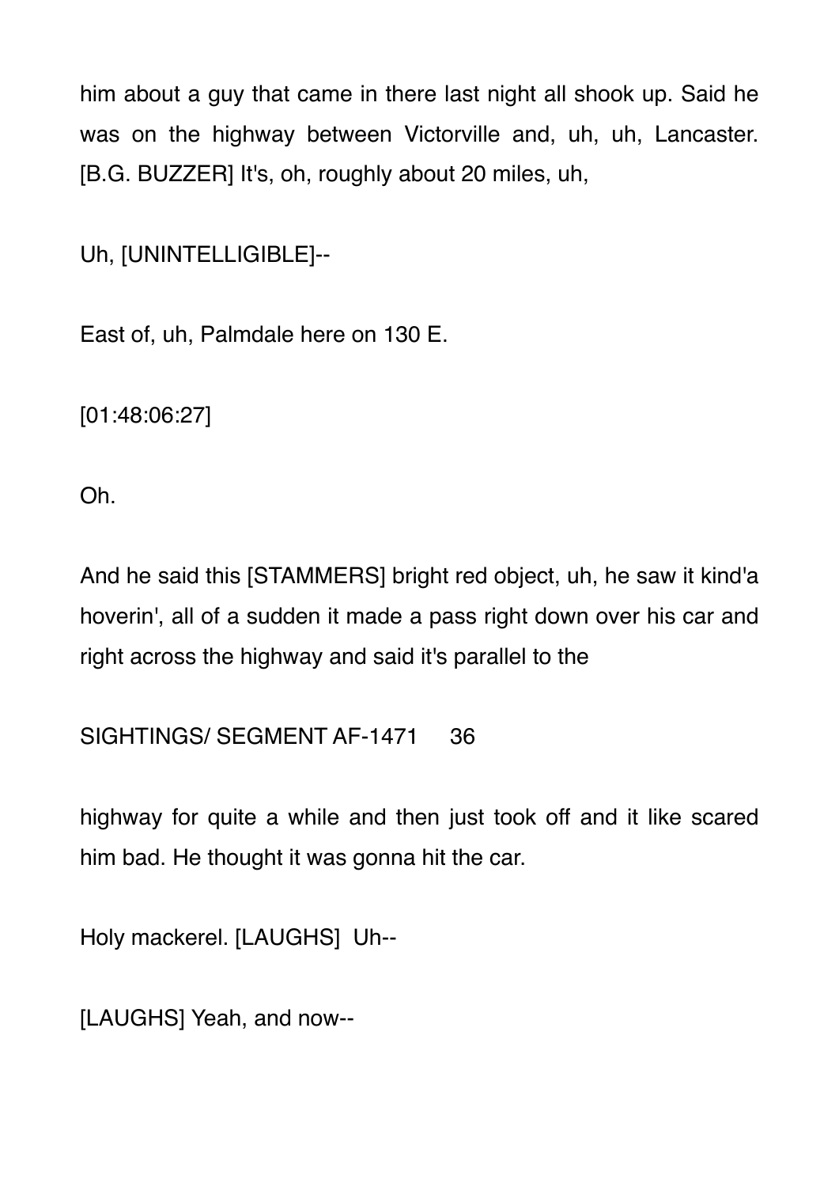him about a guy that came in there last night all shook up. Said he was on the highway between Victorville and, uh, uh, Lancaster. [B.G. BUZZER] It's, oh, roughly about 20 miles, uh,

Uh, [UNINTELLIGIBLE]--

East of, uh, Palmdale here on 130 E.

[01:48:06:27]

Oh.

And he said this [STAMMERS] bright red object, uh, he saw it kind'a hoverin', all of a sudden it made a pass right down over his car and right across the highway and said it's parallel to the highway for quite a while and then just took off and it like scared him bad. He thought it was gonna hit the car.

Holy mackerel. [LAUGHS] Uh--

[LAUGHS] Yeah, and now--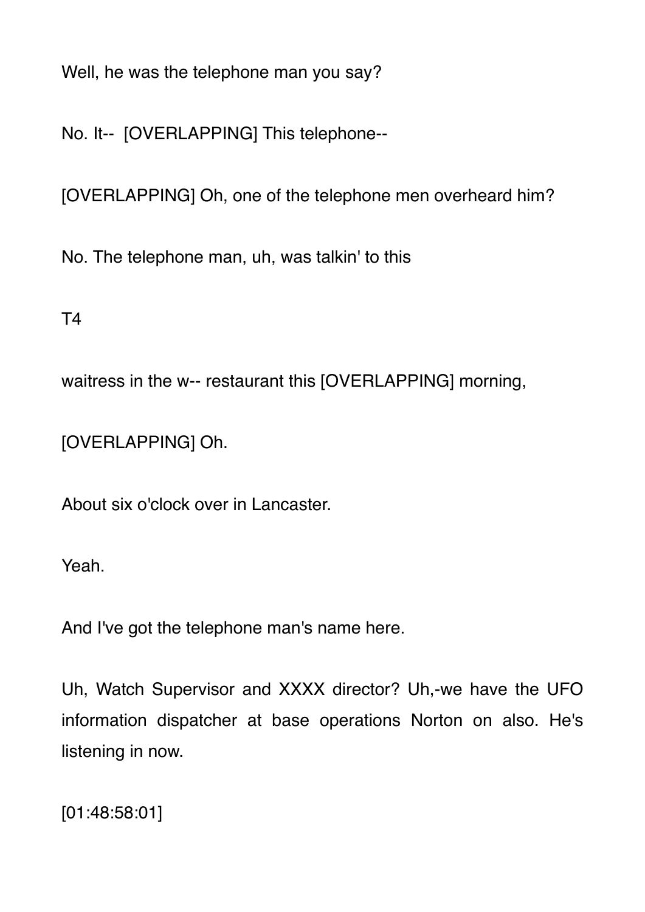Well, he was the telephone man you say?

No. It-- [OVERLAPPING] This telephone--

[OVERLAPPING] Oh, one of the telephone men overheard him?

No. The telephone man, uh, was talkin' to this

T4

waitress in the w-- restaurant this [OVERLAPPING] morning,

[OVERLAPPING] Oh.

About six o'clock over in Lancaster.

Yeah.

And I've got the telephone man's name here.

Uh, Watch Supervisor and XXXX director? Uh,-we have the UFO information dispatcher at base operations Norton on also. He's listening in now.

[01:48:58:01]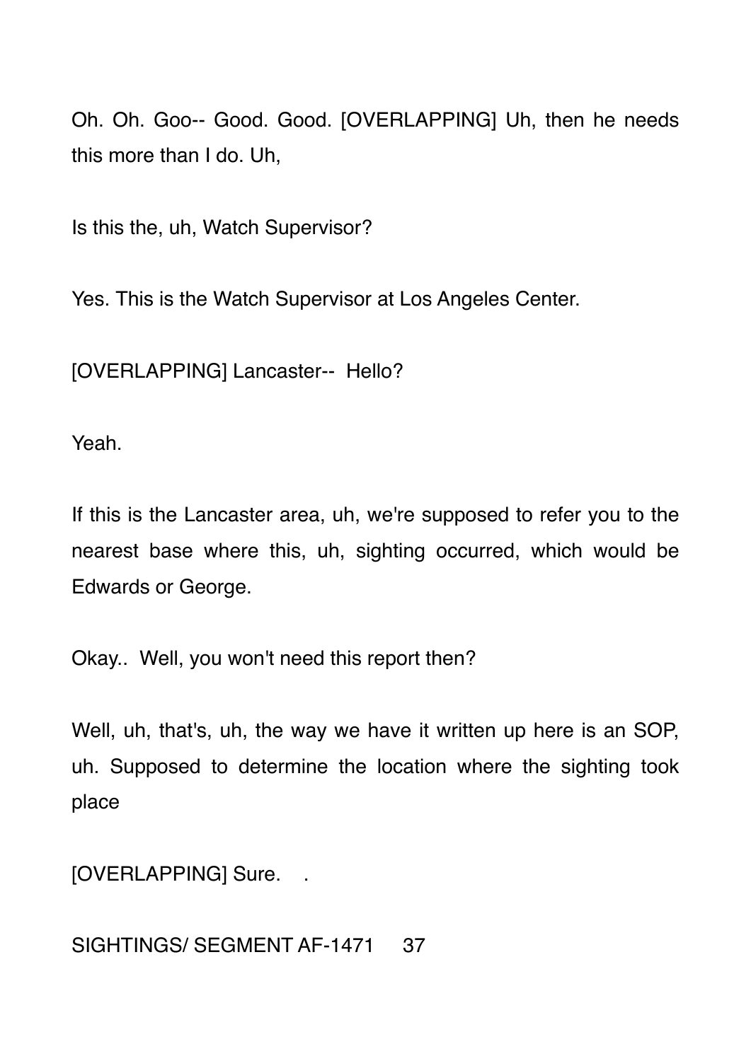Oh. Oh. Goo-- Good. Good. [OVERLAPPING] Uh, then he needs this more than I do. Uh,

Is this the, uh, Watch Supervisor?

Yes. This is the Watch Supervisor at Los Angeles Center.

[OVERLAPPING] Lancaster-- Hello?

Yeah.

If this is the Lancaster area, uh, we're supposed to refer you to the nearest base where this, uh, sighting occurred, which would be Edwards or George.

Okay.. Well, you won't need this report then?

Well, uh, that's, uh, the way we have it written up here is an SOP, uh. Supposed to determine the location where the sighting took place

[OVERLAPPING] Sure. .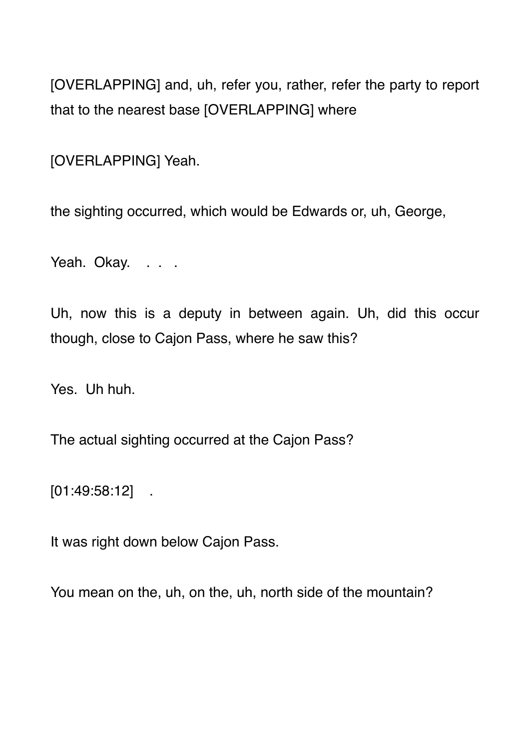[OVERLAPPING] and, uh, refer you, rather, refer the party to report that to the nearest base [OVERLAPPING] where

[OVERLAPPING] Yeah.

the sighting occurred, which would be Edwards or, uh, George,

Yeah. Okay. . . .

Uh, now this is a deputy in between again. Uh, did this occur though, close to Cajon Pass, where he saw this?

Yes. Uh huh.

The actual sighting occurred at the Cajon Pass?

[01:49:58:12] .

It was right down below Cajon Pass.

You mean on the, uh, on the, uh, north side of the mountain?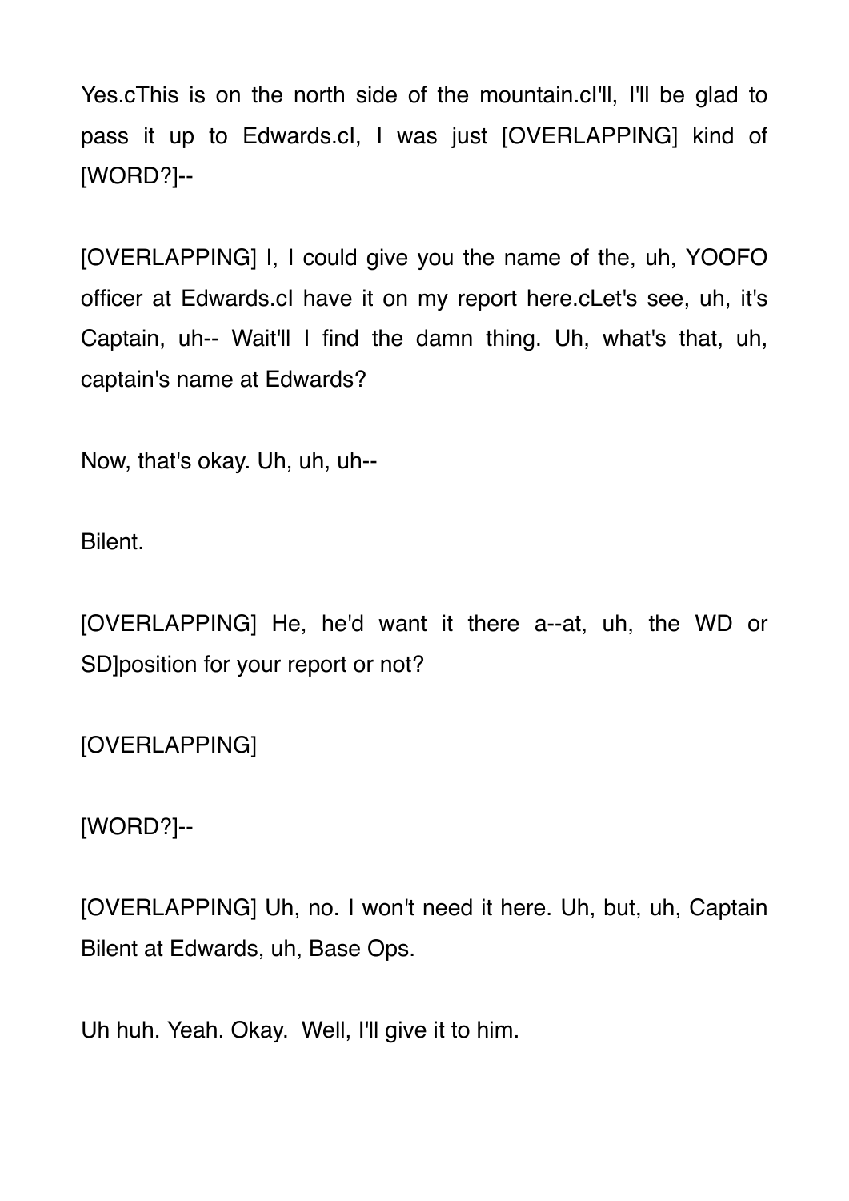Yes.cThis is on the north side of the mountain.cI'll, I'll be glad to pass it up to Edwards.cI, I was just [OVERLAPPING] kind of [WORD?]--

[OVERLAPPING] I, I could give you the name of the, uh, YOOFO officer at Edwards.cI have it on my report here.cLet's see, uh, it's Captain, uh-- Wait'll I find the damn thing. Uh, what's that, uh, captain's name at Edwards?

Now, that's okay. Uh, uh, uh--

Bilent.

[OVERLAPPING] He, he'd want it there a--at, uh, the WD or SD]position for your report or not?

[OVERLAPPING]

[WORD?]--

[OVERLAPPING] Uh, no. I won't need it here. Uh, but, uh, Captain Bilent at Edwards, uh, Base Ops.

Uh huh. Yeah. Okay. Well, I'll give it to him.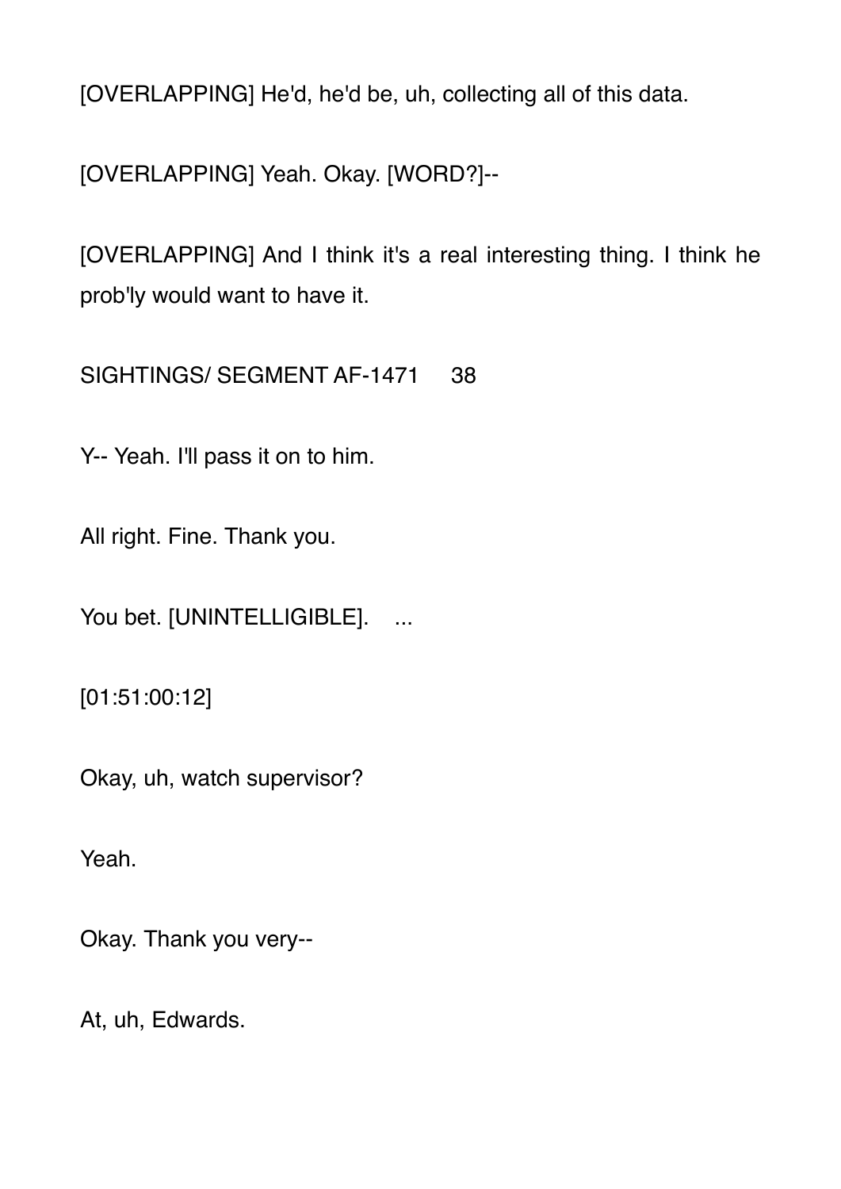[OVERLAPPING] He'd, he'd be, uh, collecting all of this data.

[OVERLAPPING] Yeah. Okay. [WORD?]--

[OVERLAPPING] And I think it's a real interesting thing. I think he prob'ly would want to have it.

Y-- Yeah. I'll pass it on to him.

All right. Fine. Thank you.

You bet. [UNINTELLIGIBLE]. ...

[01:51:00:12]

Okay, uh, watch supervisor?

Yeah.

Okay. Thank you very--

At, uh, Edwards.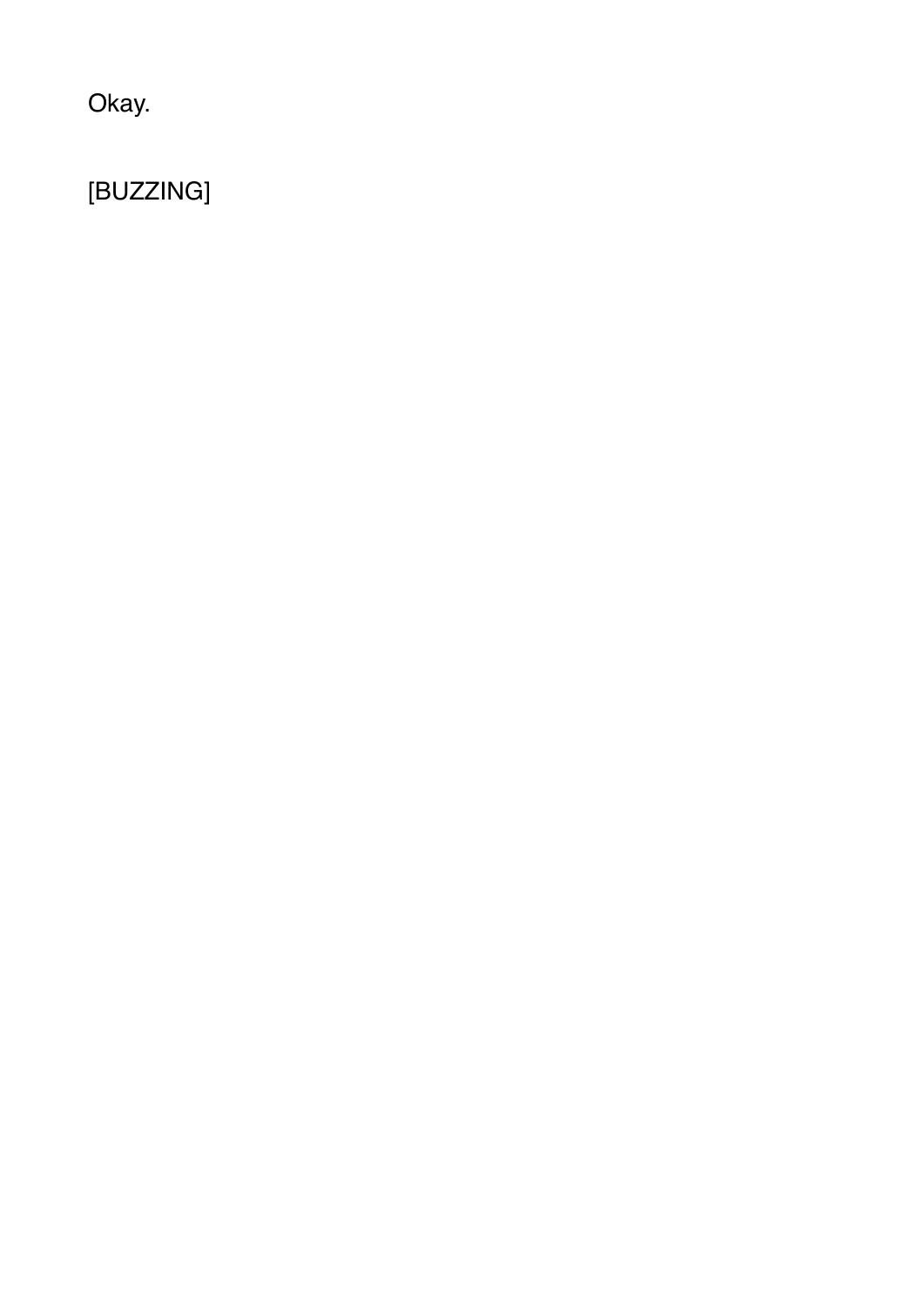Okay.

[BUZZING]